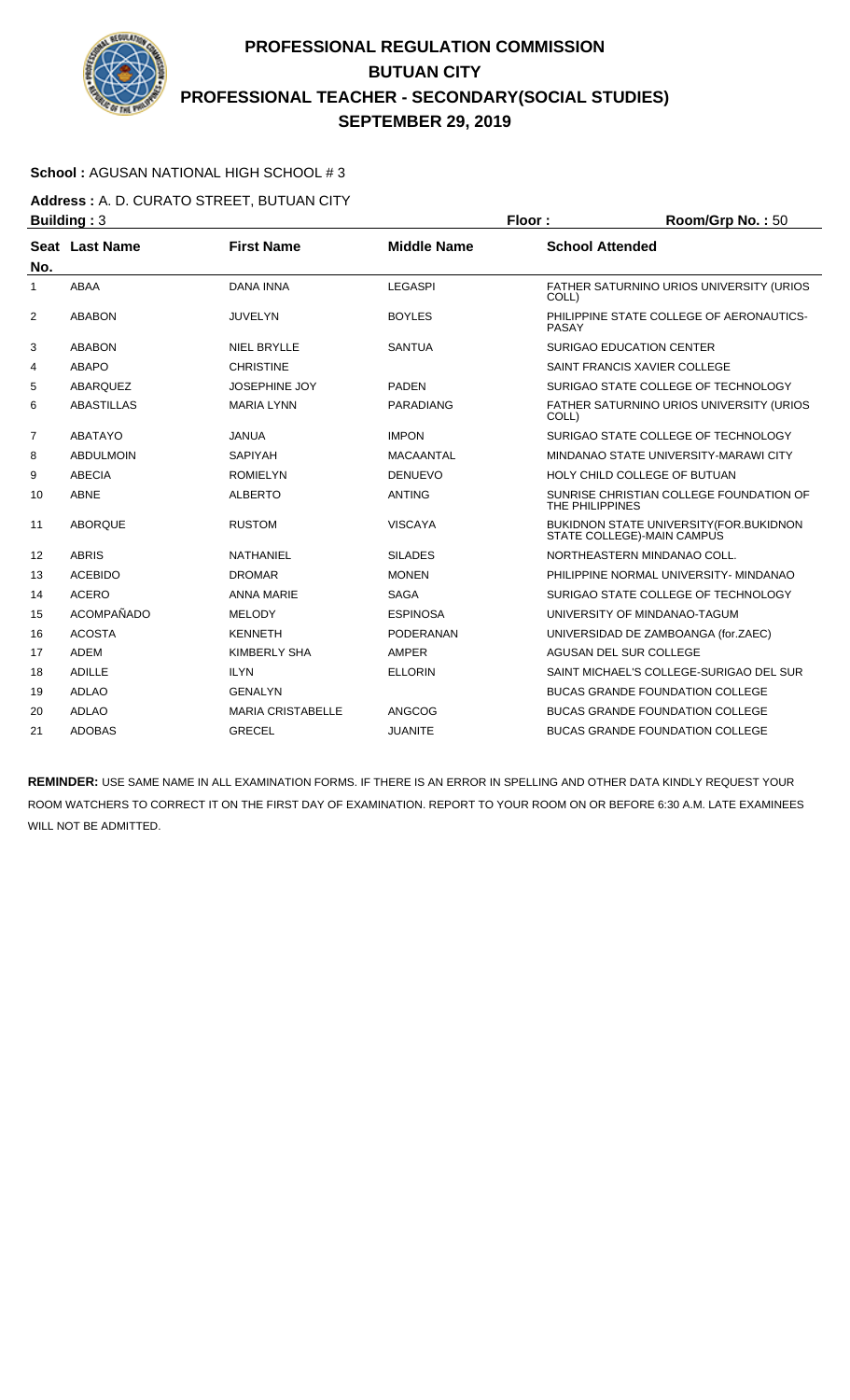# PROFESSIONAL REGULATION COMMISSION
# BUTUAN CITY
# PROFESSIONAL TEACHER - SECONDARY(SOCIAL STUDIES)
# SEPTEMBER 29, 2019

**School :** AGUSAN NATIONAL HIGH SCHOOL # 3

**Address :** A. D. CURATO STREET, BUTUAN CITY

**Building :** 3 **Floor :** **Room/Grp No. :** 50

| Seat No. | Last Name | First Name | Middle Name | School Attended |
|---|---|---|---|---|
| 1 | ABAA | DANA INNA | LEGASPI | FATHER SATURNINO URIOS UNIVERSITY (URIOS COLL) |
| 2 | ABABON | JUVELYN | BOYLES | PHILIPPINE STATE COLLEGE OF AERONAUTICS-PASAY |
| 3 | ABABON | NIEL BRYLLE | SANTUA | SURIGAO EDUCATION CENTER |
| 4 | ABAPO | CHRISTINE | | SAINT FRANCIS XAVIER COLLEGE |
| 5 | ABARQUEZ | JOSEPHINE JOY | PADEN | SURIGAO STATE COLLEGE OF TECHNOLOGY |
| 6 | ABASTILLAS | MARIA LYNN | PARADIANG | FATHER SATURNINO URIOS UNIVERSITY (URIOS COLL) |
| 7 | ABATAYO | JANUA | IMPON | SURIGAO STATE COLLEGE OF TECHNOLOGY |
| 8 | ABDULMOIN | SAPIYAH | MACAANTAL | MINDANAO STATE UNIVERSITY-MARAWI CITY |
| 9 | ABECIA | ROMIELYN | DENUEVO | HOLY CHILD COLLEGE OF BUTUAN |
| 10 | ABNE | ALBERTO | ANTING | SUNRISE CHRISTIAN COLLEGE FOUNDATION OF THE PHILIPPINES |
| 11 | ABORQUE | RUSTOM | VISCAYA | BUKIDNON STATE UNIVERSITY(FOR.BUKIDNON STATE COLLEGE)-MAIN CAMPUS |
| 12 | ABRIS | NATHANIEL | SILADES | NORTHEASTERN MINDANAO COLL. |
| 13 | ACEBIDO | DROMAR | MONEN | PHILIPPINE NORMAL UNIVERSITY- MINDANAO |
| 14 | ACERO | ANNA MARIE | SAGA | SURIGAO STATE COLLEGE OF TECHNOLOGY |
| 15 | ACOMPAÑADO | MELODY | ESPINOSA | UNIVERSITY OF MINDANAO-TAGUM |
| 16 | ACOSTA | KENNETH | PODERANAN | UNIVERSIDAD DE ZAMBOANGA (for.ZAEC) |
| 17 | ADEM | KIMBERLY SHA | AMPER | AGUSAN DEL SUR COLLEGE |
| 18 | ADILLE | ILYN | ELLORIN | SAINT MICHAEL'S COLLEGE-SURIGAO DEL SUR |
| 19 | ADLAO | GENALYN | | BUCAS GRANDE FOUNDATION COLLEGE |
| 20 | ADLAO | MARIA CRISTABELLE | ANGCOG | BUCAS GRANDE FOUNDATION COLLEGE |
| 21 | ADOBAS | GRECEL | JUANITE | BUCAS GRANDE FOUNDATION COLLEGE |

**REMINDER:** USE SAME NAME IN ALL EXAMINATION FORMS. IF THERE IS AN ERROR IN SPELLING AND OTHER DATA KINDLY REQUEST YOUR ROOM WATCHERS TO CORRECT IT ON THE FIRST DAY OF EXAMINATION. REPORT TO YOUR ROOM ON OR BEFORE 6:30 A.M. LATE EXAMINEES WILL NOT BE ADMITTED.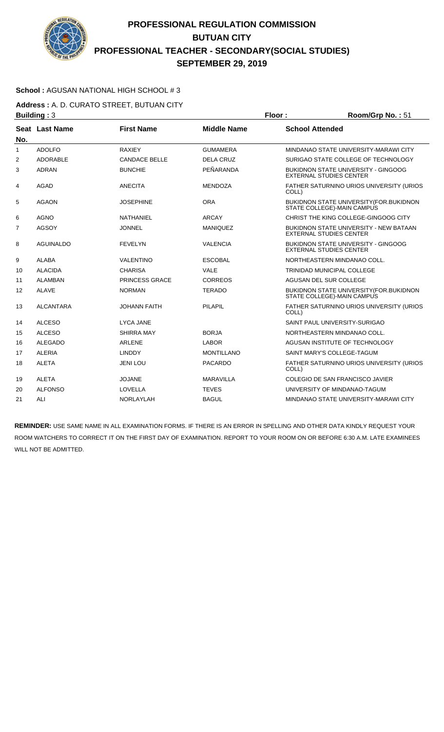# PROFESSIONAL REGULATION COMMISSION
# BUTUAN CITY
# PROFESSIONAL TEACHER - SECONDARY(SOCIAL STUDIES)
# SEPTEMBER 29, 2019

**School :** AGUSAN NATIONAL HIGH SCHOOL # 3

**Address :** A. D. CURATO STREET, BUTUAN CITY

**Building :** 3 **Floor :** **Room/Grp No. :** 51

| Seat No. | Last Name | First Name | Middle Name | School Attended |
|---|---|---|---|---|
| 1 | ADOLFO | RAXIEY | GUMAMERA | MINDANAO STATE UNIVERSITY-MARAWI CITY |
| 2 | ADORABLE | CANDACE BELLE | DELA CRUZ | SURIGAO STATE COLLEGE OF TECHNOLOGY |
| 3 | ADRAN | BUNCHIE | PEÑARANDA | BUKIDNON STATE UNIVERSITY - GINGOOG EXTERNAL STUDIES CENTER |
| 4 | AGAD | ANECITA | MENDOZA | FATHER SATURNINO URIOS UNIVERSITY (URIOS COLL) |
| 5 | AGAON | JOSEPHINE | ORA | BUKIDNON STATE UNIVERSITY(FOR.BUKIDNON STATE COLLEGE)-MAIN CAMPUS |
| 6 | AGNO | NATHANIEL | ARCAY | CHRIST THE KING COLLEGE-GINGOOG CITY |
| 7 | AGSOY | JONNEL | MANIQUEZ | BUKIDNON STATE UNIVERSITY - NEW BATAAN EXTERNAL STUDIES CENTER |
| 8 | AGUINALDO | FEVELYN | VALENCIA | BUKIDNON STATE UNIVERSITY - GINGOOG EXTERNAL STUDIES CENTER |
| 9 | ALABA | VALENTINO | ESCOBAL | NORTHEASTERN MINDANAO COLL. |
| 10 | ALACIDA | CHARISA | VALE | TRINIDAD MUNICIPAL COLLEGE |
| 11 | ALAMBAN | PRINCESS GRACE | CORREOS | AGUSAN DEL SUR COLLEGE |
| 12 | ALAVE | NORMAN | TERADO | BUKIDNON STATE UNIVERSITY(FOR.BUKIDNON STATE COLLEGE)-MAIN CAMPUS |
| 13 | ALCANTARA | JOHANN FAITH | PILAPIL | FATHER SATURNINO URIOS UNIVERSITY (URIOS COLL) |
| 14 | ALCESO | LYCA JANE | | SAINT PAUL UNIVERSITY-SURIGAO |
| 15 | ALCESO | SHIRRA MAY | BORJA | NORTHEASTERN MINDANAO COLL. |
| 16 | ALEGADO | ARLENE | LABOR | AGUSAN INSTITUTE OF TECHNOLOGY |
| 17 | ALERIA | LINDDY | MONTILLANO | SAINT MARY'S COLLEGE-TAGUM |
| 18 | ALETA | JENI LOU | PACARDO | FATHER SATURNINO URIOS UNIVERSITY (URIOS COLL) |
| 19 | ALETA | JOJANE | MARAVILLA | COLEGIO DE SAN FRANCISCO JAVIER |
| 20 | ALFONSO | LOVELLA | TEVES | UNIVERSITY OF MINDANAO-TAGUM |
| 21 | ALI | NORLAYLAH | BAGUL | MINDANAO STATE UNIVERSITY-MARAWI CITY |

**REMINDER:** USE SAME NAME IN ALL EXAMINATION FORMS. IF THERE IS AN ERROR IN SPELLING AND OTHER DATA KINDLY REQUEST YOUR ROOM WATCHERS TO CORRECT IT ON THE FIRST DAY OF EXAMINATION. REPORT TO YOUR ROOM ON OR BEFORE 6:30 A.M. LATE EXAMINEES WILL NOT BE ADMITTED.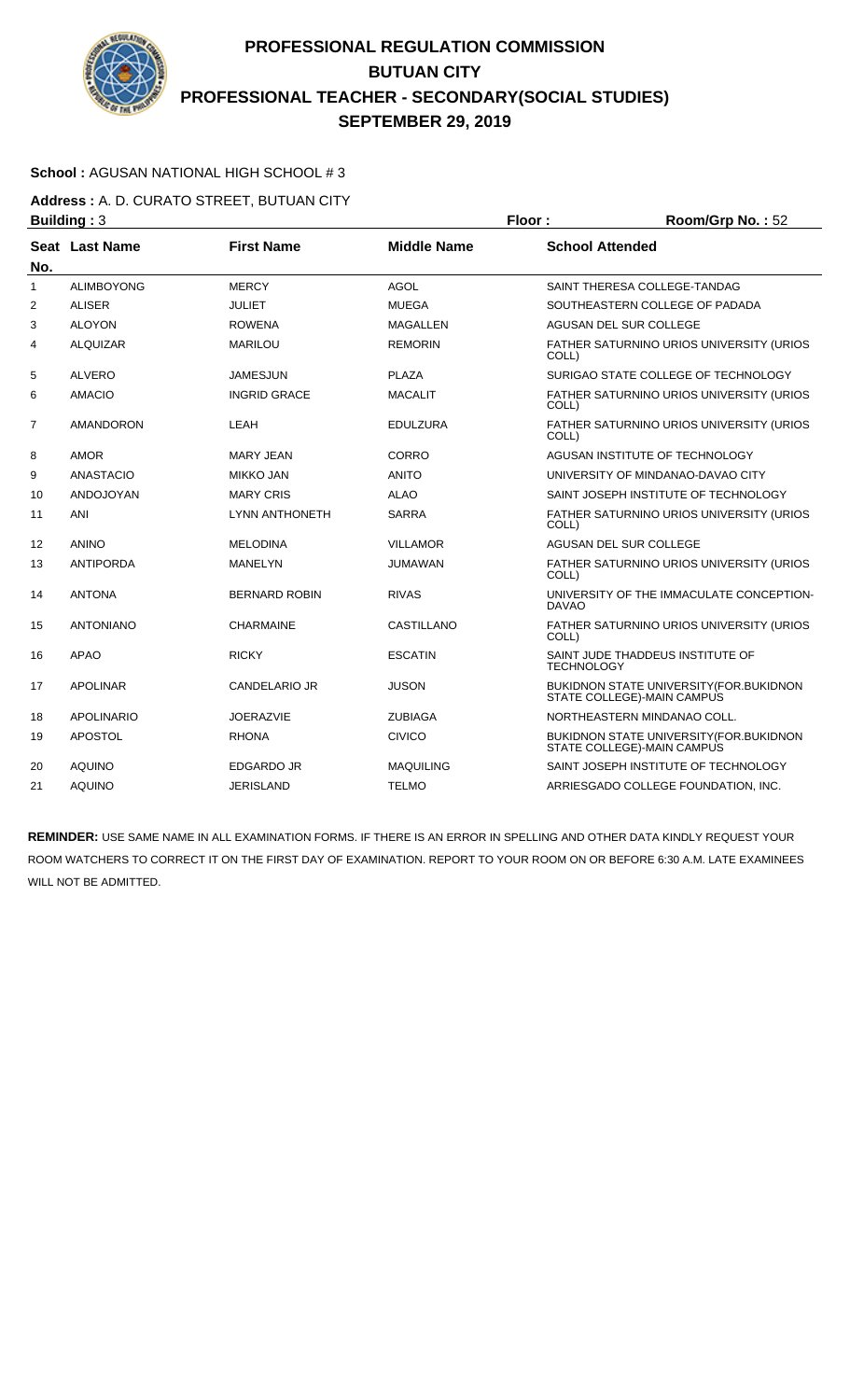# PROFESSIONAL REGULATION COMMISSION
# BUTUAN CITY
# PROFESSIONAL TEACHER - SECONDARY(SOCIAL STUDIES)
# SEPTEMBER 29, 2019

**School :** AGUSAN NATIONAL HIGH SCHOOL # 3

**Address :** A. D. CURATO STREET, BUTUAN CITY

**Building :** 3 **Floor :** **Room/Grp No. :** 52

| Seat No. | Last Name | First Name | Middle Name | School Attended |
|---|---|---|---|---|
| 1 | ALIMBOYONG | MERCY | AGOL | SAINT THERESA COLLEGE-TANDAG |
| 2 | ALISER | JULIET | MUEGA | SOUTHEASTERN COLLEGE OF PADADA |
| 3 | ALOYON | ROWENA | MAGALLEN | AGUSAN DEL SUR COLLEGE |
| 4 | ALQUIZAR | MARILOU | REMORIN | FATHER SATURNINO URIOS UNIVERSITY (URIOS COLL) |
| 5 | ALVERO | JAMESJUN | PLAZA | SURIGAO STATE COLLEGE OF TECHNOLOGY |
| 6 | AMACIO | INGRID GRACE | MACALIT | FATHER SATURNINO URIOS UNIVERSITY (URIOS COLL) |
| 7 | AMANDORON | LEAH | EDULZURA | FATHER SATURNINO URIOS UNIVERSITY (URIOS COLL) |
| 8 | AMOR | MARY JEAN | CORRO | AGUSAN INSTITUTE OF TECHNOLOGY |
| 9 | ANASTACIO | MIKKO JAN | ANITO | UNIVERSITY OF MINDANAO-DAVAO CITY |
| 10 | ANDOJOYAN | MARY CRIS | ALAO | SAINT JOSEPH INSTITUTE OF TECHNOLOGY |
| 11 | ANI | LYNN ANTHONETH | SARRA | FATHER SATURNINO URIOS UNIVERSITY (URIOS COLL) |
| 12 | ANINO | MELODINA | VILLAMOR | AGUSAN DEL SUR COLLEGE |
| 13 | ANTIPORDA | MANELYN | JUMAWAN | FATHER SATURNINO URIOS UNIVERSITY (URIOS COLL) |
| 14 | ANTONA | BERNARD ROBIN | RIVAS | UNIVERSITY OF THE IMMACULATE CONCEPTION-DAVAO |
| 15 | ANTONIANO | CHARMAINE | CASTILLANO | FATHER SATURNINO URIOS UNIVERSITY (URIOS COLL) |
| 16 | APAO | RICKY | ESCATIN | SAINT JUDE THADDEUS INSTITUTE OF TECHNOLOGY |
| 17 | APOLINAR | CANDELARIO JR | JUSON | BUKIDNON STATE UNIVERSITY(FOR.BUKIDNON STATE COLLEGE)-MAIN CAMPUS |
| 18 | APOLINARIO | JOERAZVIE | ZUBIAGA | NORTHEASTERN MINDANAO COLL. |
| 19 | APOSTOL | RHONA | CIVICO | BUKIDNON STATE UNIVERSITY(FOR.BUKIDNON STATE COLLEGE)-MAIN CAMPUS |
| 20 | AQUINO | EDGARDO JR | MAQUILING | SAINT JOSEPH INSTITUTE OF TECHNOLOGY |
| 21 | AQUINO | JERISLAND | TELMO | ARRIESGADO COLLEGE FOUNDATION, INC. |

**REMINDER:** USE SAME NAME IN ALL EXAMINATION FORMS. IF THERE IS AN ERROR IN SPELLING AND OTHER DATA KINDLY REQUEST YOUR ROOM WATCHERS TO CORRECT IT ON THE FIRST DAY OF EXAMINATION. REPORT TO YOUR ROOM ON OR BEFORE 6:30 A.M. LATE EXAMINEES WILL NOT BE ADMITTED.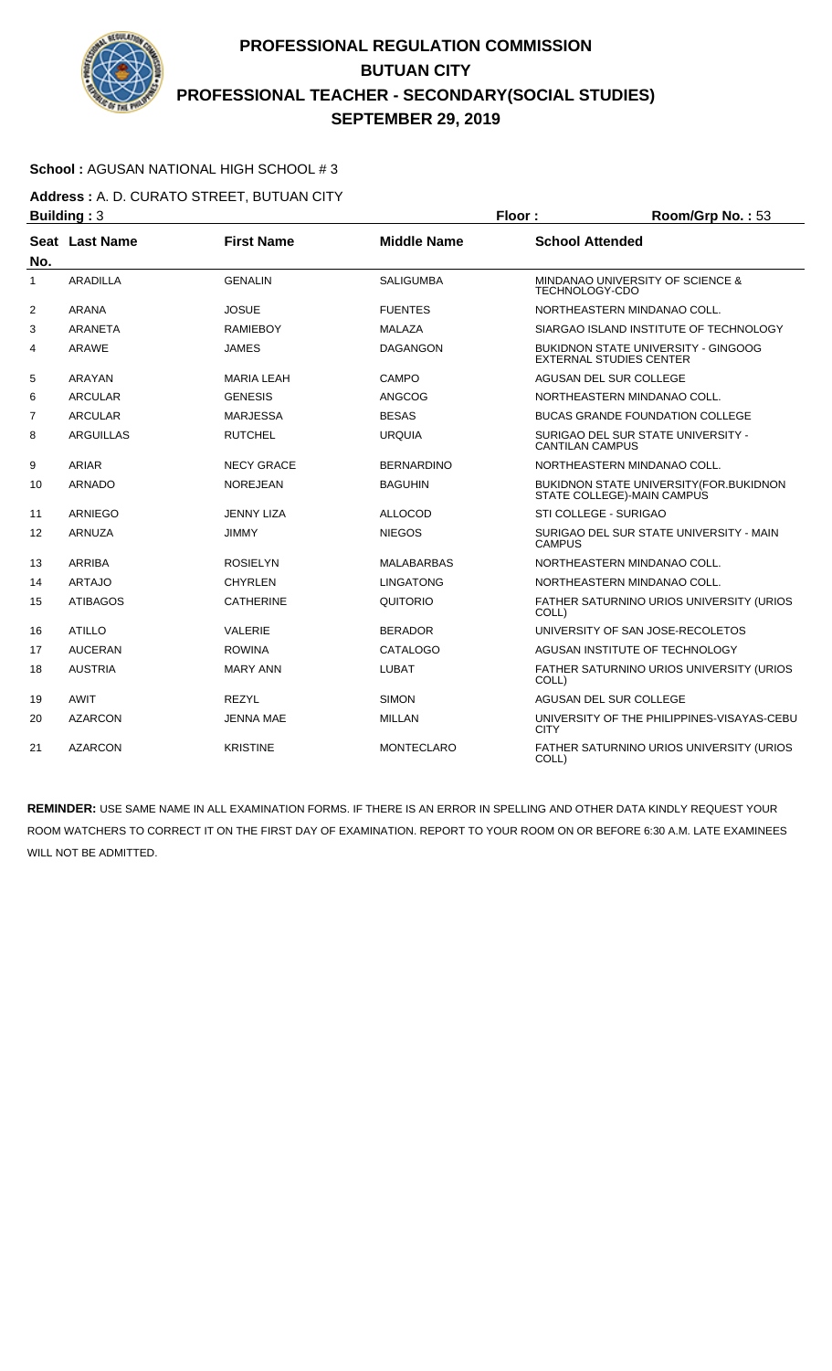# PROFESSIONAL REGULATION COMMISSION
# BUTUAN CITY
# PROFESSIONAL TEACHER - SECONDARY(SOCIAL STUDIES)
# SEPTEMBER 29, 2019

**School :** AGUSAN NATIONAL HIGH SCHOOL # 3

**Address :** A. D. CURATO STREET, BUTUAN CITY

**Building :** 3 **Floor :** **Room/Grp No. :** 53

| Seat No. | Last Name | First Name | Middle Name | School Attended |
|---|---|---|---|---|
| 1 | ARADILLA | GENALIN | SALIGUMBA | MINDANAO UNIVERSITY OF SCIENCE & TECHNOLOGY-CDO |
| 2 | ARANA | JOSUE | FUENTES | NORTHEASTERN MINDANAO COLL. |
| 3 | ARANETA | RAMIEBOY | MALAZA | SIARGAO ISLAND INSTITUTE OF TECHNOLOGY |
| 4 | ARAWE | JAMES | DAGANGON | BUKIDNON STATE UNIVERSITY - GINGOOG EXTERNAL STUDIES CENTER |
| 5 | ARAYAN | MARIA LEAH | CAMPO | AGUSAN DEL SUR COLLEGE |
| 6 | ARCULAR | GENESIS | ANGCOG | NORTHEASTERN MINDANAO COLL. |
| 7 | ARCULAR | MARJESSA | BESAS | BUCAS GRANDE FOUNDATION COLLEGE |
| 8 | ARGUILLAS | RUTCHEL | URQUIA | SURIGAO DEL SUR STATE UNIVERSITY - CANTILAN CAMPUS |
| 9 | ARIAR | NECY GRACE | BERNARDINO | NORTHEASTERN MINDANAO COLL. |
| 10 | ARNADO | NOREJEAN | BAGUHIN | BUKIDNON STATE UNIVERSITY(FOR.BUKIDNON STATE COLLEGE)-MAIN CAMPUS |
| 11 | ARNIEGO | JENNY LIZA | ALLOCOD | STI COLLEGE - SURIGAO |
| 12 | ARNUZA | JIMMY | NIEGOS | SURIGAO DEL SUR STATE UNIVERSITY - MAIN CAMPUS |
| 13 | ARRIBA | ROSIELYN | MALABARBAS | NORTHEASTERN MINDANAO COLL. |
| 14 | ARTAJO | CHYRLEN | LINGATONG | NORTHEASTERN MINDANAO COLL. |
| 15 | ATIBAGOS | CATHERINE | QUITORIO | FATHER SATURNINO URIOS UNIVERSITY (URIOS COLL) |
| 16 | ATILLO | VALERIE | BERADOR | UNIVERSITY OF SAN JOSE-RECOLETOS |
| 17 | AUCERAN | ROWINA | CATALOGO | AGUSAN INSTITUTE OF TECHNOLOGY |
| 18 | AUSTRIA | MARY ANN | LUBAT | FATHER SATURNINO URIOS UNIVERSITY (URIOS COLL) |
| 19 | AWIT | REZYL | SIMON | AGUSAN DEL SUR COLLEGE |
| 20 | AZARCON | JENNA MAE | MILLAN | UNIVERSITY OF THE PHILIPPINES-VISAYAS-CEBU CITY |
| 21 | AZARCON | KRISTINE | MONTECLARO | FATHER SATURNINO URIOS UNIVERSITY (URIOS COLL) |

**REMINDER:** USE SAME NAME IN ALL EXAMINATION FORMS. IF THERE IS AN ERROR IN SPELLING AND OTHER DATA KINDLY REQUEST YOUR ROOM WATCHERS TO CORRECT IT ON THE FIRST DAY OF EXAMINATION. REPORT TO YOUR ROOM ON OR BEFORE 6:30 A.M. LATE EXAMINEES WILL NOT BE ADMITTED.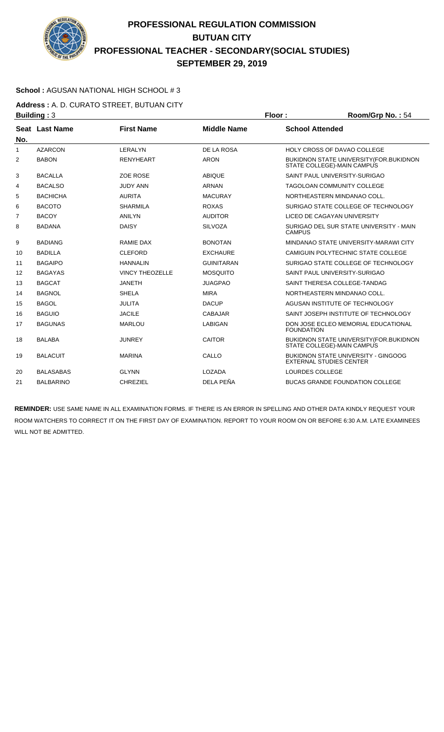# PROFESSIONAL REGULATION COMMISSION
## BUTUAN CITY
## PROFESSIONAL TEACHER - SECONDARY(SOCIAL STUDIES)
## SEPTEMBER 29, 2019

**School :** AGUSAN NATIONAL HIGH SCHOOL # 3

**Address :** A. D. CURATO STREET, BUTUAN CITY

**Building :** 3 **Floor :** **Room/Grp No. :** 54

| Seat No. | Last Name | First Name | Middle Name | School Attended |
|---|---|---|---|---|
| 1 | AZARCON | LERALYN | DE LA ROSA | HOLY CROSS OF DAVAO COLLEGE |
| 2 | BABON | RENYHEART | ARON | BUKIDNON STATE UNIVERSITY(FOR.BUKIDNON STATE COLLEGE)-MAIN CAMPUS |
| 3 | BACALLA | ZOE ROSE | ABIQUE | SAINT PAUL UNIVERSITY-SURIGAO |
| 4 | BACALSO | JUDY ANN | ARNAN | TAGOLOAN COMMUNITY COLLEGE |
| 5 | BACHICHA | AURITA | MACURAY | NORTHEASTERN MINDANAO COLL. |
| 6 | BACOTO | SHARMILA | ROXAS | SURIGAO STATE COLLEGE OF TECHNOLOGY |
| 7 | BACOY | ANILYN | AUDITOR | LICEO DE CAGAYAN UNIVERSITY |
| 8 | BADANA | DAISY | SILVOZA | SURIGAO DEL SUR STATE UNIVERSITY - MAIN CAMPUS |
| 9 | BADIANG | RAMIE DAX | BONOTAN | MINDANAO STATE UNIVERSITY-MARAWI CITY |
| 10 | BADILLA | CLEFORD | EXCHAURE | CAMIGUIN POLYTECHNIC STATE COLLEGE |
| 11 | BAGAIPO | HANNALIN | GUINITARAN | SURIGAO STATE COLLEGE OF TECHNOLOGY |
| 12 | BAGAYAS | VINCY THEOZELLE | MOSQUITO | SAINT PAUL UNIVERSITY-SURIGAO |
| 13 | BAGCAT | JANETH | JUAGPAO | SAINT THERESA COLLEGE-TANDAG |
| 14 | BAGNOL | SHELA | MIRA | NORTHEASTERN MINDANAO COLL. |
| 15 | BAGOL | JULITA | DACUP | AGUSAN INSTITUTE OF TECHNOLOGY |
| 16 | BAGUIO | JACILE | CABAJAR | SAINT JOSEPH INSTITUTE OF TECHNOLOGY |
| 17 | BAGUNAS | MARLOU | LABIGAN | DON JOSE ECLEO MEMORIAL EDUCATIONAL FOUNDATION |
| 18 | BALABA | JUNREY | CAITOR | BUKIDNON STATE UNIVERSITY(FOR.BUKIDNON STATE COLLEGE)-MAIN CAMPUS |
| 19 | BALACUIT | MARINA | CALLO | BUKIDNON STATE UNIVERSITY - GINGOOG EXTERNAL STUDIES CENTER |
| 20 | BALASABAS | GLYNN | LOZADA | LOURDES COLLEGE |
| 21 | BALBARINO | CHREZIEL | DELA PEÑA | BUCAS GRANDE FOUNDATION COLLEGE |

**REMINDER:** USE SAME NAME IN ALL EXAMINATION FORMS. IF THERE IS AN ERROR IN SPELLING AND OTHER DATA KINDLY REQUEST YOUR ROOM WATCHERS TO CORRECT IT ON THE FIRST DAY OF EXAMINATION. REPORT TO YOUR ROOM ON OR BEFORE 6:30 A.M. LATE EXAMINEES WILL NOT BE ADMITTED.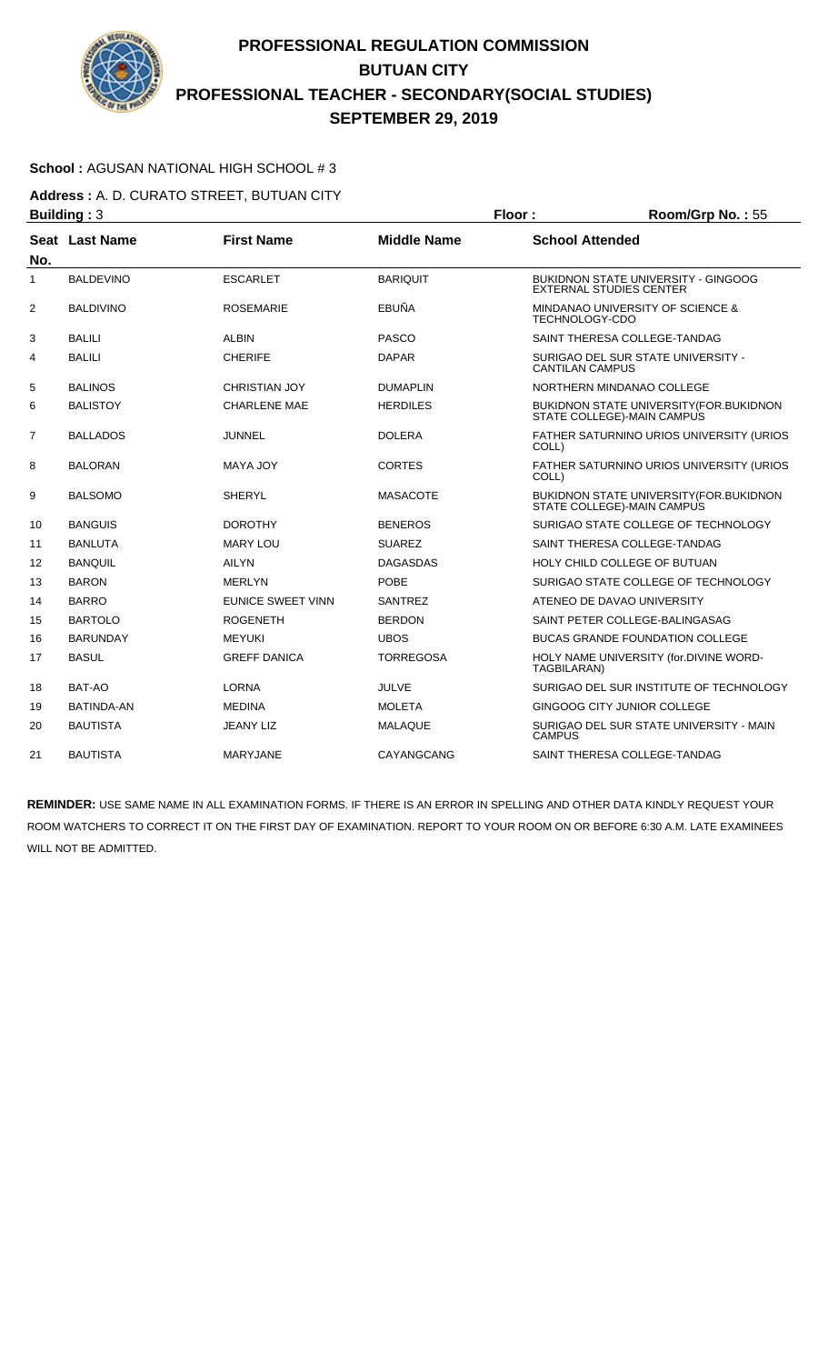# PROFESSIONAL REGULATION COMMISSION
# BUTUAN CITY
# PROFESSIONAL TEACHER - SECONDARY(SOCIAL STUDIES)
# SEPTEMBER 29, 2019

**School :** AGUSAN NATIONAL HIGH SCHOOL # 3

**Address :** A. D. CURATO STREET, BUTUAN CITY

**Building :** 3 **Floor :** **Room/Grp No. :** 55

| Seat No. | Last Name | First Name | Middle Name | School Attended |
|---|---|---|---|---|
| 1 | BALDEVINO | ESCARLET | BARIQUIT | BUKIDNON STATE UNIVERSITY - GINGOOG EXTERNAL STUDIES CENTER |
| 2 | BALDIVINO | ROSEMARIE | EBUÑA | MINDANAO UNIVERSITY OF SCIENCE & TECHNOLOGY-CDO |
| 3 | BALILI | ALBIN | PASCO | SAINT THERESA COLLEGE-TANDAG |
| 4 | BALILI | CHERIFE | DAPAR | SURIGAO DEL SUR STATE UNIVERSITY - CANTILAN CAMPUS |
| 5 | BALINOS | CHRISTIAN JOY | DUMAPLIN | NORTHERN MINDANAO COLLEGE |
| 6 | BALISTOY | CHARLENE MAE | HERDILES | BUKIDNON STATE UNIVERSITY(FOR.BUKIDNON STATE COLLEGE)-MAIN CAMPUS |
| 7 | BALLADOS | JUNNEL | DOLERA | FATHER SATURNINO URIOS UNIVERSITY (URIOS COLL) |
| 8 | BALORAN | MAYA JOY | CORTES | FATHER SATURNINO URIOS UNIVERSITY (URIOS COLL) |
| 9 | BALSOMO | SHERYL | MASACOTE | BUKIDNON STATE UNIVERSITY(FOR.BUKIDNON STATE COLLEGE)-MAIN CAMPUS |
| 10 | BANGUIS | DOROTHY | BENEROS | SURIGAO STATE COLLEGE OF TECHNOLOGY |
| 11 | BANLUTA | MARY LOU | SUAREZ | SAINT THERESA COLLEGE-TANDAG |
| 12 | BANQUIL | AILYN | DAGASDAS | HOLY CHILD COLLEGE OF BUTUAN |
| 13 | BARON | MERLYN | POBE | SURIGAO STATE COLLEGE OF TECHNOLOGY |
| 14 | BARRO | EUNICE SWEET VINN | SANTREZ | ATENEO DE DAVAO UNIVERSITY |
| 15 | BARTOLO | ROGENETH | BERDON | SAINT PETER COLLEGE-BALINGASAG |
| 16 | BARUNDAY | MEYUKI | UBOS | BUCAS GRANDE FOUNDATION COLLEGE |
| 17 | BASUL | GREFF DANICA | TORREGOSA | HOLY NAME UNIVERSITY (for.DIVINE WORD-TAGBILARAN) |
| 18 | BAT-AO | LORNA | JULVE | SURIGAO DEL SUR INSTITUTE OF TECHNOLOGY |
| 19 | BATINDA-AN | MEDINA | MOLETA | GINGOOG CITY JUNIOR COLLEGE |
| 20 | BAUTISTA | JEANY LIZ | MALAQUE | SURIGAO DEL SUR STATE UNIVERSITY - MAIN CAMPUS |
| 21 | BAUTISTA | MARYJANE | CAYANGCANG | SAINT THERESA COLLEGE-TANDAG |

**REMINDER:** USE SAME NAME IN ALL EXAMINATION FORMS. IF THERE IS AN ERROR IN SPELLING AND OTHER DATA KINDLY REQUEST YOUR ROOM WATCHERS TO CORRECT IT ON THE FIRST DAY OF EXAMINATION. REPORT TO YOUR ROOM ON OR BEFORE 6:30 A.M. LATE EXAMINEES WILL NOT BE ADMITTED.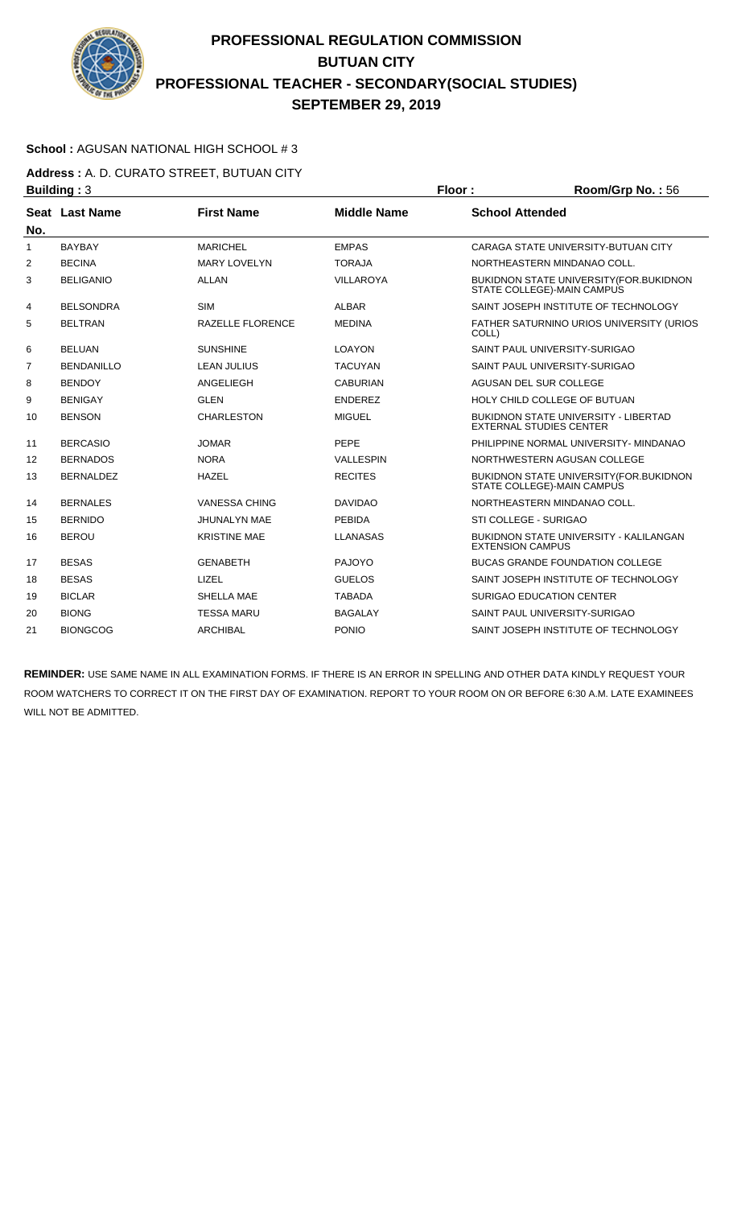# PROFESSIONAL REGULATION COMMISSION
# BUTUAN CITY
# PROFESSIONAL TEACHER - SECONDARY(SOCIAL STUDIES)
# SEPTEMBER 29, 2019

**School :** AGUSAN NATIONAL HIGH SCHOOL # 3

**Address :** A. D. CURATO STREET, BUTUAN CITY

**Building :** 3 **Floor :** **Room/Grp No. :** 56

| Seat No. | Last Name | First Name | Middle Name | School Attended |
|---|---|---|---|---|
| 1 | BAYBAY | MARICHEL | EMPAS | CARAGA STATE UNIVERSITY-BUTUAN CITY |
| 2 | BECINA | MARY LOVELYN | TORAJA | NORTHEASTERN MINDANAO COLL. |
| 3 | BELIGANIO | ALLAN | VILLAROYA | BUKIDNON STATE UNIVERSITY(FOR.BUKIDNON STATE COLLEGE)-MAIN CAMPUS |
| 4 | BELSONDRA | SIM | ALBAR | SAINT JOSEPH INSTITUTE OF TECHNOLOGY |
| 5 | BELTRAN | RAZELLE FLORENCE | MEDINA | FATHER SATURNINO URIOS UNIVERSITY (URIOS COLL) |
| 6 | BELUAN | SUNSHINE | LOAYON | SAINT PAUL UNIVERSITY-SURIGAO |
| 7 | BENDANILLO | LEAN JULIUS | TACUYAN | SAINT PAUL UNIVERSITY-SURIGAO |
| 8 | BENDOY | ANGELIEGH | CABURIAN | AGUSAN DEL SUR COLLEGE |
| 9 | BENIGAY | GLEN | ENDEREZ | HOLY CHILD COLLEGE OF BUTUAN |
| 10 | BENSON | CHARLESTON | MIGUEL | BUKIDNON STATE UNIVERSITY - LIBERTAD EXTERNAL STUDIES CENTER |
| 11 | BERCASIO | JOMAR | PEPE | PHILIPPINE NORMAL UNIVERSITY- MINDANAO |
| 12 | BERNADOS | NORA | VALLESPIN | NORTHWESTERN AGUSAN COLLEGE |
| 13 | BERNALDEZ | HAZEL | RECITES | BUKIDNON STATE UNIVERSITY(FOR.BUKIDNON STATE COLLEGE)-MAIN CAMPUS |
| 14 | BERNALES | VANESSA CHING | DAVIDAO | NORTHEASTERN MINDANAO COLL. |
| 15 | BERNIDO | JHUNALYN MAE | PEBIDA | STI COLLEGE - SURIGAO |
| 16 | BEROU | KRISTINE MAE | LLANASAS | BUKIDNON STATE UNIVERSITY - KALILANGAN EXTENSION CAMPUS |
| 17 | BESAS | GENABETH | PAJOYO | BUCAS GRANDE FOUNDATION COLLEGE |
| 18 | BESAS | LIZEL | GUELOS | SAINT JOSEPH INSTITUTE OF TECHNOLOGY |
| 19 | BICLAR | SHELLA MAE | TABADA | SURIGAO EDUCATION CENTER |
| 20 | BIONG | TESSA MARU | BAGALAY | SAINT PAUL UNIVERSITY-SURIGAO |
| 21 | BIONGCOG | ARCHIBAL | PONIO | SAINT JOSEPH INSTITUTE OF TECHNOLOGY |

**REMINDER:** USE SAME NAME IN ALL EXAMINATION FORMS. IF THERE IS AN ERROR IN SPELLING AND OTHER DATA KINDLY REQUEST YOUR ROOM WATCHERS TO CORRECT IT ON THE FIRST DAY OF EXAMINATION. REPORT TO YOUR ROOM ON OR BEFORE 6:30 A.M. LATE EXAMINEES WILL NOT BE ADMITTED.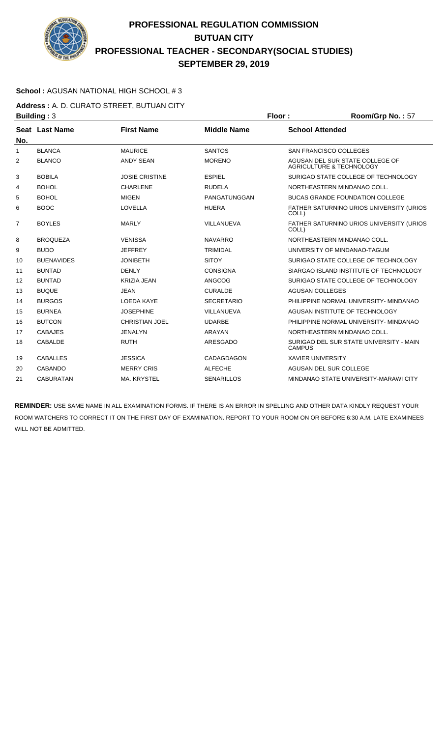# PROFESSIONAL REGULATION COMMISSION
# BUTUAN CITY
# PROFESSIONAL TEACHER - SECONDARY(SOCIAL STUDIES)
# SEPTEMBER 29, 2019

**School :** AGUSAN NATIONAL HIGH SCHOOL # 3

**Address :** A. D. CURATO STREET, BUTUAN CITY

**Building :** 3 **Floor :** **Room/Grp No. :** 57

| Seat No. | Last Name | First Name | Middle Name | School Attended |
|---|---|---|---|---|
| 1 | BLANCA | MAURICE | SANTOS | SAN FRANCISCO COLLEGES |
| 2 | BLANCO | ANDY SEAN | MORENO | AGUSAN DEL SUR STATE COLLEGE OF AGRICULTURE & TECHNOLOGY |
| 3 | BOBILA | JOSIE CRISTINE | ESPIEL | SURIGAO STATE COLLEGE OF TECHNOLOGY |
| 4 | BOHOL | CHARLENE | RUDELA | NORTHEASTERN MINDANAO COLL. |
| 5 | BOHOL | MIGEN | PANGATUNGGAN | BUCAS GRANDE FOUNDATION COLLEGE |
| 6 | BOOC | LOVELLA | HUERA | FATHER SATURNINO URIOS UNIVERSITY (URIOS COLL) |
| 7 | BOYLES | MARLY | VILLANUEVA | FATHER SATURNINO URIOS UNIVERSITY (URIOS COLL) |
| 8 | BROQUEZA | VENISSA | NAVARRO | NORTHEASTERN MINDANAO COLL. |
| 9 | BUDO | JEFFREY | TRIMIDAL | UNIVERSITY OF MINDANAO-TAGUM |
| 10 | BUENAVIDES | JONIBETH | SITOY | SURIGAO STATE COLLEGE OF TECHNOLOGY |
| 11 | BUNTAD | DENLY | CONSIGNA | SIARGAO ISLAND INSTITUTE OF TECHNOLOGY |
| 12 | BUNTAD | KRIZIA JEAN | ANGCOG | SURIGAO STATE COLLEGE OF TECHNOLOGY |
| 13 | BUQUE | JEAN | CURALDE | AGUSAN COLLEGES |
| 14 | BURGOS | LOEDA KAYE | SECRETARIO | PHILIPPINE NORMAL UNIVERSITY- MINDANAO |
| 15 | BURNEA | JOSEPHINE | VILLANUEVA | AGUSAN INSTITUTE OF TECHNOLOGY |
| 16 | BUTCON | CHRISTIAN JOEL | UDARBE | PHILIPPINE NORMAL UNIVERSITY- MINDANAO |
| 17 | CABAJES | JENALYN | ARAYAN | NORTHEASTERN MINDANAO COLL. |
| 18 | CABALDE | RUTH | ARESGADO | SURIGAO DEL SUR STATE UNIVERSITY - MAIN CAMPUS |
| 19 | CABALLES | JESSICA | CADAGDAGON | XAVIER UNIVERSITY |
| 20 | CABANDO | MERRY CRIS | ALFECHE | AGUSAN DEL SUR COLLEGE |
| 21 | CABURATAN | MA. KRYSTEL | SENARILLOS | MINDANAO STATE UNIVERSITY-MARAWI CITY |

**REMINDER:** USE SAME NAME IN ALL EXAMINATION FORMS. IF THERE IS AN ERROR IN SPELLING AND OTHER DATA KINDLY REQUEST YOUR ROOM WATCHERS TO CORRECT IT ON THE FIRST DAY OF EXAMINATION. REPORT TO YOUR ROOM ON OR BEFORE 6:30 A.M. LATE EXAMINEES WILL NOT BE ADMITTED.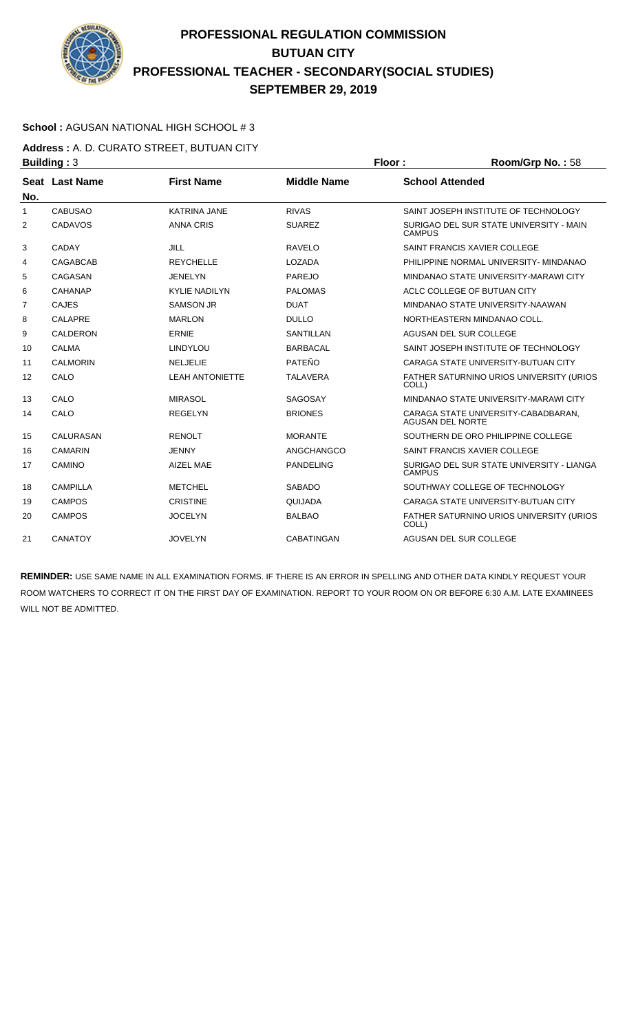# PROFESSIONAL REGULATION COMMISSION
# BUTUAN CITY
# PROFESSIONAL TEACHER - SECONDARY(SOCIAL STUDIES)
# SEPTEMBER 29, 2019

**School :** AGUSAN NATIONAL HIGH SCHOOL # 3

**Address :** A. D. CURATO STREET, BUTUAN CITY

**Building :** 3 **Floor :** **Room/Grp No. :** 58

| Seat No. | Last Name | First Name | Middle Name | School Attended |
|---|---|---|---|---|
| 1 | CABUSAO | KATRINA JANE | RIVAS | SAINT JOSEPH INSTITUTE OF TECHNOLOGY |
| 2 | CADAVOS | ANNA CRIS | SUAREZ | SURIGAO DEL SUR STATE UNIVERSITY - MAIN CAMPUS |
| 3 | CADAY | JILL | RAVELO | SAINT FRANCIS XAVIER COLLEGE |
| 4 | CAGABCAB | REYCHELLE | LOZADA | PHILIPPINE NORMAL UNIVERSITY- MINDANAO |
| 5 | CAGASAN | JENELYN | PAREJO | MINDANAO STATE UNIVERSITY-MARAWI CITY |
| 6 | CAHANAP | KYLIE NADILYN | PALOMAS | ACLC COLLEGE OF BUTUAN CITY |
| 7 | CAJES | SAMSON JR | DUAT | MINDANAO STATE UNIVERSITY-NAAWAN |
| 8 | CALAPRE | MARLON | DULLO | NORTHEASTERN MINDANAO COLL. |
| 9 | CALDERON | ERNIE | SANTILLAN | AGUSAN DEL SUR COLLEGE |
| 10 | CALMA | LINDYLOU | BARBACAL | SAINT JOSEPH INSTITUTE OF TECHNOLOGY |
| 11 | CALMORIN | NELJELIE | PATEÑO | CARAGA STATE UNIVERSITY-BUTUAN CITY |
| 12 | CALO | LEAH ANTONIETTE | TALAVERA | FATHER SATURNINO URIOS UNIVERSITY (URIOS COLL) |
| 13 | CALO | MIRASOL | SAGOSAY | MINDANAO STATE UNIVERSITY-MARAWI CITY |
| 14 | CALO | REGELYN | BRIONES | CARAGA STATE UNIVERSITY-CABADBARAN, AGUSAN DEL NORTE |
| 15 | CALURASAN | RENOLT | MORANTE | SOUTHERN DE ORO PHILIPPINE COLLEGE |
| 16 | CAMARIN | JENNY | ANGCHANGCO | SAINT FRANCIS XAVIER COLLEGE |
| 17 | CAMINO | AIZEL MAE | PANDELING | SURIGAO DEL SUR STATE UNIVERSITY - LIANGA CAMPUS |
| 18 | CAMPILLA | METCHEL | SABADO | SOUTHWAY COLLEGE OF TECHNOLOGY |
| 19 | CAMPOS | CRISTINE | QUIJADA | CARAGA STATE UNIVERSITY-BUTUAN CITY |
| 20 | CAMPOS | JOCELYN | BALBAO | FATHER SATURNINO URIOS UNIVERSITY (URIOS COLL) |
| 21 | CANATOY | JOVELYN | CABATINGAN | AGUSAN DEL SUR COLLEGE |

**REMINDER:** USE SAME NAME IN ALL EXAMINATION FORMS. IF THERE IS AN ERROR IN SPELLING AND OTHER DATA KINDLY REQUEST YOUR ROOM WATCHERS TO CORRECT IT ON THE FIRST DAY OF EXAMINATION. REPORT TO YOUR ROOM ON OR BEFORE 6:30 A.M. LATE EXAMINEES WILL NOT BE ADMITTED.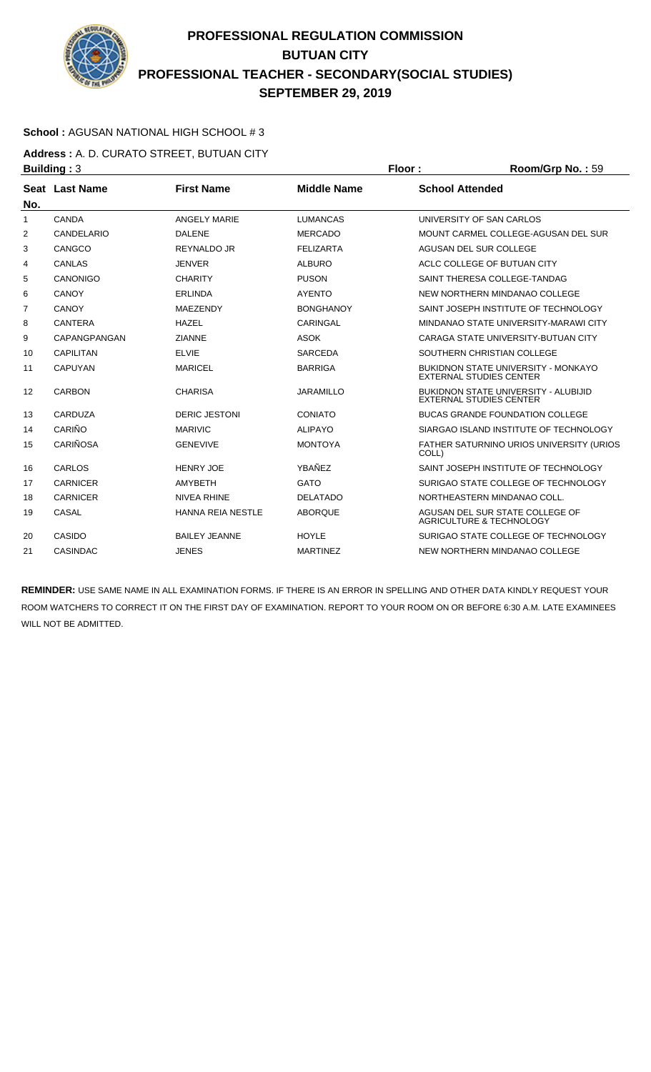# PROFESSIONAL REGULATION COMMISSION
## BUTUAN CITY
## PROFESSIONAL TEACHER - SECONDARY(SOCIAL STUDIES)
## SEPTEMBER 29, 2019

**School :** AGUSAN NATIONAL HIGH SCHOOL # 3

**Address :** A. D. CURATO STREET, BUTUAN CITY

**Building :** 3 **Floor :** **Room/Grp No. :** 59

| Seat No. | Last Name | First Name | Middle Name | School Attended |
|---|---|---|---|---|
| 1 | CANDA | ANGELY MARIE | LUMANCAS | UNIVERSITY OF SAN CARLOS |
| 2 | CANDELARIO | DALENE | MERCADO | MOUNT CARMEL COLLEGE-AGUSAN DEL SUR |
| 3 | CANGCO | REYNALDO JR | FELIZARTA | AGUSAN DEL SUR COLLEGE |
| 4 | CANLAS | JENVER | ALBURO | ACLC COLLEGE OF BUTUAN CITY |
| 5 | CANONIGO | CHARITY | PUSON | SAINT THERESA COLLEGE-TANDAG |
| 6 | CANOY | ERLINDA | AYENTO | NEW NORTHERN MINDANAO COLLEGE |
| 7 | CANOY | MAEZENDY | BONGHANOY | SAINT JOSEPH INSTITUTE OF TECHNOLOGY |
| 8 | CANTERA | HAZEL | CARINGAL | MINDANAO STATE UNIVERSITY-MARAWI CITY |
| 9 | CAPANGPANGAN | ZIANNE | ASOK | CARAGA STATE UNIVERSITY-BUTUAN CITY |
| 10 | CAPILITAN | ELVIE | SARCEDA | SOUTHERN CHRISTIAN COLLEGE |
| 11 | CAPUYAN | MARICEL | BARRIGA | BUKIDNON STATE UNIVERSITY - MONKAYO EXTERNAL STUDIES CENTER |
| 12 | CARBON | CHARISA | JARAMILLO | BUKIDNON STATE UNIVERSITY - ALUBIJID EXTERNAL STUDIES CENTER |
| 13 | CARDUZA | DERIC JESTONI | CONIATO | BUCAS GRANDE FOUNDATION COLLEGE |
| 14 | CARIÑO | MARIVIC | ALIPAYO | SIARGAO ISLAND INSTITUTE OF TECHNOLOGY |
| 15 | CARIÑOSA | GENEVIVE | MONTOYA | FATHER SATURNINO URIOS UNIVERSITY (URIOS COLL) |
| 16 | CARLOS | HENRY JOE | YBAÑEZ | SAINT JOSEPH INSTITUTE OF TECHNOLOGY |
| 17 | CARNICER | AMYBETH | GATO | SURIGAO STATE COLLEGE OF TECHNOLOGY |
| 18 | CARNICER | NIVEA RHINE | DELATADO | NORTHEASTERN MINDANAO COLL. |
| 19 | CASAL | HANNA REIA NESTLE | ABORQUE | AGUSAN DEL SUR STATE COLLEGE OF AGRICULTURE & TECHNOLOGY |
| 20 | CASIDO | BAILEY JEANNE | HOYLE | SURIGAO STATE COLLEGE OF TECHNOLOGY |
| 21 | CASINDAC | JENES | MARTINEZ | NEW NORTHERN MINDANAO COLLEGE |

**REMINDER:** USE SAME NAME IN ALL EXAMINATION FORMS. IF THERE IS AN ERROR IN SPELLING AND OTHER DATA KINDLY REQUEST YOUR ROOM WATCHERS TO CORRECT IT ON THE FIRST DAY OF EXAMINATION. REPORT TO YOUR ROOM ON OR BEFORE 6:30 A.M. LATE EXAMINEES WILL NOT BE ADMITTED.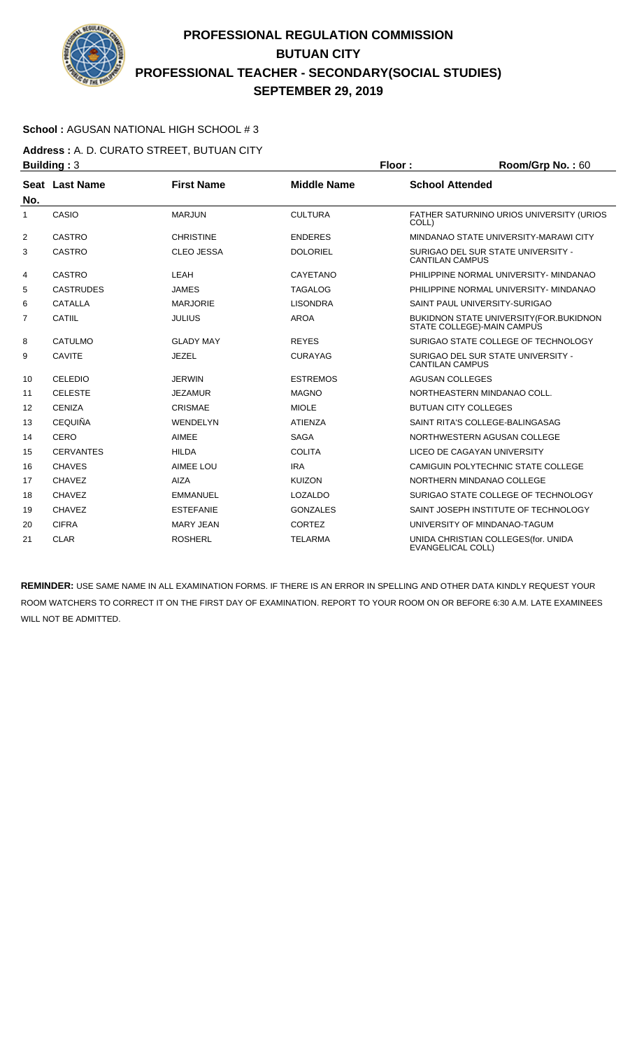# PROFESSIONAL REGULATION COMMISSION
# BUTUAN CITY
# PROFESSIONAL TEACHER - SECONDARY(SOCIAL STUDIES)
# SEPTEMBER 29, 2019

**School :** AGUSAN NATIONAL HIGH SCHOOL # 3

**Address :** A. D. CURATO STREET, BUTUAN CITY

**Building :** 3 **Floor :** **Room/Grp No. :** 60

| Seat No. | Last Name | First Name | Middle Name | School Attended |
|---|---|---|---|---|
| 1 | CASIO | MARJUN | CULTURA | FATHER SATURNINO URIOS UNIVERSITY (URIOS COLL) |
| 2 | CASTRO | CHRISTINE | ENDERES | MINDANAO STATE UNIVERSITY-MARAWI CITY |
| 3 | CASTRO | CLEO JESSA | DOLORIEL | SURIGAO DEL SUR STATE UNIVERSITY - CANTILAN CAMPUS |
| 4 | CASTRO | LEAH | CAYETANO | PHILIPPINE NORMAL UNIVERSITY- MINDANAO |
| 5 | CASTRUDES | JAMES | TAGALOG | PHILIPPINE NORMAL UNIVERSITY- MINDANAO |
| 6 | CATALLA | MARJORIE | LISONDRA | SAINT PAUL UNIVERSITY-SURIGAO |
| 7 | CATIIL | JULIUS | AROA | BUKIDNON STATE UNIVERSITY(FOR.BUKIDNON STATE COLLEGE)-MAIN CAMPUS |
| 8 | CATULMO | GLADY MAY | REYES | SURIGAO STATE COLLEGE OF TECHNOLOGY |
| 9 | CAVITE | JEZEL | CURAYAG | SURIGAO DEL SUR STATE UNIVERSITY - CANTILAN CAMPUS |
| 10 | CELEDIO | JERWIN | ESTREMOS | AGUSAN COLLEGES |
| 11 | CELESTE | JEZAMUR | MAGNO | NORTHEASTERN MINDANAO COLL. |
| 12 | CENIZA | CRISMAE | MIOLE | BUTUAN CITY COLLEGES |
| 13 | CEQUIÑA | WENDELYN | ATIENZA | SAINT RITA'S COLLEGE-BALINGASAG |
| 14 | CERO | AIMEE | SAGA | NORTHWESTERN AGUSAN COLLEGE |
| 15 | CERVANTES | HILDA | COLITA | LICEO DE CAGAYAN UNIVERSITY |
| 16 | CHAVES | AIMEE LOU | IRA | CAMIGUIN POLYTECHNIC STATE COLLEGE |
| 17 | CHAVEZ | AIZA | KUIZON | NORTHERN MINDANAO COLLEGE |
| 18 | CHAVEZ | EMMANUEL | LOZALDO | SURIGAO STATE COLLEGE OF TECHNOLOGY |
| 19 | CHAVEZ | ESTEFANIE | GONZALES | SAINT JOSEPH INSTITUTE OF TECHNOLOGY |
| 20 | CIFRA | MARY JEAN | CORTEZ | UNIVERSITY OF MINDANAO-TAGUM |
| 21 | CLAR | ROSHERL | TELARMA | UNIDA CHRISTIAN COLLEGES(for. UNIDA EVANGELICAL COLL) |

**REMINDER:** USE SAME NAME IN ALL EXAMINATION FORMS. IF THERE IS AN ERROR IN SPELLING AND OTHER DATA KINDLY REQUEST YOUR ROOM WATCHERS TO CORRECT IT ON THE FIRST DAY OF EXAMINATION. REPORT TO YOUR ROOM ON OR BEFORE 6:30 A.M. LATE EXAMINEES WILL NOT BE ADMITTED.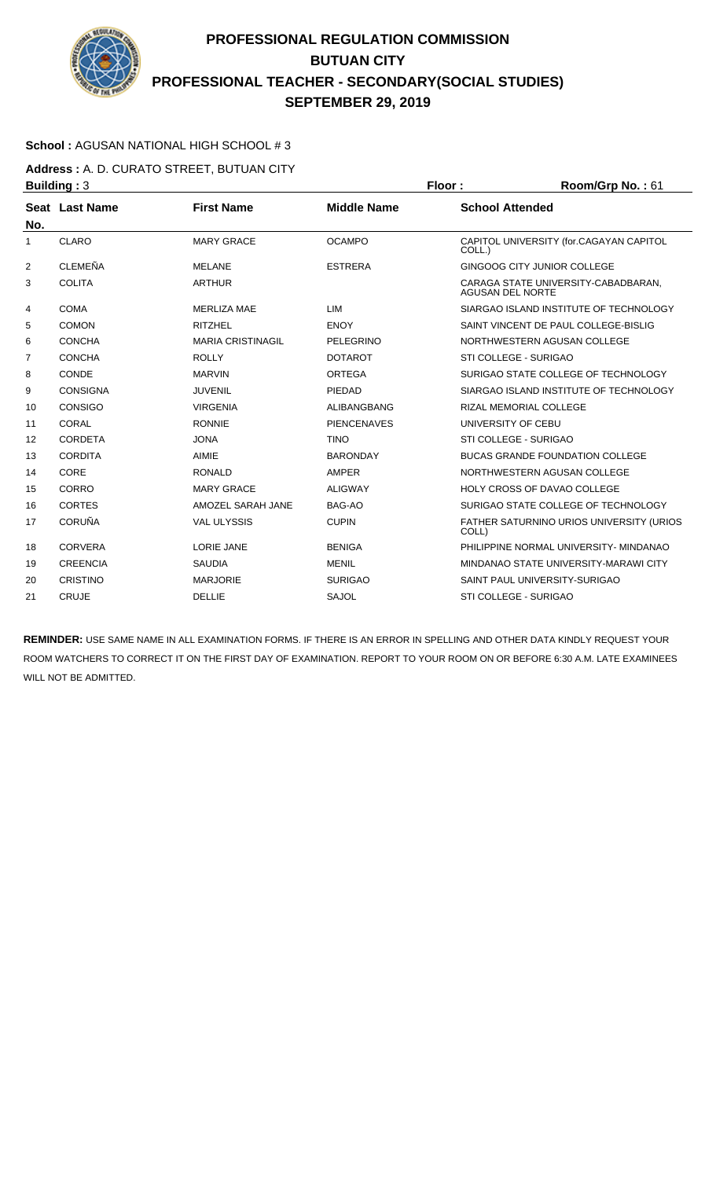# PROFESSIONAL REGULATION COMMISSION
# BUTUAN CITY
# PROFESSIONAL TEACHER - SECONDARY(SOCIAL STUDIES)
# SEPTEMBER 29, 2019

**School :** AGUSAN NATIONAL HIGH SCHOOL # 3

**Address :** A. D. CURATO STREET, BUTUAN CITY

**Building :** 3 **Floor :** **Room/Grp No. :** 61

| Seat No. | Last Name | First Name | Middle Name | School Attended |
|---|---|---|---|---|
| 1 | CLARO | MARY GRACE | OCAMPO | CAPITOL UNIVERSITY (for.CAGAYAN CAPITOL COLL.) |
| 2 | CLEMEÑA | MELANE | ESTRERA | GINGOOG CITY JUNIOR COLLEGE |
| 3 | COLITA | ARTHUR | | CARAGA STATE UNIVERSITY-CABADBARAN, AGUSAN DEL NORTE |
| 4 | COMA | MERLIZA MAE | LIM | SIARGAO ISLAND INSTITUTE OF TECHNOLOGY |
| 5 | COMON | RITZHEL | ENOY | SAINT VINCENT DE PAUL COLLEGE-BISLIG |
| 6 | CONCHA | MARIA CRISTINAGIL | PELEGRINO | NORTHWESTERN AGUSAN COLLEGE |
| 7 | CONCHA | ROLLY | DOTAROT | STI COLLEGE - SURIGAO |
| 8 | CONDE | MARVIN | ORTEGA | SURIGAO STATE COLLEGE OF TECHNOLOGY |
| 9 | CONSIGNA | JUVENIL | PIEDAD | SIARGAO ISLAND INSTITUTE OF TECHNOLOGY |
| 10 | CONSIGO | VIRGENIA | ALIBANGBANG | RIZAL MEMORIAL COLLEGE |
| 11 | CORAL | RONNIE | PIENCENAVES | UNIVERSITY OF CEBU |
| 12 | CORDETA | JONA | TINO | STI COLLEGE - SURIGAO |
| 13 | CORDITA | AIMIE | BARONDAY | BUCAS GRANDE FOUNDATION COLLEGE |
| 14 | CORE | RONALD | AMPER | NORTHWESTERN AGUSAN COLLEGE |
| 15 | CORRO | MARY GRACE | ALIGWAY | HOLY CROSS OF DAVAO COLLEGE |
| 16 | CORTES | AMOZEL SARAH JANE | BAG-AO | SURIGAO STATE COLLEGE OF TECHNOLOGY |
| 17 | CORUÑA | VAL ULYSSIS | CUPIN | FATHER SATURNINO URIOS UNIVERSITY (URIOS COLL) |
| 18 | CORVERA | LORIE JANE | BENIGA | PHILIPPINE NORMAL UNIVERSITY- MINDANAO |
| 19 | CREENCIA | SAUDIA | MENIL | MINDANAO STATE UNIVERSITY-MARAWI CITY |
| 20 | CRISTINO | MARJORIE | SURIGAO | SAINT PAUL UNIVERSITY-SURIGAO |
| 21 | CRUJE | DELLIE | SAJOL | STI COLLEGE - SURIGAO |

**REMINDER:** USE SAME NAME IN ALL EXAMINATION FORMS. IF THERE IS AN ERROR IN SPELLING AND OTHER DATA KINDLY REQUEST YOUR ROOM WATCHERS TO CORRECT IT ON THE FIRST DAY OF EXAMINATION. REPORT TO YOUR ROOM ON OR BEFORE 6:30 A.M. LATE EXAMINEES WILL NOT BE ADMITTED.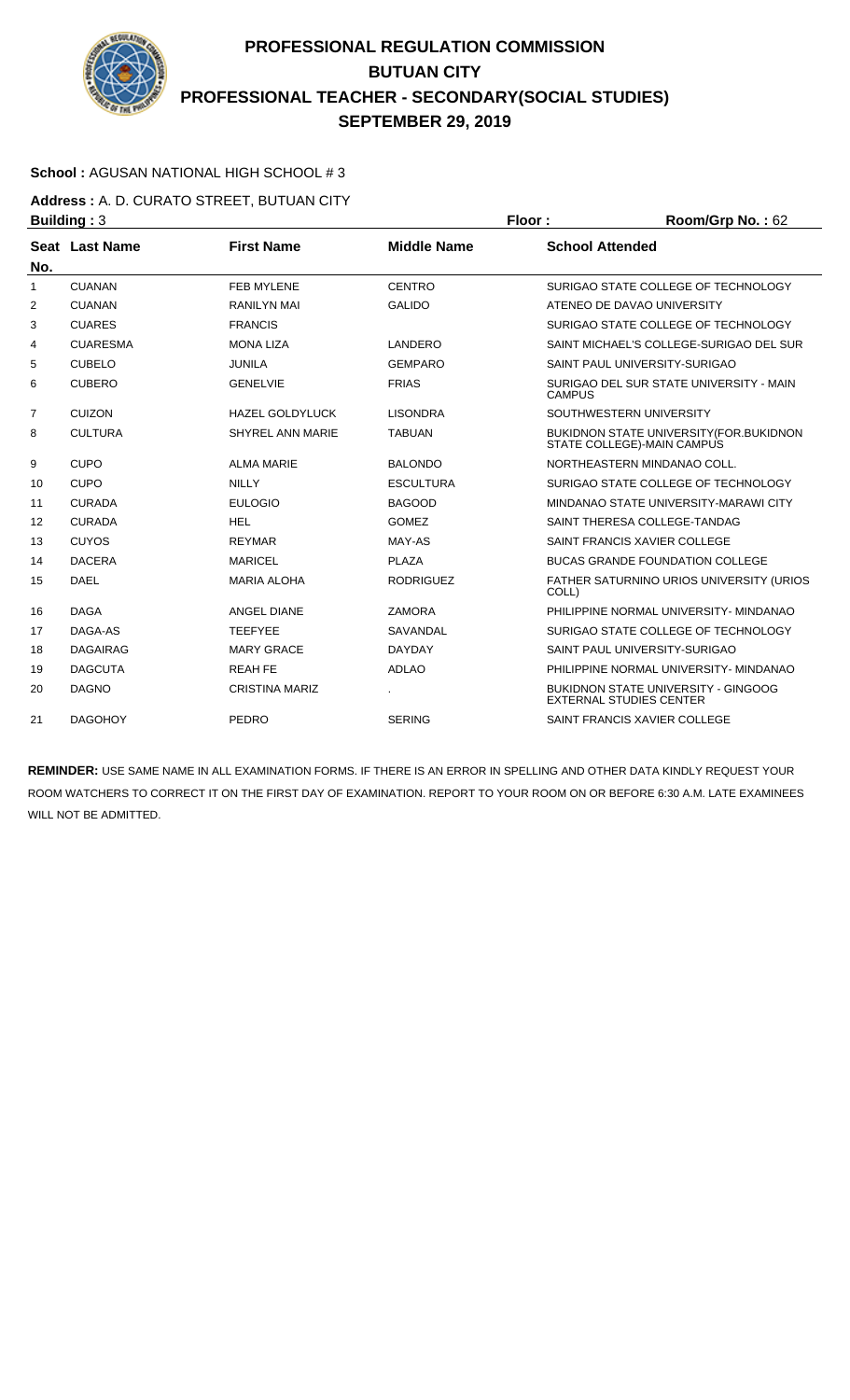# PROFESSIONAL REGULATION COMMISSION
# BUTUAN CITY
# PROFESSIONAL TEACHER - SECONDARY(SOCIAL STUDIES)
# SEPTEMBER 29, 2019

**School :** AGUSAN NATIONAL HIGH SCHOOL # 3

**Address :** A. D. CURATO STREET, BUTUAN CITY

**Building :** 3 **Floor :** **Room/Grp No. :** 62

| Seat No. | Last Name | First Name | Middle Name | School Attended |
|---|---|---|---|---|
| 1 | CUANAN | FEB MYLENE | CENTRO | SURIGAO STATE COLLEGE OF TECHNOLOGY |
| 2 | CUANAN | RANILYN MAI | GALIDO | ATENEO DE DAVAO UNIVERSITY |
| 3 | CUARES | FRANCIS | | SURIGAO STATE COLLEGE OF TECHNOLOGY |
| 4 | CUARESMA | MONA LIZA | LANDERO | SAINT MICHAEL'S COLLEGE-SURIGAO DEL SUR |
| 5 | CUBELO | JUNILA | GEMPARO | SAINT PAUL UNIVERSITY-SURIGAO |
| 6 | CUBERO | GENELVIE | FRIAS | SURIGAO DEL SUR STATE UNIVERSITY - MAIN CAMPUS |
| 7 | CUIZON | HAZEL GOLDYLUCK | LISONDRA | SOUTHWESTERN UNIVERSITY |
| 8 | CULTURA | SHYREL ANN MARIE | TABUAN | BUKIDNON STATE UNIVERSITY(FOR.BUKIDNON STATE COLLEGE)-MAIN CAMPUS |
| 9 | CUPO | ALMA MARIE | BALONDO | NORTHEASTERN MINDANAO COLL. |
| 10 | CUPO | NILLY | ESCULTURA | SURIGAO STATE COLLEGE OF TECHNOLOGY |
| 11 | CURADA | EULOGIO | BAGOOD | MINDANAO STATE UNIVERSITY-MARAWI CITY |
| 12 | CURADA | HEL | GOMEZ | SAINT THERESA COLLEGE-TANDAG |
| 13 | CUYOS | REYMAR | MAY-AS | SAINT FRANCIS XAVIER COLLEGE |
| 14 | DACERA | MARICEL | PLAZA | BUCAS GRANDE FOUNDATION COLLEGE |
| 15 | DAEL | MARIA ALOHA | RODRIGUEZ | FATHER SATURNINO URIOS UNIVERSITY (URIOS COLL) |
| 16 | DAGA | ANGEL DIANE | ZAMORA | PHILIPPINE NORMAL UNIVERSITY- MINDANAO |
| 17 | DAGA-AS | TEEFYEE | SAVANDAL | SURIGAO STATE COLLEGE OF TECHNOLOGY |
| 18 | DAGAIRAG | MARY GRACE | DAYDAY | SAINT PAUL UNIVERSITY-SURIGAO |
| 19 | DAGCUTA | REAH FE | ADLAO | PHILIPPINE NORMAL UNIVERSITY- MINDANAO |
| 20 | DAGNO | CRISTINA MARIZ | . | BUKIDNON STATE UNIVERSITY - GINGOOG EXTERNAL STUDIES CENTER |
| 21 | DAGOHOY | PEDRO | SERING | SAINT FRANCIS XAVIER COLLEGE |

**REMINDER:** USE SAME NAME IN ALL EXAMINATION FORMS. IF THERE IS AN ERROR IN SPELLING AND OTHER DATA KINDLY REQUEST YOUR ROOM WATCHERS TO CORRECT IT ON THE FIRST DAY OF EXAMINATION. REPORT TO YOUR ROOM ON OR BEFORE 6:30 A.M. LATE EXAMINEES WILL NOT BE ADMITTED.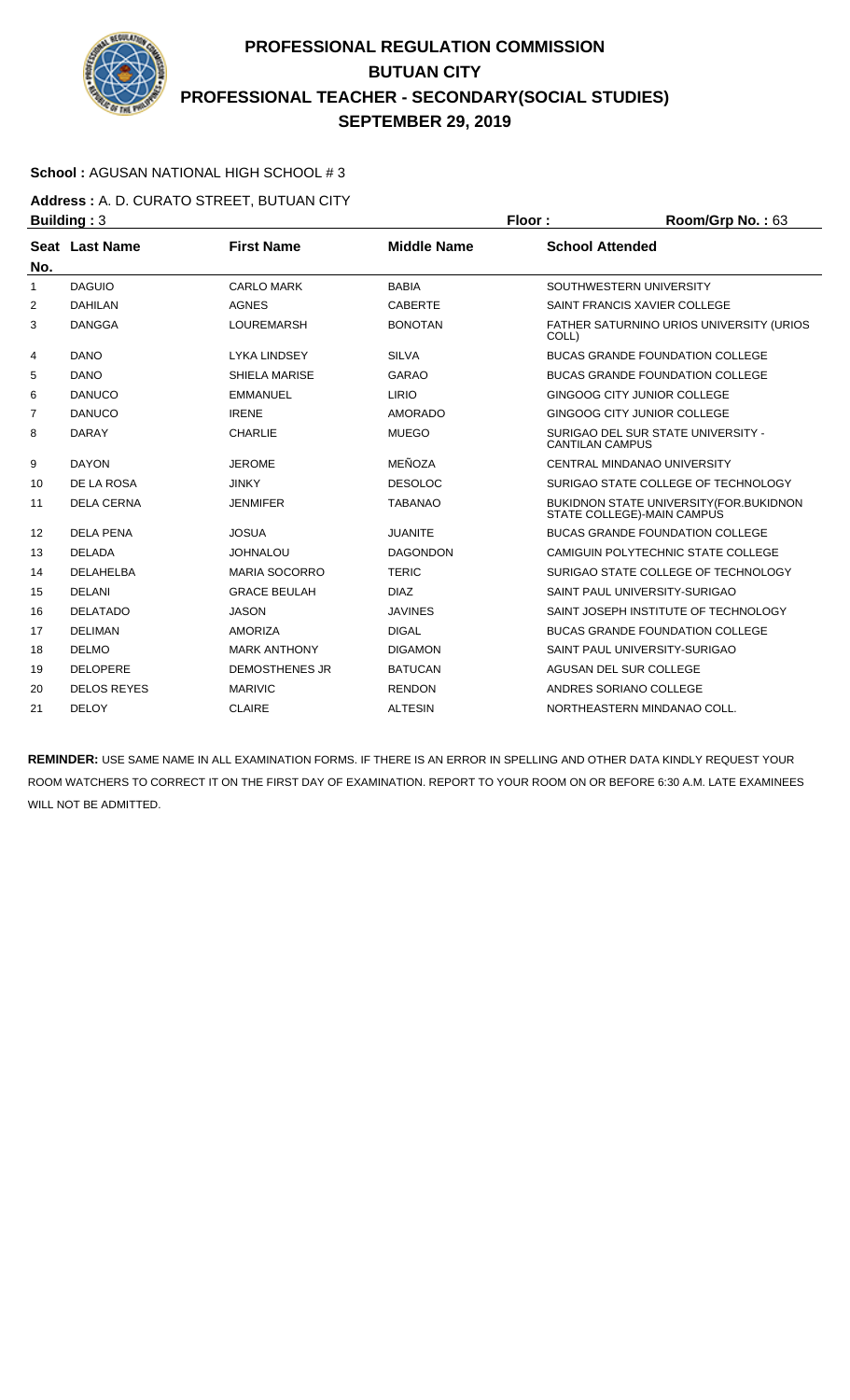# PROFESSIONAL REGULATION COMMISSION
# BUTUAN CITY
# PROFESSIONAL TEACHER - SECONDARY(SOCIAL STUDIES)
# SEPTEMBER 29, 2019

**School :** AGUSAN NATIONAL HIGH SCHOOL # 3

**Address :** A. D. CURATO STREET, BUTUAN CITY

**Building :** 3 **Floor :** **Room/Grp No. :** 63

| Seat No. | Last Name | First Name | Middle Name | School Attended |
|---|---|---|---|---|
| 1 | DAGUIO | CARLO MARK | BABIA | SOUTHWESTERN UNIVERSITY |
| 2 | DAHILAN | AGNES | CABERTE | SAINT FRANCIS XAVIER COLLEGE |
| 3 | DANGGA | LOUREMARSH | BONOTAN | FATHER SATURNINO URIOS UNIVERSITY (URIOS COLL) |
| 4 | DANO | LYKA LINDSEY | SILVA | BUCAS GRANDE FOUNDATION COLLEGE |
| 5 | DANO | SHIELA MARISE | GARAO | BUCAS GRANDE FOUNDATION COLLEGE |
| 6 | DANUCO | EMMANUEL | LIRIO | GINGOOG CITY JUNIOR COLLEGE |
| 7 | DANUCO | IRENE | AMORADO | GINGOOG CITY JUNIOR COLLEGE |
| 8 | DARAY | CHARLIE | MUEGO | SURIGAO DEL SUR STATE UNIVERSITY - CANTILAN CAMPUS |
| 9 | DAYON | JEROME | MEÑOZA | CENTRAL MINDANAO UNIVERSITY |
| 10 | DE LA ROSA | JINKY | DESOLOC | SURIGAO STATE COLLEGE OF TECHNOLOGY |
| 11 | DELA CERNA | JENMIFER | TABANAO | BUKIDNON STATE UNIVERSITY(FOR.BUKIDNON STATE COLLEGE)-MAIN CAMPUS |
| 12 | DELA PENA | JOSUA | JUANITE | BUCAS GRANDE FOUNDATION COLLEGE |
| 13 | DELADA | JOHNALOU | DAGONDON | CAMIGUIN POLYTECHNIC STATE COLLEGE |
| 14 | DELAHELBA | MARIA SOCORRO | TERIC | SURIGAO STATE COLLEGE OF TECHNOLOGY |
| 15 | DELANI | GRACE BEULAH | DIAZ | SAINT PAUL UNIVERSITY-SURIGAO |
| 16 | DELATADO | JASON | JAVINES | SAINT JOSEPH INSTITUTE OF TECHNOLOGY |
| 17 | DELIMAN | AMORIZA | DIGAL | BUCAS GRANDE FOUNDATION COLLEGE |
| 18 | DELMO | MARK ANTHONY | DIGAMON | SAINT PAUL UNIVERSITY-SURIGAO |
| 19 | DELOPERE | DEMOSTHENES JR | BATUCAN | AGUSAN DEL SUR COLLEGE |
| 20 | DELOS REYES | MARIVIC | RENDON | ANDRES SORIANO COLLEGE |
| 21 | DELOY | CLAIRE | ALTESIN | NORTHEASTERN MINDANAO COLL. |

**REMINDER:** USE SAME NAME IN ALL EXAMINATION FORMS. IF THERE IS AN ERROR IN SPELLING AND OTHER DATA KINDLY REQUEST YOUR ROOM WATCHERS TO CORRECT IT ON THE FIRST DAY OF EXAMINATION. REPORT TO YOUR ROOM ON OR BEFORE 6:30 A.M. LATE EXAMINEES WILL NOT BE ADMITTED.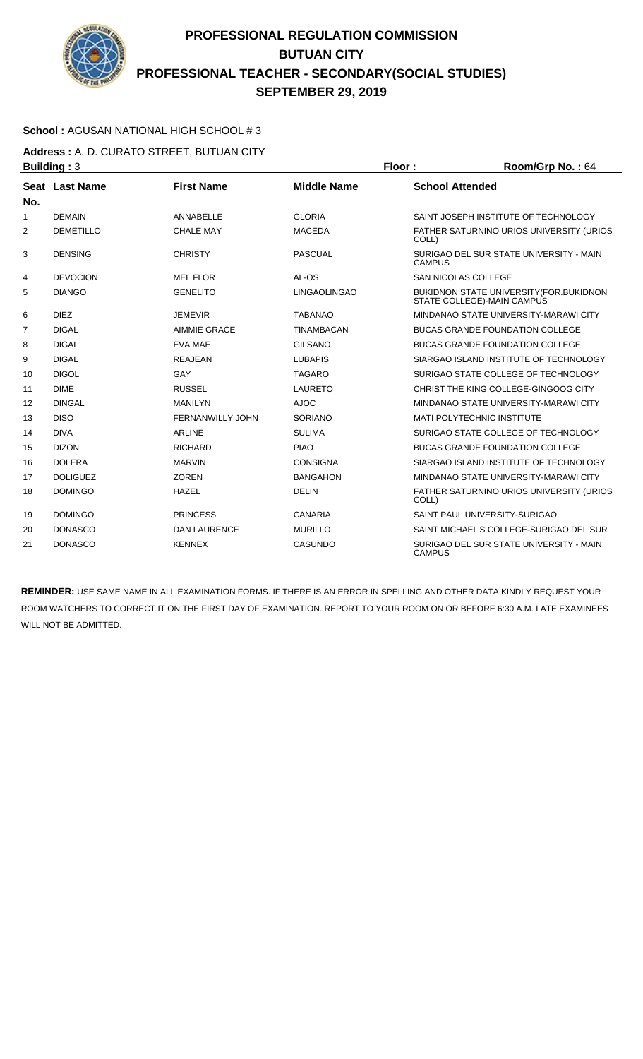# PROFESSIONAL REGULATION COMMISSION
# BUTUAN CITY
# PROFESSIONAL TEACHER - SECONDARY(SOCIAL STUDIES)
# SEPTEMBER 29, 2019

**School :** AGUSAN NATIONAL HIGH SCHOOL # 3

**Address :** A. D. CURATO STREET, BUTUAN CITY

**Building :** 3 **Floor :** **Room/Grp No. :** 64

| Seat No. | Last Name | First Name | Middle Name | School Attended |
|---|---|---|---|---|
| 1 | DEMAIN | ANNABELLE | GLORIA | SAINT JOSEPH INSTITUTE OF TECHNOLOGY |
| 2 | DEMETILLO | CHALE MAY | MACEDA | FATHER SATURNINO URIOS UNIVERSITY (URIOS COLL) |
| 3 | DENSING | CHRISTY | PASCUAL | SURIGAO DEL SUR STATE UNIVERSITY - MAIN CAMPUS |
| 4 | DEVOCION | MEL FLOR | AL-OS | SAN NICOLAS COLLEGE |
| 5 | DIANGO | GENELITO | LINGAOLINGAO | BUKIDNON STATE UNIVERSITY(FOR.BUKIDNON STATE COLLEGE)-MAIN CAMPUS |
| 6 | DIEZ | JEMEVIR | TABANAO | MINDANAO STATE UNIVERSITY-MARAWI CITY |
| 7 | DIGAL | AIMMIE GRACE | TINAMBACAN | BUCAS GRANDE FOUNDATION COLLEGE |
| 8 | DIGAL | EVA MAE | GILSANO | BUCAS GRANDE FOUNDATION COLLEGE |
| 9 | DIGAL | REAJEAN | LUBAPIS | SIARGAO ISLAND INSTITUTE OF TECHNOLOGY |
| 10 | DIGOL | GAY | TAGARO | SURIGAO STATE COLLEGE OF TECHNOLOGY |
| 11 | DIME | RUSSEL | LAURETO | CHRIST THE KING COLLEGE-GINGOOG CITY |
| 12 | DINGAL | MANILYN | AJOC | MINDANAO STATE UNIVERSITY-MARAWI CITY |
| 13 | DISO | FERNANWILLY JOHN | SORIANO | MATI POLYTECHNIC INSTITUTE |
| 14 | DIVA | ARLINE | SULIMA | SURIGAO STATE COLLEGE OF TECHNOLOGY |
| 15 | DIZON | RICHARD | PIAO | BUCAS GRANDE FOUNDATION COLLEGE |
| 16 | DOLERA | MARVIN | CONSIGNA | SIARGAO ISLAND INSTITUTE OF TECHNOLOGY |
| 17 | DOLIGUEZ | ZOREN | BANGAHON | MINDANAO STATE UNIVERSITY-MARAWI CITY |
| 18 | DOMINGO | HAZEL | DELIN | FATHER SATURNINO URIOS UNIVERSITY (URIOS COLL) |
| 19 | DOMINGO | PRINCESS | CANARIA | SAINT PAUL UNIVERSITY-SURIGAO |
| 20 | DONASCO | DAN LAURENCE | MURILLO | SAINT MICHAEL'S COLLEGE-SURIGAO DEL SUR |
| 21 | DONASCO | KENNEX | CASUNDO | SURIGAO DEL SUR STATE UNIVERSITY - MAIN CAMPUS |

**REMINDER:** USE SAME NAME IN ALL EXAMINATION FORMS. IF THERE IS AN ERROR IN SPELLING AND OTHER DATA KINDLY REQUEST YOUR ROOM WATCHERS TO CORRECT IT ON THE FIRST DAY OF EXAMINATION. REPORT TO YOUR ROOM ON OR BEFORE 6:30 A.M. LATE EXAMINEES WILL NOT BE ADMITTED.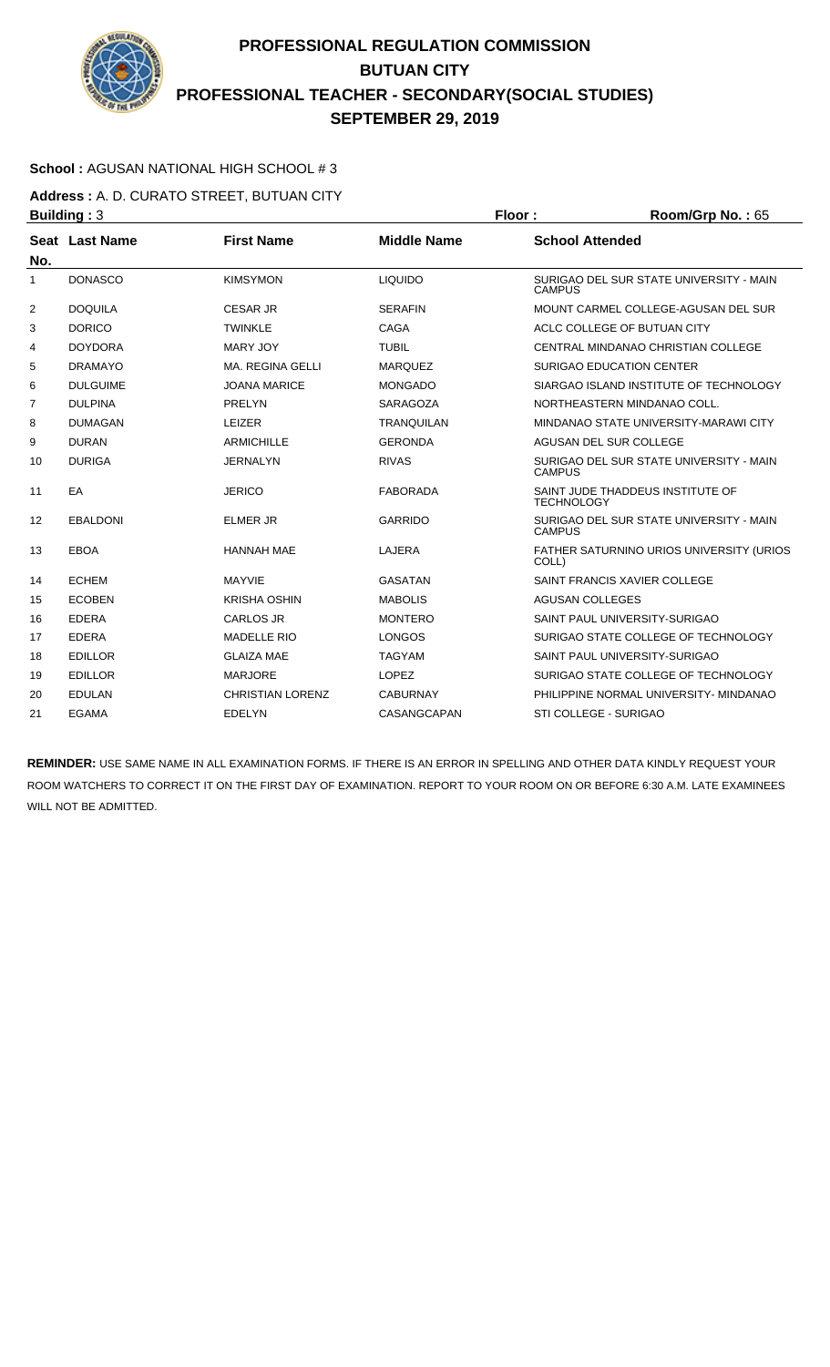# PROFESSIONAL REGULATION COMMISSION
## BUTUAN CITY
## PROFESSIONAL TEACHER - SECONDARY(SOCIAL STUDIES)
## SEPTEMBER 29, 2019

**School :** AGUSAN NATIONAL HIGH SCHOOL # 3

**Address :** A. D. CURATO STREET, BUTUAN CITY

**Building :** 3 **Floor :** **Room/Grp No. :** 65

| Seat No. | Last Name | First Name | Middle Name | School Attended |
|---|---|---|---|---|
| 1 | DONASCO | KIMSYMON | LIQUIDO | SURIGAO DEL SUR STATE UNIVERSITY - MAIN CAMPUS |
| 2 | DOQUILA | CESAR JR | SERAFIN | MOUNT CARMEL COLLEGE-AGUSAN DEL SUR |
| 3 | DORICO | TWINKLE | CAGA | ACLC COLLEGE OF BUTUAN CITY |
| 4 | DOYDORA | MARY JOY | TUBIL | CENTRAL MINDANAO CHRISTIAN COLLEGE |
| 5 | DRAMAYO | MA. REGINA GELLI | MARQUEZ | SURIGAO EDUCATION CENTER |
| 6 | DULGUIME | JOANA MARICE | MONGADO | SIARGAO ISLAND INSTITUTE OF TECHNOLOGY |
| 7 | DULPINA | PRELYN | SARAGOZA | NORTHEASTERN MINDANAO COLL. |
| 8 | DUMAGAN | LEIZER | TRANQUILAN | MINDANAO STATE UNIVERSITY-MARAWI CITY |
| 9 | DURAN | ARMICHILLE | GERONDA | AGUSAN DEL SUR COLLEGE |
| 10 | DURIGA | JERNALYN | RIVAS | SURIGAO DEL SUR STATE UNIVERSITY - MAIN CAMPUS |
| 11 | EA | JERICO | FABORADA | SAINT JUDE THADDEUS INSTITUTE OF TECHNOLOGY |
| 12 | EBALDONI | ELMER JR | GARRIDO | SURIGAO DEL SUR STATE UNIVERSITY - MAIN CAMPUS |
| 13 | EBOA | HANNAH MAE | LAJERA | FATHER SATURNINO URIOS UNIVERSITY (URIOS COLL) |
| 14 | ECHEM | MAYVIE | GASATAN | SAINT FRANCIS XAVIER COLLEGE |
| 15 | ECOBEN | KRISHA OSHIN | MABOLIS | AGUSAN COLLEGES |
| 16 | EDERA | CARLOS JR | MONTERO | SAINT PAUL UNIVERSITY-SURIGAO |
| 17 | EDERA | MADELLE RIO | LONGOS | SURIGAO STATE COLLEGE OF TECHNOLOGY |
| 18 | EDILLOR | GLAIZA MAE | TAGYAM | SAINT PAUL UNIVERSITY-SURIGAO |
| 19 | EDILLOR | MARJORE | LOPEZ | SURIGAO STATE COLLEGE OF TECHNOLOGY |
| 20 | EDULAN | CHRISTIAN LORENZ | CABURNAY | PHILIPPINE NORMAL UNIVERSITY- MINDANAO |
| 21 | EGAMA | EDELYN | CASANGCAPAN | STI COLLEGE - SURIGAO |

**REMINDER:** USE SAME NAME IN ALL EXAMINATION FORMS. IF THERE IS AN ERROR IN SPELLING AND OTHER DATA KINDLY REQUEST YOUR ROOM WATCHERS TO CORRECT IT ON THE FIRST DAY OF EXAMINATION. REPORT TO YOUR ROOM ON OR BEFORE 6:30 A.M. LATE EXAMINEES WILL NOT BE ADMITTED.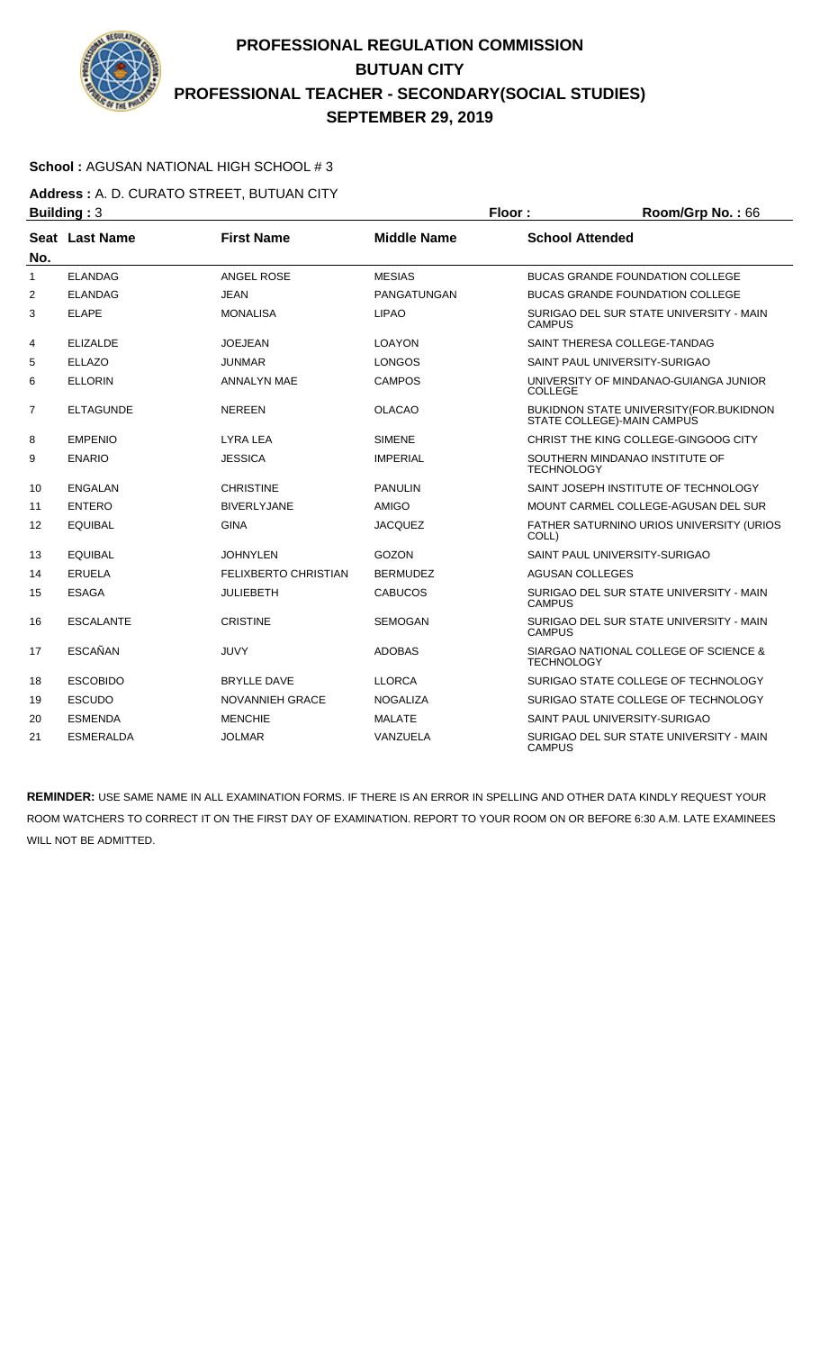# PROFESSIONAL REGULATION COMMISSION
# BUTUAN CITY
# PROFESSIONAL TEACHER - SECONDARY(SOCIAL STUDIES)
# SEPTEMBER 29, 2019

**School :** AGUSAN NATIONAL HIGH SCHOOL # 3

**Address :** A. D. CURATO STREET, BUTUAN CITY

**Building :** 3 **Floor :** **Room/Grp No. :** 66

| Seat No. | Last Name | First Name | Middle Name | School Attended |
|---|---|---|---|---|
| 1 | ELANDAG | ANGEL ROSE | MESIAS | BUCAS GRANDE FOUNDATION COLLEGE |
| 2 | ELANDAG | JEAN | PANGATUNGAN | BUCAS GRANDE FOUNDATION COLLEGE |
| 3 | ELAPE | MONALISA | LIPAO | SURIGAO DEL SUR STATE UNIVERSITY - MAIN CAMPUS |
| 4 | ELIZALDE | JOEJEAN | LOAYON | SAINT THERESA COLLEGE-TANDAG |
| 5 | ELLAZO | JUNMAR | LONGOS | SAINT PAUL UNIVERSITY-SURIGAO |
| 6 | ELLORIN | ANNALYN MAE | CAMPOS | UNIVERSITY OF MINDANAO-GUIANGA JUNIOR COLLEGE |
| 7 | ELTAGUNDE | NEREEN | OLACAO | BUKIDNON STATE UNIVERSITY(FOR.BUKIDNON STATE COLLEGE)-MAIN CAMPUS |
| 8 | EMPENIO | LYRA LEA | SIMENE | CHRIST THE KING COLLEGE-GINGOOG CITY |
| 9 | ENARIO | JESSICA | IMPERIAL | SOUTHERN MINDANAO INSTITUTE OF TECHNOLOGY |
| 10 | ENGALAN | CHRISTINE | PANULIN | SAINT JOSEPH INSTITUTE OF TECHNOLOGY |
| 11 | ENTERO | BIVERLYJANE | AMIGO | MOUNT CARMEL COLLEGE-AGUSAN DEL SUR |
| 12 | EQUIBAL | GINA | JACQUEZ | FATHER SATURNINO URIOS UNIVERSITY (URIOS COLL) |
| 13 | EQUIBAL | JOHNYLEN | GOZON | SAINT PAUL UNIVERSITY-SURIGAO |
| 14 | ERUELA | FELIXBERTO CHRISTIAN | BERMUDEZ | AGUSAN COLLEGES |
| 15 | ESAGA | JULIEBETH | CABUCOS | SURIGAO DEL SUR STATE UNIVERSITY - MAIN CAMPUS |
| 16 | ESCALANTE | CRISTINE | SEMOGAN | SURIGAO DEL SUR STATE UNIVERSITY - MAIN CAMPUS |
| 17 | ESCAÑAN | JUVY | ADOBAS | SIARGAO NATIONAL COLLEGE OF SCIENCE & TECHNOLOGY |
| 18 | ESCOBIDO | BRYLLE DAVE | LLORCA | SURIGAO STATE COLLEGE OF TECHNOLOGY |
| 19 | ESCUDO | NOVANNIEH GRACE | NOGALIZA | SURIGAO STATE COLLEGE OF TECHNOLOGY |
| 20 | ESMENDA | MENCHIE | MALATE | SAINT PAUL UNIVERSITY-SURIGAO |
| 21 | ESMERALDA | JOLMAR | VANZUELA | SURIGAO DEL SUR STATE UNIVERSITY - MAIN CAMPUS |

**REMINDER:** USE SAME NAME IN ALL EXAMINATION FORMS. IF THERE IS AN ERROR IN SPELLING AND OTHER DATA KINDLY REQUEST YOUR ROOM WATCHERS TO CORRECT IT ON THE FIRST DAY OF EXAMINATION. REPORT TO YOUR ROOM ON OR BEFORE 6:30 A.M. LATE EXAMINEES WILL NOT BE ADMITTED.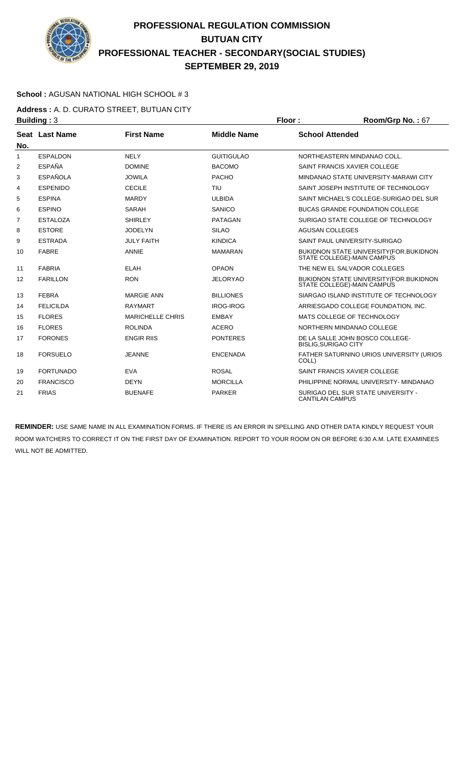# PROFESSIONAL REGULATION COMMISSION
## BUTUAN CITY
## PROFESSIONAL TEACHER - SECONDARY(SOCIAL STUDIES)
## SEPTEMBER 29, 2019

**School :** AGUSAN NATIONAL HIGH SCHOOL # 3

**Address :** A. D. CURATO STREET, BUTUAN CITY

**Building :** 3 **Floor :** **Room/Grp No. :** 67

| Seat No. | Last Name | First Name | Middle Name | School Attended |
|---|---|---|---|---|
| 1 | ESPALDON | NELY | GUITIGULAO | NORTHEASTERN MINDANAO COLL. |
| 2 | ESPAÑA | DOMINE | BACOMO | SAINT FRANCIS XAVIER COLLEGE |
| 3 | ESPAÑOLA | JOWILA | PACHO | MINDANAO STATE UNIVERSITY-MARAWI CITY |
| 4 | ESPENIDO | CECILE | TIU | SAINT JOSEPH INSTITUTE OF TECHNOLOGY |
| 5 | ESPINA | MARDY | ULBIDA | SAINT MICHAEL'S COLLEGE-SURIGAO DEL SUR |
| 6 | ESPINO | SARAH | SANICO | BUCAS GRANDE FOUNDATION COLLEGE |
| 7 | ESTALOZA | SHIRLEY | PATAGAN | SURIGAO STATE COLLEGE OF TECHNOLOGY |
| 8 | ESTORE | JODELYN | SILAO | AGUSAN COLLEGES |
| 9 | ESTRADA | JULY FAITH | KINDICA | SAINT PAUL UNIVERSITY-SURIGAO |
| 10 | FABRE | ANNIE | MAMARAN | BUKIDNON STATE UNIVERSITY(FOR.BUKIDNON STATE COLLEGE)-MAIN CAMPUS |
| 11 | FABRIA | ELAH | OPAON | THE NEW EL SALVADOR COLLEGES |
| 12 | FARILLON | RON | JELORYAO | BUKIDNON STATE UNIVERSITY(FOR.BUKIDNON STATE COLLEGE)-MAIN CAMPUS |
| 13 | FEBRA | MARGIE ANN | BILLIONES | SIARGAO ISLAND INSTITUTE OF TECHNOLOGY |
| 14 | FELICILDA | RAYMART | IROG-IROG | ARRIESGADO COLLEGE FOUNDATION, INC. |
| 15 | FLORES | MARICHELLE CHRIS | EMBAY | MATS COLLEGE OF TECHNOLOGY |
| 16 | FLORES | ROLINDA | ACERO | NORTHERN MINDANAO COLLEGE |
| 17 | FORONES | ENGIR RIIS | PONTERES | DE LA SALLE JOHN BOSCO COLLEGE-BISLIG,SURIGAO CITY |
| 18 | FORSUELO | JEANNE | ENCENADA | FATHER SATURNINO URIOS UNIVERSITY (URIOS COLL) |
| 19 | FORTUNADO | EVA | ROSAL | SAINT FRANCIS XAVIER COLLEGE |
| 20 | FRANCISCO | DEYN | MORCILLA | PHILIPPINE NORMAL UNIVERSITY- MINDANAO |
| 21 | FRIAS | BUENAFE | PARKER | SURIGAO DEL SUR STATE UNIVERSITY - CANTILAN CAMPUS |

**REMINDER:** USE SAME NAME IN ALL EXAMINATION FORMS. IF THERE IS AN ERROR IN SPELLING AND OTHER DATA KINDLY REQUEST YOUR ROOM WATCHERS TO CORRECT IT ON THE FIRST DAY OF EXAMINATION. REPORT TO YOUR ROOM ON OR BEFORE 6:30 A.M. LATE EXAMINEES WILL NOT BE ADMITTED.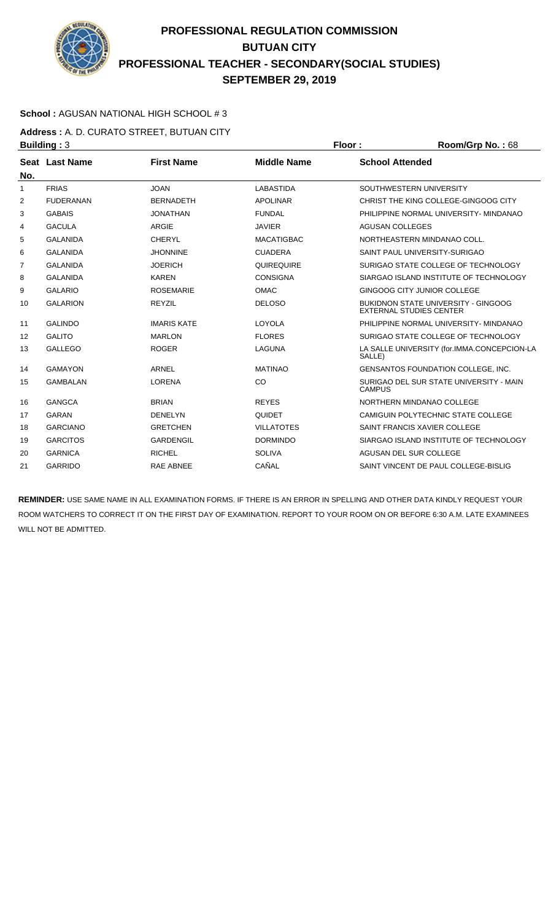# PROFESSIONAL REGULATION COMMISSION
## BUTUAN CITY
## PROFESSIONAL TEACHER - SECONDARY(SOCIAL STUDIES)
## SEPTEMBER 29, 2019

**School :** AGUSAN NATIONAL HIGH SCHOOL # 3

**Address :** A. D. CURATO STREET, BUTUAN CITY

**Building :** 3 **Floor :** **Room/Grp No. :** 68

| Seat No. | Last Name | First Name | Middle Name | School Attended |
|---|---|---|---|---|
| 1 | FRIAS | JOAN | LABASTIDA | SOUTHWESTERN UNIVERSITY |
| 2 | FUDERANAN | BERNADETH | APOLINAR | CHRIST THE KING COLLEGE-GINGOOG CITY |
| 3 | GABAIS | JONATHAN | FUNDAL | PHILIPPINE NORMAL UNIVERSITY- MINDANAO |
| 4 | GACULA | ARGIE | JAVIER | AGUSAN COLLEGES |
| 5 | GALANIDA | CHERYL | MACATIGBAC | NORTHEASTERN MINDANAO COLL. |
| 6 | GALANIDA | JHONNINE | CUADERA | SAINT PAUL UNIVERSITY-SURIGAO |
| 7 | GALANIDA | JOERICH | QUIREQUIRE | SURIGAO STATE COLLEGE OF TECHNOLOGY |
| 8 | GALANIDA | KAREN | CONSIGNA | SIARGAO ISLAND INSTITUTE OF TECHNOLOGY |
| 9 | GALARIO | ROSEMARIE | OMAC | GINGOOG CITY JUNIOR COLLEGE |
| 10 | GALARION | REYZIL | DELOSO | BUKIDNON STATE UNIVERSITY - GINGOOG EXTERNAL STUDIES CENTER |
| 11 | GALINDO | IMARIS KATE | LOYOLA | PHILIPPINE NORMAL UNIVERSITY- MINDANAO |
| 12 | GALITO | MARLON | FLORES | SURIGAO STATE COLLEGE OF TECHNOLOGY |
| 13 | GALLEGO | ROGER | LAGUNA | LA SALLE UNIVERSITY (for.IMMA.CONCEPCION-LA SALLE) |
| 14 | GAMAYON | ARNEL | MATINAO | GENSANTOS FOUNDATION COLLEGE, INC. |
| 15 | GAMBALAN | LORENA | CO | SURIGAO DEL SUR STATE UNIVERSITY - MAIN CAMPUS |
| 16 | GANGCA | BRIAN | REYES | NORTHERN MINDANAO COLLEGE |
| 17 | GARAN | DENELYN | QUIDET | CAMIGUIN POLYTECHNIC STATE COLLEGE |
| 18 | GARCIANO | GRETCHEN | VILLATOTES | SAINT FRANCIS XAVIER COLLEGE |
| 19 | GARCITOS | GARDENGIL | DORMINDO | SIARGAO ISLAND INSTITUTE OF TECHNOLOGY |
| 20 | GARNICA | RICHEL | SOLIVA | AGUSAN DEL SUR COLLEGE |
| 21 | GARRIDO | RAE ABNEE | CAÑAL | SAINT VINCENT DE PAUL COLLEGE-BISLIG |

**REMINDER:** USE SAME NAME IN ALL EXAMINATION FORMS. IF THERE IS AN ERROR IN SPELLING AND OTHER DATA KINDLY REQUEST YOUR ROOM WATCHERS TO CORRECT IT ON THE FIRST DAY OF EXAMINATION. REPORT TO YOUR ROOM ON OR BEFORE 6:30 A.M. LATE EXAMINEES WILL NOT BE ADMITTED.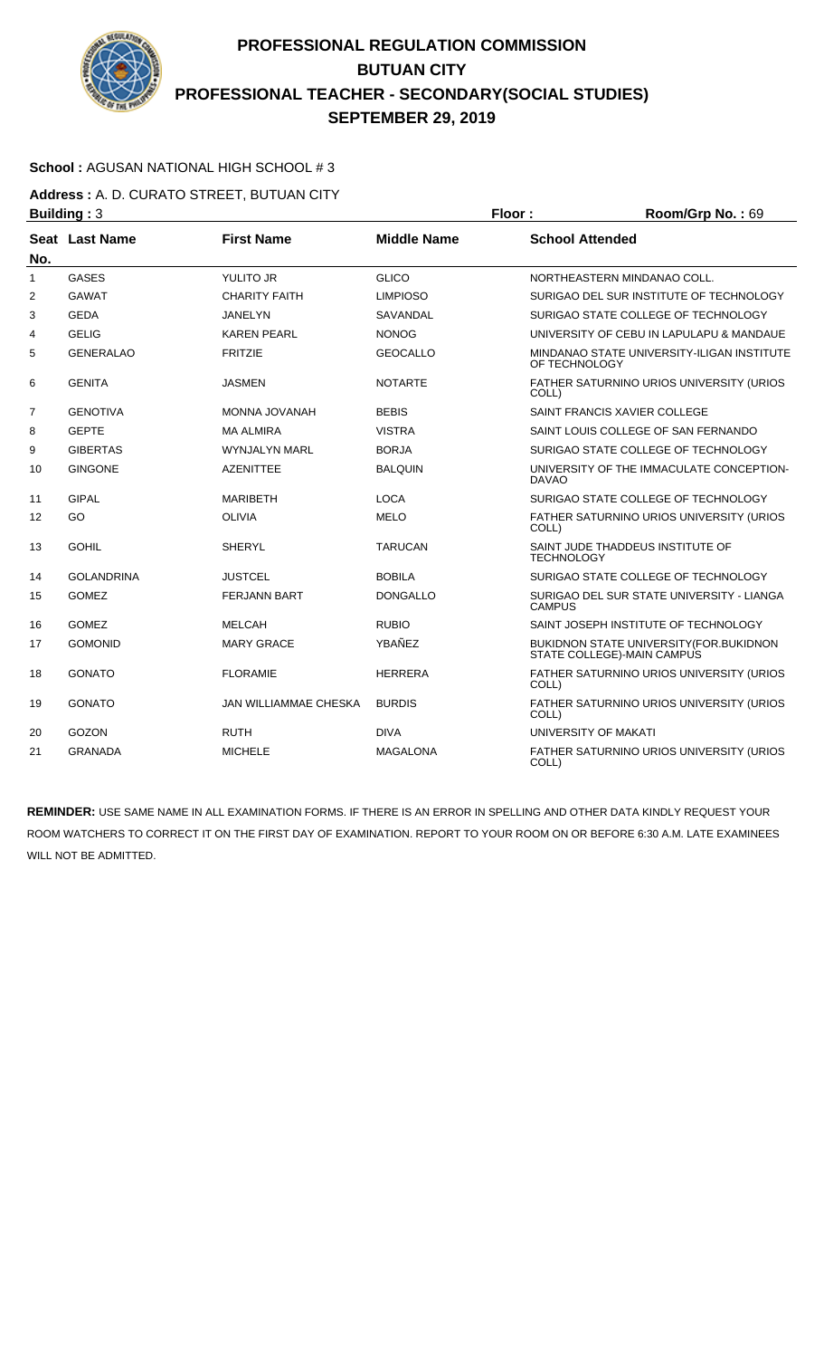# PROFESSIONAL REGULATION COMMISSION
# BUTUAN CITY
# PROFESSIONAL TEACHER - SECONDARY(SOCIAL STUDIES)
# SEPTEMBER 29, 2019

**School :** AGUSAN NATIONAL HIGH SCHOOL # 3

**Address :** A. D. CURATO STREET, BUTUAN CITY

**Building :** 3 **Floor :** **Room/Grp No. :** 69

| Seat No. | Last Name | First Name | Middle Name | School Attended |
|---|---|---|---|---|
| 1 | GASES | YULITO JR | GLICO | NORTHEASTERN MINDANAO COLL. |
| 2 | GAWAT | CHARITY FAITH | LIMPIOSO | SURIGAO DEL SUR INSTITUTE OF TECHNOLOGY |
| 3 | GEDA | JANELYN | SAVANDAL | SURIGAO STATE COLLEGE OF TECHNOLOGY |
| 4 | GELIG | KAREN PEARL | NONOG | UNIVERSITY OF CEBU IN LAPULAPU & MANDAUE |
| 5 | GENERALAO | FRITZIE | GEOCALLO | MINDANAO STATE UNIVERSITY-ILIGAN INSTITUTE OF TECHNOLOGY |
| 6 | GENITA | JASMEN | NOTARTE | FATHER SATURNINO URIOS UNIVERSITY (URIOS COLL) |
| 7 | GENOTIVA | MONNA JOVANAH | BEBIS | SAINT FRANCIS XAVIER COLLEGE |
| 8 | GEPTE | MA ALMIRA | VISTRA | SAINT LOUIS COLLEGE OF SAN FERNANDO |
| 9 | GIBERTAS | WYNJALYN MARL | BORJA | SURIGAO STATE COLLEGE OF TECHNOLOGY |
| 10 | GINGONE | AZENITTEE | BALQUIN | UNIVERSITY OF THE IMMACULATE CONCEPTION-DAVAO |
| 11 | GIPAL | MARIBETH | LOCA | SURIGAO STATE COLLEGE OF TECHNOLOGY |
| 12 | GO | OLIVIA | MELO | FATHER SATURNINO URIOS UNIVERSITY (URIOS COLL) |
| 13 | GOHIL | SHERYL | TARUCAN | SAINT JUDE THADDEUS INSTITUTE OF TECHNOLOGY |
| 14 | GOLANDRINA | JUSTCEL | BOBILA | SURIGAO STATE COLLEGE OF TECHNOLOGY |
| 15 | GOMEZ | FERJANN BART | DONGALLO | SURIGAO DEL SUR STATE UNIVERSITY - LIANGA CAMPUS |
| 16 | GOMEZ | MELCAH | RUBIO | SAINT JOSEPH INSTITUTE OF TECHNOLOGY |
| 17 | GOMONID | MARY GRACE | YBAÑEZ | BUKIDNON STATE UNIVERSITY(FOR.BUKIDNON STATE COLLEGE)-MAIN CAMPUS |
| 18 | GONATO | FLORAMIE | HERRERA | FATHER SATURNINO URIOS UNIVERSITY (URIOS COLL) |
| 19 | GONATO | JAN WILLIAMMAE CHESKA | BURDIS | FATHER SATURNINO URIOS UNIVERSITY (URIOS COLL) |
| 20 | GOZON | RUTH | DIVA | UNIVERSITY OF MAKATI |
| 21 | GRANADA | MICHELE | MAGALONA | FATHER SATURNINO URIOS UNIVERSITY (URIOS COLL) |

**REMINDER:** USE SAME NAME IN ALL EXAMINATION FORMS. IF THERE IS AN ERROR IN SPELLING AND OTHER DATA KINDLY REQUEST YOUR ROOM WATCHERS TO CORRECT IT ON THE FIRST DAY OF EXAMINATION. REPORT TO YOUR ROOM ON OR BEFORE 6:30 A.M. LATE EXAMINEES WILL NOT BE ADMITTED.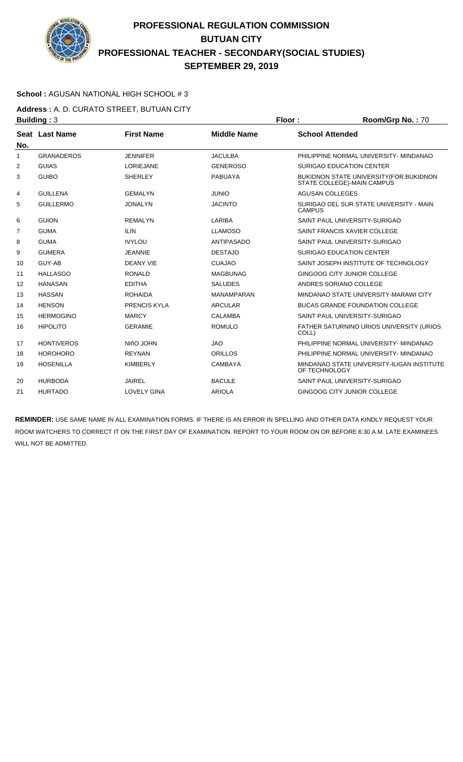# PROFESSIONAL REGULATION COMMISSION
# BUTUAN CITY
# PROFESSIONAL TEACHER - SECONDARY(SOCIAL STUDIES)
# SEPTEMBER 29, 2019

**School :** AGUSAN NATIONAL HIGH SCHOOL # 3

**Address :** A. D. CURATO STREET, BUTUAN CITY

**Building :** 3 **Floor :** **Room/Grp No. :** 70

| Seat No. | Last Name | First Name | Middle Name | School Attended |
|---|---|---|---|---|
| 1 | GRANADEROS | JENNIFER | JACULBA | PHILIPPINE NORMAL UNIVERSITY- MINDANAO |
| 2 | GUIAS | LORIEJANE | GENEROSO | SURIGAO EDUCATION CENTER |
| 3 | GUIBO | SHERLEY | PABUAYA | BUKIDNON STATE UNIVERSITY(FOR.BUKIDNON STATE COLLEGE)-MAIN CAMPUS |
| 4 | GUILLENA | GEMALYN | JUNIO | AGUSAN COLLEGES |
| 5 | GUILLERMO | JONALYN | JACINTO | SURIGAO DEL SUR STATE UNIVERSITY - MAIN CAMPUS |
| 6 | GUION | REMALYN | LARIBA | SAINT PAUL UNIVERSITY-SURIGAO |
| 7 | GUMA | ILIN | LLAMOSO | SAINT FRANCIS XAVIER COLLEGE |
| 8 | GUMA | IVYLOU | ANTIPASADO | SAINT PAUL UNIVERSITY-SURIGAO |
| 9 | GUMERA | JEANNIE | DESTAJO | SURIGAO EDUCATION CENTER |
| 10 | GUY-AB | DEANY VIE | CUAJAO | SAINT JOSEPH INSTITUTE OF TECHNOLOGY |
| 11 | HALLASGO | RONALD | MAGBUNAG | GINGOOG CITY JUNIOR COLLEGE |
| 12 | HANASAN | EDITHA | SALUDES | ANDRES SORIANO COLLEGE |
| 13 | HASSAN | ROHAIDA | MANAMPARAN | MINDANAO STATE UNIVERSITY-MARAWI CITY |
| 14 | HENSON | PRENCIS KYLA | ARCULAR | BUCAS GRANDE FOUNDATION COLLEGE |
| 15 | HERMOGINO | MARCY | CALAMBA | SAINT PAUL UNIVERSITY-SURIGAO |
| 16 | HIPOLITO | GERAMIE | ROMULO | FATHER SATURNINO URIOS UNIVERSITY (URIOS COLL) |
| 17 | HONTIVEROS | NIñO JOHN | JAO | PHILIPPINE NORMAL UNIVERSITY- MINDANAO |
| 18 | HOROHORO | REYNAN | ORILLOS | PHILIPPINE NORMAL UNIVERSITY- MINDANAO |
| 19 | HOSENILLA | KIMBERLY | CAMBAYA | MINDANAO STATE UNIVERSITY-ILIGAN INSTITUTE OF TECHNOLOGY |
| 20 | HURBODA | JAIREL | BACULE | SAINT PAUL UNIVERSITY-SURIGAO |
| 21 | HURTADO | LOVELY GINA | ARIOLA | GINGOOG CITY JUNIOR COLLEGE |

**REMINDER:** USE SAME NAME IN ALL EXAMINATION FORMS. IF THERE IS AN ERROR IN SPELLING AND OTHER DATA KINDLY REQUEST YOUR ROOM WATCHERS TO CORRECT IT ON THE FIRST DAY OF EXAMINATION. REPORT TO YOUR ROOM ON OR BEFORE 6:30 A.M. LATE EXAMINEES WILL NOT BE ADMITTED.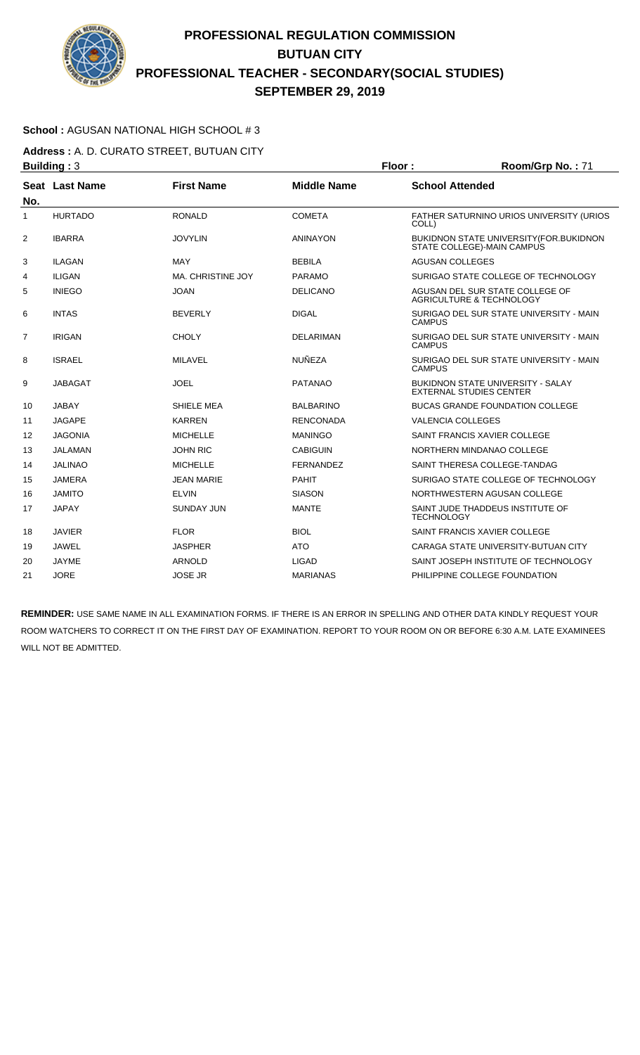# PROFESSIONAL REGULATION COMMISSION
## BUTUAN CITY
## PROFESSIONAL TEACHER - SECONDARY(SOCIAL STUDIES)
## SEPTEMBER 29, 2019

**School :** AGUSAN NATIONAL HIGH SCHOOL # 3

**Address :** A. D. CURATO STREET, BUTUAN CITY

**Building :** 3 **Floor :** **Room/Grp No. :** 71

| Seat No. | Last Name | First Name | Middle Name | School Attended |
|---|---|---|---|---|
| 1 | HURTADO | RONALD | COMETA | FATHER SATURNINO URIOS UNIVERSITY (URIOS COLL) |
| 2 | IBARRA | JOVYLIN | ANINAYON | BUKIDNON STATE UNIVERSITY(FOR.BUKIDNON STATE COLLEGE)-MAIN CAMPUS |
| 3 | ILAGAN | MAY | BEBILA | AGUSAN COLLEGES |
| 4 | ILIGAN | MA. CHRISTINE JOY | PARAMO | SURIGAO STATE COLLEGE OF TECHNOLOGY |
| 5 | INIEGO | JOAN | DELICANO | AGUSAN DEL SUR STATE COLLEGE OF AGRICULTURE & TECHNOLOGY |
| 6 | INTAS | BEVERLY | DIGAL | SURIGAO DEL SUR STATE UNIVERSITY - MAIN CAMPUS |
| 7 | IRIGAN | CHOLY | DELARIMAN | SURIGAO DEL SUR STATE UNIVERSITY - MAIN CAMPUS |
| 8 | ISRAEL | MILAVEL | NUÑEZA | SURIGAO DEL SUR STATE UNIVERSITY - MAIN CAMPUS |
| 9 | JABAGAT | JOEL | PATANAO | BUKIDNON STATE UNIVERSITY - SALAY EXTERNAL STUDIES CENTER |
| 10 | JABAY | SHIELE MEA | BALBARINO | BUCAS GRANDE FOUNDATION COLLEGE |
| 11 | JAGAPE | KARREN | RENCONADA | VALENCIA COLLEGES |
| 12 | JAGONIA | MICHELLE | MANINGO | SAINT FRANCIS XAVIER COLLEGE |
| 13 | JALAMAN | JOHN RIC | CABIGUIN | NORTHERN MINDANAO COLLEGE |
| 14 | JALINAO | MICHELLE | FERNANDEZ | SAINT THERESA COLLEGE-TANDAG |
| 15 | JAMERA | JEAN MARIE | PAHIT | SURIGAO STATE COLLEGE OF TECHNOLOGY |
| 16 | JAMITO | ELVIN | SIASON | NORTHWESTERN AGUSAN COLLEGE |
| 17 | JAPAY | SUNDAY JUN | MANTE | SAINT JUDE THADDEUS INSTITUTE OF TECHNOLOGY |
| 18 | JAVIER | FLOR | BIOL | SAINT FRANCIS XAVIER COLLEGE |
| 19 | JAWEL | JASPHER | ATO | CARAGA STATE UNIVERSITY-BUTUAN CITY |
| 20 | JAYME | ARNOLD | LIGAD | SAINT JOSEPH INSTITUTE OF TECHNOLOGY |
| 21 | JORE | JOSE JR | MARIANAS | PHILIPPINE COLLEGE FOUNDATION |

**REMINDER:** USE SAME NAME IN ALL EXAMINATION FORMS. IF THERE IS AN ERROR IN SPELLING AND OTHER DATA KINDLY REQUEST YOUR ROOM WATCHERS TO CORRECT IT ON THE FIRST DAY OF EXAMINATION. REPORT TO YOUR ROOM ON OR BEFORE 6:30 A.M. LATE EXAMINEES WILL NOT BE ADMITTED.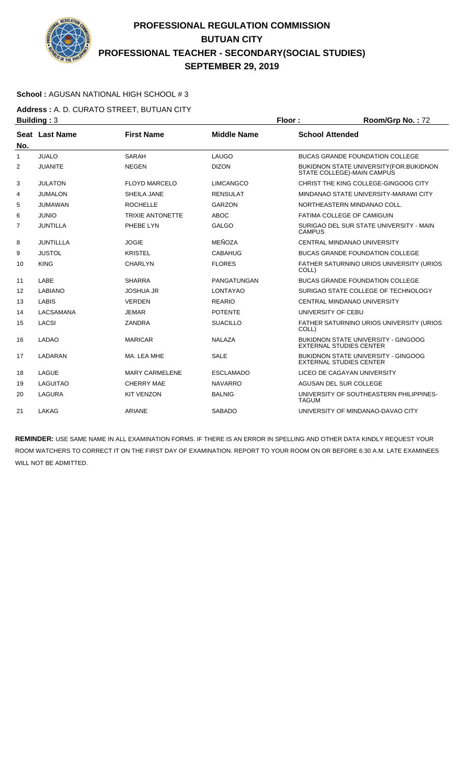# PROFESSIONAL REGULATION COMMISSION
# BUTUAN CITY
# PROFESSIONAL TEACHER - SECONDARY(SOCIAL STUDIES)
# SEPTEMBER 29, 2019

**School :** AGUSAN NATIONAL HIGH SCHOOL # 3

**Address :** A. D. CURATO STREET, BUTUAN CITY

**Building :** 3 **Floor :** **Room/Grp No. :** 72

| Seat No. | Last Name | First Name | Middle Name | School Attended |
|---|---|---|---|---|
| 1 | JUALO | SARAH | LAUGO | BUCAS GRANDE FOUNDATION COLLEGE |
| 2 | JUANITE | NEGEN | DIZON | BUKIDNON STATE UNIVERSITY(FOR.BUKIDNON STATE COLLEGE)-MAIN CAMPUS |
| 3 | JULATON | FLOYD MARCELO | LIMCANGCO | CHRIST THE KING COLLEGE-GINGOOG CITY |
| 4 | JUMALON | SHEILA JANE | RENSULAT | MINDANAO STATE UNIVERSITY-MARAWI CITY |
| 5 | JUMAWAN | ROCHELLE | GARZON | NORTHEASTERN MINDANAO COLL. |
| 6 | JUNIO | TRIXIE ANTONETTE | ABOC | FATIMA COLLEGE OF CAMIGUIN |
| 7 | JUNTILLA | PHEBE LYN | GALGO | SURIGAO DEL SUR STATE UNIVERSITY - MAIN CAMPUS |
| 8 | JUNTILLLA | JOGIE | MEÑOZA | CENTRAL MINDANAO UNIVERSITY |
| 9 | JUSTOL | KRISTEL | CABAHUG | BUCAS GRANDE FOUNDATION COLLEGE |
| 10 | KING | CHARLYN | FLORES | FATHER SATURNINO URIOS UNIVERSITY (URIOS COLL) |
| 11 | LABE | SHARRA | PANGATUNGAN | BUCAS GRANDE FOUNDATION COLLEGE |
| 12 | LABIANO | JOSHUA JR | LONTAYAO | SURIGAO STATE COLLEGE OF TECHNOLOGY |
| 13 | LABIS | VERDEN | REARIO | CENTRAL MINDANAO UNIVERSITY |
| 14 | LACSAMANA | JEMAR | POTENTE | UNIVERSITY OF CEBU |
| 15 | LACSI | ZANDRA | SUACILLO | FATHER SATURNINO URIOS UNIVERSITY (URIOS COLL) |
| 16 | LADAO | MARICAR | NALAZA | BUKIDNON STATE UNIVERSITY - GINGOOG EXTERNAL STUDIES CENTER |
| 17 | LADARAN | MA. LEA MHE | SALE | BUKIDNON STATE UNIVERSITY - GINGOOG EXTERNAL STUDIES CENTER |
| 18 | LAGUE | MARY CARMELENE | ESCLAMADO | LICEO DE CAGAYAN UNIVERSITY |
| 19 | LAGUITAO | CHERRY MAE | NAVARRO | AGUSAN DEL SUR COLLEGE |
| 20 | LAGURA | KIT VENZON | BALNIG | UNIVERSITY OF SOUTHEASTERN PHILIPPINES-TAGUM |
| 21 | LAKAG | ARIANE | SABADO | UNIVERSITY OF MINDANAO-DAVAO CITY |

**REMINDER:** USE SAME NAME IN ALL EXAMINATION FORMS. IF THERE IS AN ERROR IN SPELLING AND OTHER DATA KINDLY REQUEST YOUR ROOM WATCHERS TO CORRECT IT ON THE FIRST DAY OF EXAMINATION. REPORT TO YOUR ROOM ON OR BEFORE 6:30 A.M. LATE EXAMINEES WILL NOT BE ADMITTED.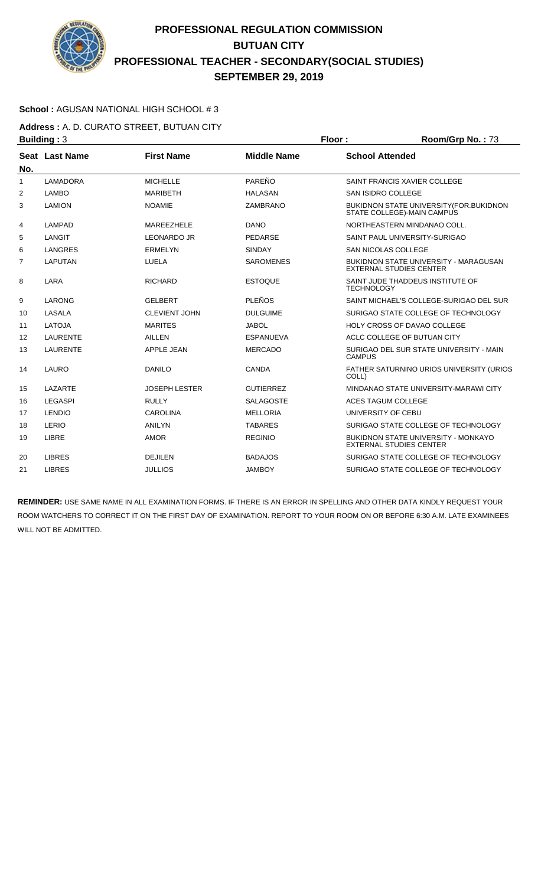# PROFESSIONAL REGULATION COMMISSION
## BUTUAN CITY
## PROFESSIONAL TEACHER - SECONDARY(SOCIAL STUDIES)
## SEPTEMBER 29, 2019

**School :** AGUSAN NATIONAL HIGH SCHOOL # 3

**Address :** A. D. CURATO STREET, BUTUAN CITY

**Building :** 3 **Floor :** **Room/Grp No. :** 73

| Seat No. | Last Name | First Name | Middle Name | School Attended |
|---|---|---|---|---|
| 1 | LAMADORA | MICHELLE | PAREÑO | SAINT FRANCIS XAVIER COLLEGE |
| 2 | LAMBO | MARIBETH | HALASAN | SAN ISIDRO COLLEGE |
| 3 | LAMION | NOAMIE | ZAMBRANO | BUKIDNON STATE UNIVERSITY(FOR.BUKIDNON STATE COLLEGE)-MAIN CAMPUS |
| 4 | LAMPAD | MAREEZHELE | DANO | NORTHEASTERN MINDANAO COLL. |
| 5 | LANGIT | LEONARDO JR | PEDARSE | SAINT PAUL UNIVERSITY-SURIGAO |
| 6 | LANGRES | ERMELYN | SINDAY | SAN NICOLAS COLLEGE |
| 7 | LAPUTAN | LUELA | SAROMENES | BUKIDNON STATE UNIVERSITY - MARAGUSAN EXTERNAL STUDIES CENTER |
| 8 | LARA | RICHARD | ESTOQUE | SAINT JUDE THADDEUS INSTITUTE OF TECHNOLOGY |
| 9 | LARONG | GELBERT | PLEÑOS | SAINT MICHAEL'S COLLEGE-SURIGAO DEL SUR |
| 10 | LASALA | CLEVIENT JOHN | DULGUIME | SURIGAO STATE COLLEGE OF TECHNOLOGY |
| 11 | LATOJA | MARITES | JABOL | HOLY CROSS OF DAVAO COLLEGE |
| 12 | LAURENTE | AILLEN | ESPANUEVA | ACLC COLLEGE OF BUTUAN CITY |
| 13 | LAURENTE | APPLE JEAN | MERCADO | SURIGAO DEL SUR STATE UNIVERSITY - MAIN CAMPUS |
| 14 | LAURO | DANILO | CANDA | FATHER SATURNINO URIOS UNIVERSITY (URIOS COLL) |
| 15 | LAZARTE | JOSEPH LESTER | GUTIERREZ | MINDANAO STATE UNIVERSITY-MARAWI CITY |
| 16 | LEGASPI | RULLY | SALAGOSTE | ACES TAGUM COLLEGE |
| 17 | LENDIO | CAROLINA | MELLORIA | UNIVERSITY OF CEBU |
| 18 | LERIO | ANILYN | TABARES | SURIGAO STATE COLLEGE OF TECHNOLOGY |
| 19 | LIBRE | AMOR | REGINIO | BUKIDNON STATE UNIVERSITY - MONKAYO EXTERNAL STUDIES CENTER |
| 20 | LIBRES | DEJILEN | BADAJOS | SURIGAO STATE COLLEGE OF TECHNOLOGY |
| 21 | LIBRES | JULLIOS | JAMBOY | SURIGAO STATE COLLEGE OF TECHNOLOGY |

**REMINDER:** USE SAME NAME IN ALL EXAMINATION FORMS. IF THERE IS AN ERROR IN SPELLING AND OTHER DATA KINDLY REQUEST YOUR ROOM WATCHERS TO CORRECT IT ON THE FIRST DAY OF EXAMINATION. REPORT TO YOUR ROOM ON OR BEFORE 6:30 A.M. LATE EXAMINEES WILL NOT BE ADMITTED.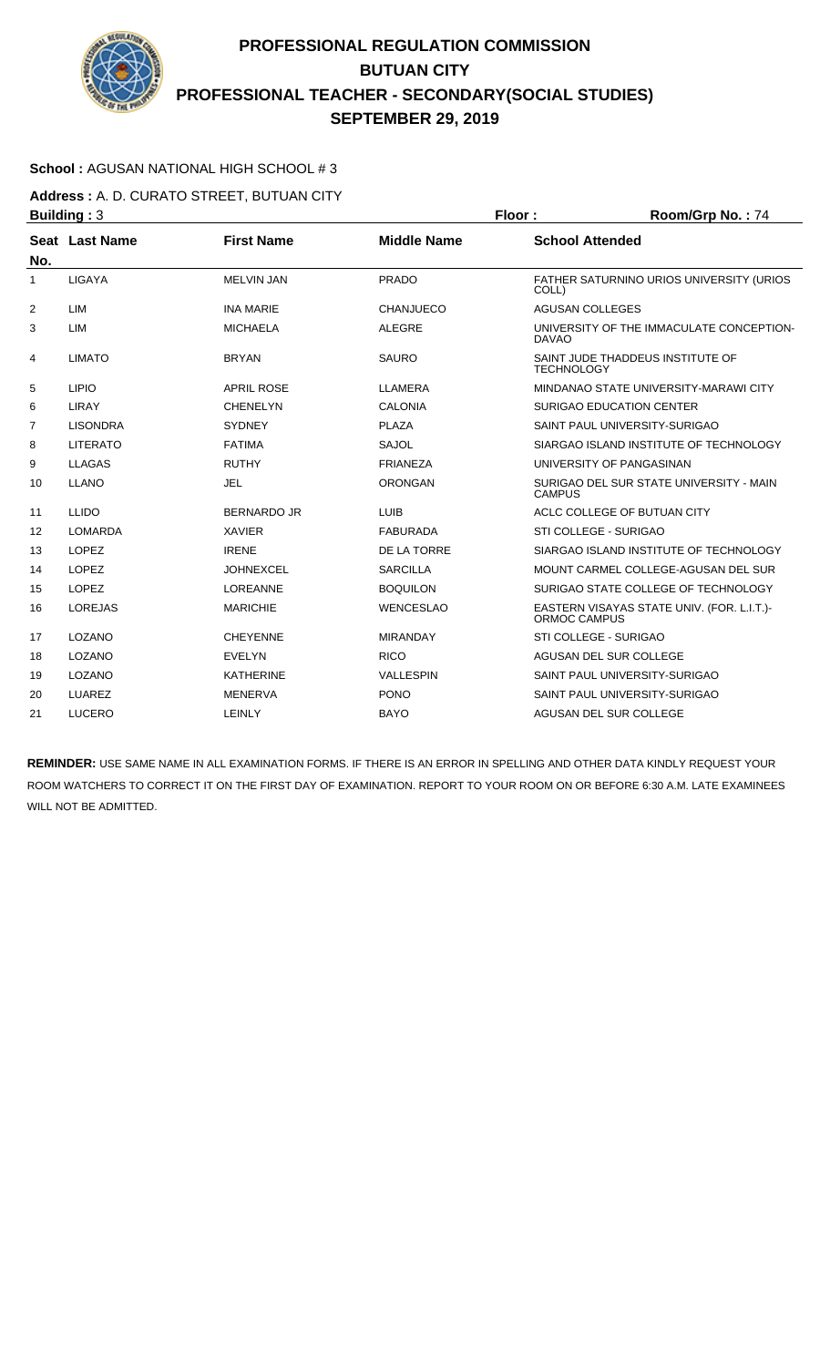# PROFESSIONAL REGULATION COMMISSION
# BUTUAN CITY
# PROFESSIONAL TEACHER - SECONDARY(SOCIAL STUDIES)
# SEPTEMBER 29, 2019

**School :** AGUSAN NATIONAL HIGH SCHOOL # 3

**Address :** A. D. CURATO STREET, BUTUAN CITY

**Building :** 3 **Floor :** **Room/Grp No. :** 74

| Seat No. | Last Name | First Name | Middle Name | School Attended |
|---|---|---|---|---|
| 1 | LIGAYA | MELVIN JAN | PRADO | FATHER SATURNINO URIOS UNIVERSITY (URIOS COLL) |
| 2 | LIM | INA MARIE | CHANJUECO | AGUSAN COLLEGES |
| 3 | LIM | MICHAELA | ALEGRE | UNIVERSITY OF THE IMMACULATE CONCEPTION-DAVAO |
| 4 | LIMATO | BRYAN | SAURO | SAINT JUDE THADDEUS INSTITUTE OF TECHNOLOGY |
| 5 | LIPIO | APRIL ROSE | LLAMERA | MINDANAO STATE UNIVERSITY-MARAWI CITY |
| 6 | LIRAY | CHENELYN | CALONIA | SURIGAO EDUCATION CENTER |
| 7 | LISONDRA | SYDNEY | PLAZA | SAINT PAUL UNIVERSITY-SURIGAO |
| 8 | LITERATO | FATIMA | SAJOL | SIARGAO ISLAND INSTITUTE OF TECHNOLOGY |
| 9 | LLAGAS | RUTHY | FRIANEZA | UNIVERSITY OF PANGASINAN |
| 10 | LLANO | JEL | ORONGAN | SURIGAO DEL SUR STATE UNIVERSITY - MAIN CAMPUS |
| 11 | LLIDO | BERNARDO JR | LUIB | ACLC COLLEGE OF BUTUAN CITY |
| 12 | LOMARDA | XAVIER | FABURADA | STI COLLEGE - SURIGAO |
| 13 | LOPEZ | IRENE | DE LA TORRE | SIARGAO ISLAND INSTITUTE OF TECHNOLOGY |
| 14 | LOPEZ | JOHNEXCEL | SARCILLA | MOUNT CARMEL COLLEGE-AGUSAN DEL SUR |
| 15 | LOPEZ | LOREANNE | BOQUILON | SURIGAO STATE COLLEGE OF TECHNOLOGY |
| 16 | LOREJAS | MARICHIE | WENCESLAO | EASTERN VISAYAS STATE UNIV. (FOR. L.I.T.)-ORMOC CAMPUS |
| 17 | LOZANO | CHEYENNE | MIRANDAY | STI COLLEGE - SURIGAO |
| 18 | LOZANO | EVELYN | RICO | AGUSAN DEL SUR COLLEGE |
| 19 | LOZANO | KATHERINE | VALLESPIN | SAINT PAUL UNIVERSITY-SURIGAO |
| 20 | LUAREZ | MENERVA | PONO | SAINT PAUL UNIVERSITY-SURIGAO |
| 21 | LUCERO | LEINLY | BAYO | AGUSAN DEL SUR COLLEGE |

**REMINDER:** USE SAME NAME IN ALL EXAMINATION FORMS. IF THERE IS AN ERROR IN SPELLING AND OTHER DATA KINDLY REQUEST YOUR ROOM WATCHERS TO CORRECT IT ON THE FIRST DAY OF EXAMINATION. REPORT TO YOUR ROOM ON OR BEFORE 6:30 A.M. LATE EXAMINEES WILL NOT BE ADMITTED.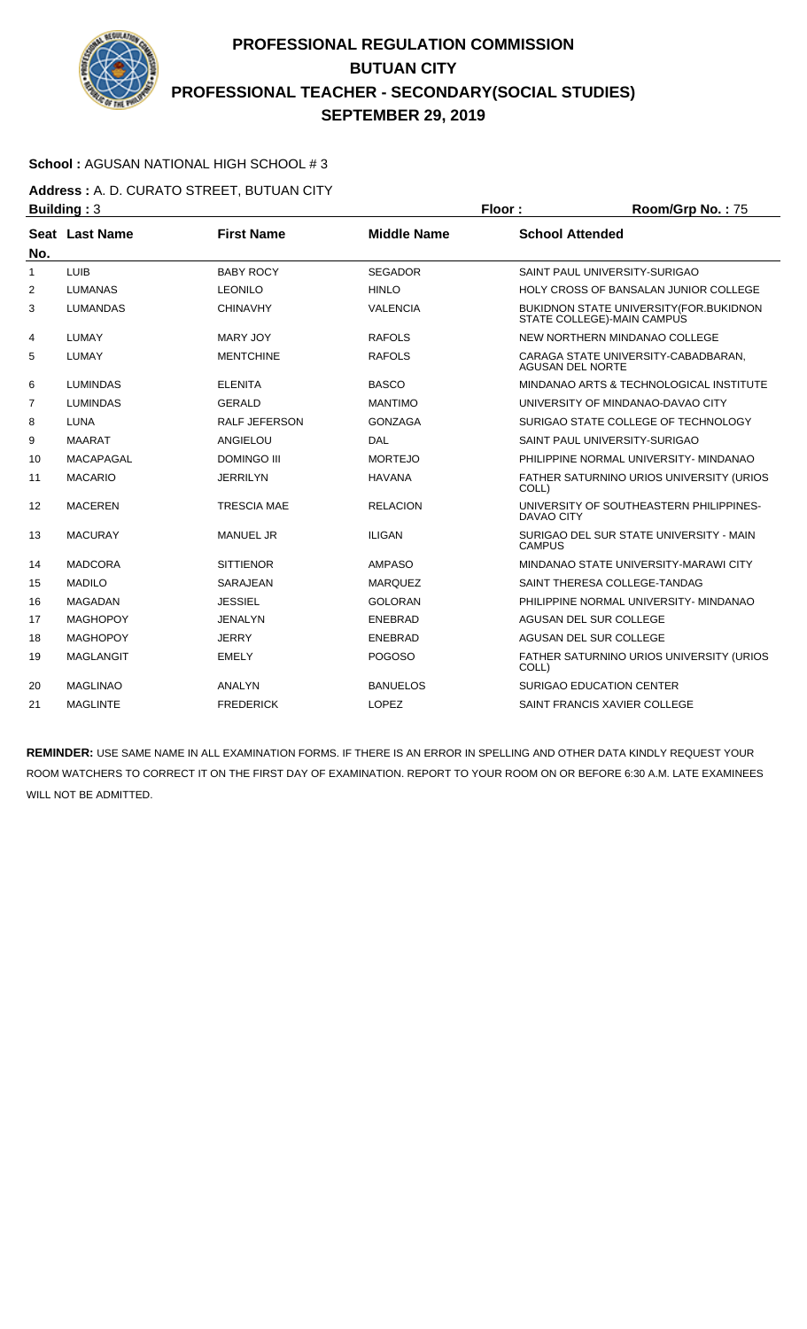# PROFESSIONAL REGULATION COMMISSION
## BUTUAN CITY
## PROFESSIONAL TEACHER - SECONDARY(SOCIAL STUDIES)
## SEPTEMBER 29, 2019

**School :** AGUSAN NATIONAL HIGH SCHOOL # 3

**Address :** A. D. CURATO STREET, BUTUAN CITY

**Building :** 3 **Floor :** **Room/Grp No. :** 75

| Seat No. | Last Name | First Name | Middle Name | School Attended |
|---|---|---|---|---|
| 1 | LUIB | BABY ROCY | SEGADOR | SAINT PAUL UNIVERSITY-SURIGAO |
| 2 | LUMANAS | LEONILO | HINLO | HOLY CROSS OF BANSALAN JUNIOR COLLEGE |
| 3 | LUMANDAS | CHINAVHY | VALENCIA | BUKIDNON STATE UNIVERSITY(FOR.BUKIDNON STATE COLLEGE)-MAIN CAMPUS |
| 4 | LUMAY | MARY JOY | RAFOLS | NEW NORTHERN MINDANAO COLLEGE |
| 5 | LUMAY | MENTCHINE | RAFOLS | CARAGA STATE UNIVERSITY-CABADBARAN, AGUSAN DEL NORTE |
| 6 | LUMINDAS | ELENITA | BASCO | MINDANAO ARTS & TECHNOLOGICAL INSTITUTE |
| 7 | LUMINDAS | GERALD | MANTIMO | UNIVERSITY OF MINDANAO-DAVAO CITY |
| 8 | LUNA | RALF JEFERSON | GONZAGA | SURIGAO STATE COLLEGE OF TECHNOLOGY |
| 9 | MAARAT | ANGIELOU | DAL | SAINT PAUL UNIVERSITY-SURIGAO |
| 10 | MACAPAGAL | DOMINGO III | MORTEJO | PHILIPPINE NORMAL UNIVERSITY- MINDANAO |
| 11 | MACARIO | JERRILYN | HAVANA | FATHER SATURNINO URIOS UNIVERSITY (URIOS COLL) |
| 12 | MACEREN | TRESCIA MAE | RELACION | UNIVERSITY OF SOUTHEASTERN PHILIPPINES-DAVAO CITY |
| 13 | MACURAY | MANUEL JR | ILIGAN | SURIGAO DEL SUR STATE UNIVERSITY - MAIN CAMPUS |
| 14 | MADCORA | SITTIENOR | AMPASO | MINDANAO STATE UNIVERSITY-MARAWI CITY |
| 15 | MADILO | SARAJEAN | MARQUEZ | SAINT THERESA COLLEGE-TANDAG |
| 16 | MAGADAN | JESSIEL | GOLORAN | PHILIPPINE NORMAL UNIVERSITY- MINDANAO |
| 17 | MAGHOPOY | JENALYN | ENEBRAD | AGUSAN DEL SUR COLLEGE |
| 18 | MAGHOPOY | JERRY | ENEBRAD | AGUSAN DEL SUR COLLEGE |
| 19 | MAGLANGIT | EMELY | POGOSO | FATHER SATURNINO URIOS UNIVERSITY (URIOS COLL) |
| 20 | MAGLINAO | ANALYN | BANUELOS | SURIGAO EDUCATION CENTER |
| 21 | MAGLINTE | FREDERICK | LOPEZ | SAINT FRANCIS XAVIER COLLEGE |

**REMINDER:** USE SAME NAME IN ALL EXAMINATION FORMS. IF THERE IS AN ERROR IN SPELLING AND OTHER DATA KINDLY REQUEST YOUR ROOM WATCHERS TO CORRECT IT ON THE FIRST DAY OF EXAMINATION. REPORT TO YOUR ROOM ON OR BEFORE 6:30 A.M. LATE EXAMINEES WILL NOT BE ADMITTED.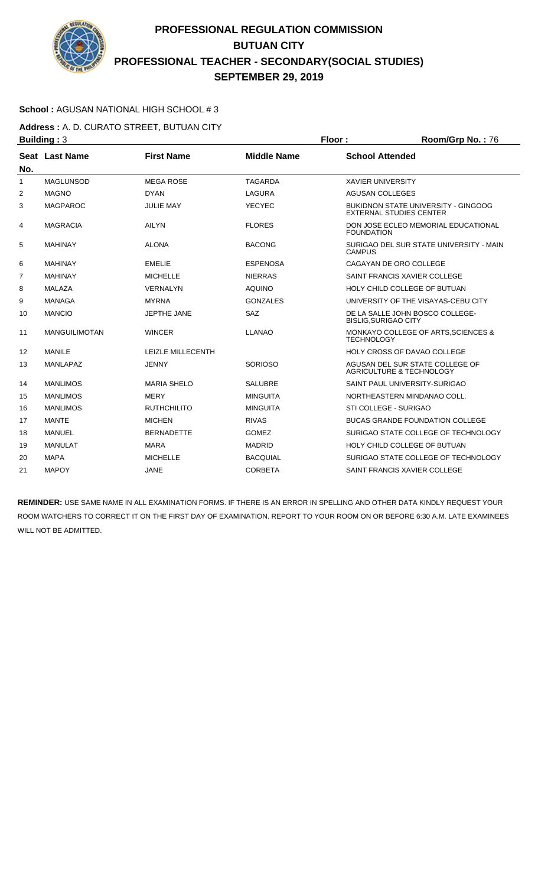# PROFESSIONAL REGULATION COMMISSION
## BUTUAN CITY
## PROFESSIONAL TEACHER - SECONDARY(SOCIAL STUDIES)
## SEPTEMBER 29, 2019

**School :** AGUSAN NATIONAL HIGH SCHOOL # 3

**Address :** A. D. CURATO STREET, BUTUAN CITY

**Building :** 3 **Floor :** **Room/Grp No. :** 76

| Seat No. | Last Name | First Name | Middle Name | School Attended |
|---|---|---|---|---|
| 1 | MAGLUNSOD | MEGA ROSE | TAGARDA | XAVIER UNIVERSITY |
| 2 | MAGNO | DYAN | LAGURA | AGUSAN COLLEGES |
| 3 | MAGPAROC | JULIE MAY | YECYEC | BUKIDNON STATE UNIVERSITY - GINGOOG EXTERNAL STUDIES CENTER |
| 4 | MAGRACIA | AILYN | FLORES | DON JOSE ECLEO MEMORIAL EDUCATIONAL FOUNDATION |
| 5 | MAHINAY | ALONA | BACONG | SURIGAO DEL SUR STATE UNIVERSITY - MAIN CAMPUS |
| 6 | MAHINAY | EMELIE | ESPENOSA | CAGAYAN DE ORO COLLEGE |
| 7 | MAHINAY | MICHELLE | NIERRAS | SAINT FRANCIS XAVIER COLLEGE |
| 8 | MALAZA | VERNALYN | AQUINO | HOLY CHILD COLLEGE OF BUTUAN |
| 9 | MANAGA | MYRNA | GONZALES | UNIVERSITY OF THE VISAYAS-CEBU CITY |
| 10 | MANCIO | JEPTHE JANE | SAZ | DE LA SALLE JOHN BOSCO COLLEGE-BISLIG,SURIGAO CITY |
| 11 | MANGUILIMOTAN | WINCER | LLANAO | MONKAYO COLLEGE OF ARTS,SCIENCES & TECHNOLOGY |
| 12 | MANILE | LEIZLE MILLECENTH | | HOLY CROSS OF DAVAO COLLEGE |
| 13 | MANLAPAZ | JENNY | SORIOSO | AGUSAN DEL SUR STATE COLLEGE OF AGRICULTURE & TECHNOLOGY |
| 14 | MANLIMOS | MARIA SHELO | SALUBRE | SAINT PAUL UNIVERSITY-SURIGAO |
| 15 | MANLIMOS | MERY | MINGUITA | NORTHEASTERN MINDANAO COLL. |
| 16 | MANLIMOS | RUTHCHILITO | MINGUITA | STI COLLEGE - SURIGAO |
| 17 | MANTE | MICHEN | RIVAS | BUCAS GRANDE FOUNDATION COLLEGE |
| 18 | MANUEL | BERNADETTE | GOMEZ | SURIGAO STATE COLLEGE OF TECHNOLOGY |
| 19 | MANULAT | MARA | MADRID | HOLY CHILD COLLEGE OF BUTUAN |
| 20 | MAPA | MICHELLE | BACQUIAL | SURIGAO STATE COLLEGE OF TECHNOLOGY |
| 21 | MAPOY | JANE | CORBETA | SAINT FRANCIS XAVIER COLLEGE |

**REMINDER:** USE SAME NAME IN ALL EXAMINATION FORMS. IF THERE IS AN ERROR IN SPELLING AND OTHER DATA KINDLY REQUEST YOUR ROOM WATCHERS TO CORRECT IT ON THE FIRST DAY OF EXAMINATION. REPORT TO YOUR ROOM ON OR BEFORE 6:30 A.M. LATE EXAMINEES WILL NOT BE ADMITTED.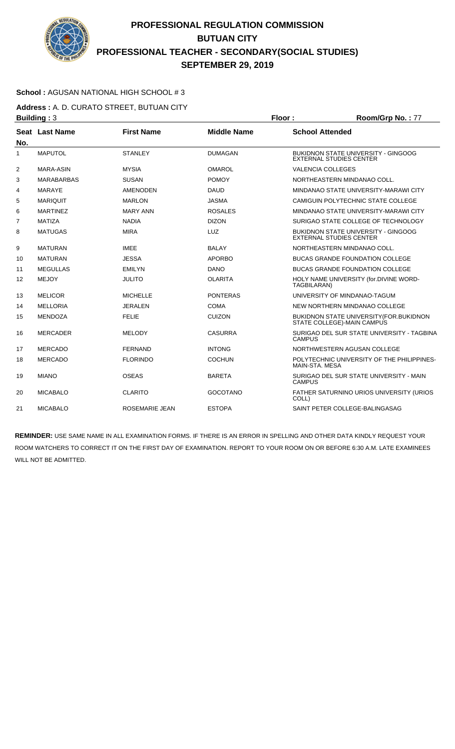# PROFESSIONAL REGULATION COMMISSION
# BUTUAN CITY
# PROFESSIONAL TEACHER - SECONDARY(SOCIAL STUDIES)
# SEPTEMBER 29, 2019

**School :** AGUSAN NATIONAL HIGH SCHOOL # 3

**Address :** A. D. CURATO STREET, BUTUAN CITY

**Building :** 3 **Floor :** **Room/Grp No. :** 77

| Seat No. | Last Name | First Name | Middle Name | School Attended |
|---|---|---|---|---|
| 1 | MAPUTOL | STANLEY | DUMAGAN | BUKIDNON STATE UNIVERSITY - GINGOOG EXTERNAL STUDIES CENTER |
| 2 | MARA-ASIN | MYSIA | OMAROL | VALENCIA COLLEGES |
| 3 | MARABARBAS | SUSAN | POMOY | NORTHEASTERN MINDANAO COLL. |
| 4 | MARAYE | AMENODEN | DAUD | MINDANAO STATE UNIVERSITY-MARAWI CITY |
| 5 | MARIQUIT | MARLON | JASMA | CAMIGUIN POLYTECHNIC STATE COLLEGE |
| 6 | MARTINEZ | MARY ANN | ROSALES | MINDANAO STATE UNIVERSITY-MARAWI CITY |
| 7 | MATIZA | NADIA | DIZON | SURIGAO STATE COLLEGE OF TECHNOLOGY |
| 8 | MATUGAS | MIRA | LUZ | BUKIDNON STATE UNIVERSITY - GINGOOG EXTERNAL STUDIES CENTER |
| 9 | MATURAN | IMEE | BALAY | NORTHEASTERN MINDANAO COLL. |
| 10 | MATURAN | JESSA | APORBO | BUCAS GRANDE FOUNDATION COLLEGE |
| 11 | MEGULLAS | EMILYN | DANO | BUCAS GRANDE FOUNDATION COLLEGE |
| 12 | MEJOY | JULITO | OLARITA | HOLY NAME UNIVERSITY (for.DIVINE WORD-TAGBILARAN) |
| 13 | MELICOR | MICHELLE | PONTERAS | UNIVERSITY OF MINDANAO-TAGUM |
| 14 | MELLORIA | JERALEN | COMA | NEW NORTHERN MINDANAO COLLEGE |
| 15 | MENDOZA | FELIE | CUIZON | BUKIDNON STATE UNIVERSITY(FOR.BUKIDNON STATE COLLEGE)-MAIN CAMPUS |
| 16 | MERCADER | MELODY | CASURRA | SURIGAO DEL SUR STATE UNIVERSITY - TAGBINA CAMPUS |
| 17 | MERCADO | FERNAND | INTONG | NORTHWESTERN AGUSAN COLLEGE |
| 18 | MERCADO | FLORINDO | COCHUN | POLYTECHNIC UNIVERSITY OF THE PHILIPPINES-MAIN-STA. MESA |
| 19 | MIANO | OSEAS | BARETA | SURIGAO DEL SUR STATE UNIVERSITY - MAIN CAMPUS |
| 20 | MICABALO | CLARITO | GOCOTANO | FATHER SATURNINO URIOS UNIVERSITY (URIOS COLL) |
| 21 | MICABALO | ROSEMARIE JEAN | ESTOPA | SAINT PETER COLLEGE-BALINGASAG |

**REMINDER:** USE SAME NAME IN ALL EXAMINATION FORMS. IF THERE IS AN ERROR IN SPELLING AND OTHER DATA KINDLY REQUEST YOUR ROOM WATCHERS TO CORRECT IT ON THE FIRST DAY OF EXAMINATION. REPORT TO YOUR ROOM ON OR BEFORE 6:30 A.M. LATE EXAMINEES WILL NOT BE ADMITTED.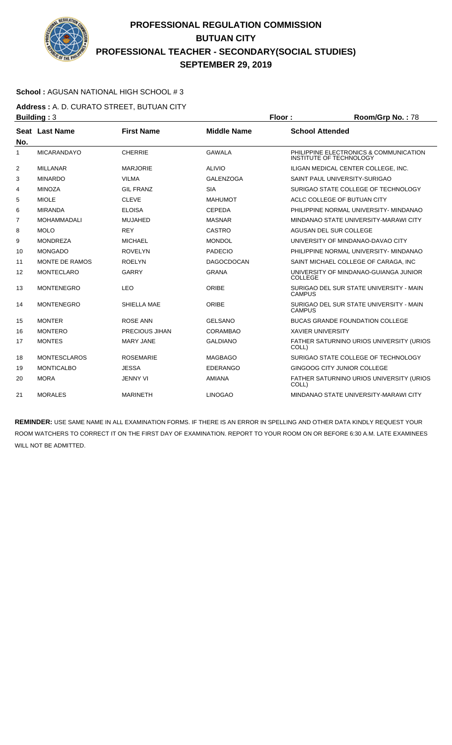# PROFESSIONAL REGULATION COMMISSION
# BUTUAN CITY
# PROFESSIONAL TEACHER - SECONDARY(SOCIAL STUDIES)
# SEPTEMBER 29, 2019

**School :** AGUSAN NATIONAL HIGH SCHOOL # 3

**Address :** A. D. CURATO STREET, BUTUAN CITY

**Building :** 3 **Floor :** **Room/Grp No. :** 78

| Seat No. | Last Name | First Name | Middle Name | School Attended |
|---|---|---|---|---|
| 1 | MICARANDAYO | CHERRIE | GAWALA | PHILIPPINE ELECTRONICS & COMMUNICATION INSTITUTE OF TECHNOLOGY |
| 2 | MILLANAR | MARJORIE | ALIVIO | ILIGAN MEDICAL CENTER COLLEGE, INC. |
| 3 | MINARDO | VILMA | GALENZOGA | SAINT PAUL UNIVERSITY-SURIGAO |
| 4 | MINOZA | GIL FRANZ | SIA | SURIGAO STATE COLLEGE OF TECHNOLOGY |
| 5 | MIOLE | CLEVE | MAHUMOT | ACLC COLLEGE OF BUTUAN CITY |
| 6 | MIRANDA | ELOISA | CEPEDA | PHILIPPINE NORMAL UNIVERSITY- MINDANAO |
| 7 | MOHAMMADALI | MUJAHED | MASNAR | MINDANAO STATE UNIVERSITY-MARAWI CITY |
| 8 | MOLO | REY | CASTRO | AGUSAN DEL SUR COLLEGE |
| 9 | MONDREZA | MICHAEL | MONDOL | UNIVERSITY OF MINDANAO-DAVAO CITY |
| 10 | MONGADO | ROVELYN | PADECIO | PHILIPPINE NORMAL UNIVERSITY- MINDANAO |
| 11 | MONTE DE RAMOS | ROELYN | DAGOCDOCAN | SAINT MICHAEL COLLEGE OF CARAGA, INC |
| 12 | MONTECLARO | GARRY | GRANA | UNIVERSITY OF MINDANAO-GUIANGA JUNIOR COLLEGE |
| 13 | MONTENEGRO | LEO | ORIBE | SURIGAO DEL SUR STATE UNIVERSITY - MAIN CAMPUS |
| 14 | MONTENEGRO | SHIELLA MAE | ORIBE | SURIGAO DEL SUR STATE UNIVERSITY - MAIN CAMPUS |
| 15 | MONTER | ROSE ANN | GELSANO | BUCAS GRANDE FOUNDATION COLLEGE |
| 16 | MONTERO | PRECIOUS JIHAN | CORAMBAO | XAVIER UNIVERSITY |
| 17 | MONTES | MARY JANE | GALDIANO | FATHER SATURNINO URIOS UNIVERSITY (URIOS COLL) |
| 18 | MONTESCLAROS | ROSEMARIE | MAGBAGO | SURIGAO STATE COLLEGE OF TECHNOLOGY |
| 19 | MONTICALBO | JESSA | EDERANGO | GINGOOG CITY JUNIOR COLLEGE |
| 20 | MORA | JENNY VI | AMIANA | FATHER SATURNINO URIOS UNIVERSITY (URIOS COLL) |
| 21 | MORALES | MARINETH | LINOGAO | MINDANAO STATE UNIVERSITY-MARAWI CITY |

**REMINDER:** USE SAME NAME IN ALL EXAMINATION FORMS. IF THERE IS AN ERROR IN SPELLING AND OTHER DATA KINDLY REQUEST YOUR ROOM WATCHERS TO CORRECT IT ON THE FIRST DAY OF EXAMINATION. REPORT TO YOUR ROOM ON OR BEFORE 6:30 A.M. LATE EXAMINEES WILL NOT BE ADMITTED.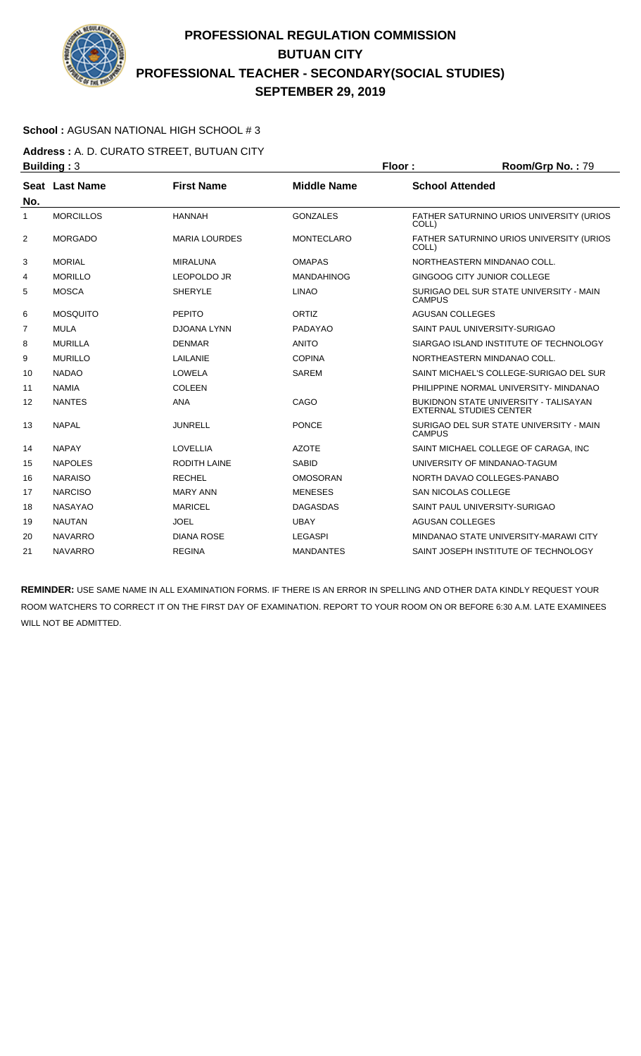# PROFESSIONAL REGULATION COMMISSION
# BUTUAN CITY
# PROFESSIONAL TEACHER - SECONDARY(SOCIAL STUDIES)
# SEPTEMBER 29, 2019

**School :** AGUSAN NATIONAL HIGH SCHOOL # 3

**Address :** A. D. CURATO STREET, BUTUAN CITY

**Building :** 3 **Floor :** **Room/Grp No. :** 79

| Seat No. | Last Name | First Name | Middle Name | School Attended |
|---|---|---|---|---|
| 1 | MORCILLOS | HANNAH | GONZALES | FATHER SATURNINO URIOS UNIVERSITY (URIOS COLL) |
| 2 | MORGADO | MARIA LOURDES | MONTECLARO | FATHER SATURNINO URIOS UNIVERSITY (URIOS COLL) |
| 3 | MORIAL | MIRALUNA | OMAPAS | NORTHEASTERN MINDANAO COLL. |
| 4 | MORILLO | LEOPOLDO JR | MANDAHINOG | GINGOOG CITY JUNIOR COLLEGE |
| 5 | MOSCA | SHERYLE | LINAO | SURIGAO DEL SUR STATE UNIVERSITY - MAIN CAMPUS |
| 6 | MOSQUITO | PEPITO | ORTIZ | AGUSAN COLLEGES |
| 7 | MULA | DJOANA LYNN | PADAYAO | SAINT PAUL UNIVERSITY-SURIGAO |
| 8 | MURILLA | DENMAR | ANITO | SIARGAO ISLAND INSTITUTE OF TECHNOLOGY |
| 9 | MURILLO | LAILANIE | COPINA | NORTHEASTERN MINDANAO COLL. |
| 10 | NADAO | LOWELA | SAREM | SAINT MICHAEL'S COLLEGE-SURIGAO DEL SUR |
| 11 | NAMIA | COLEEN | | PHILIPPINE NORMAL UNIVERSITY- MINDANAO |
| 12 | NANTES | ANA | CAGO | BUKIDNON STATE UNIVERSITY - TALISAYAN EXTERNAL STUDIES CENTER |
| 13 | NAPAL | JUNRELL | PONCE | SURIGAO DEL SUR STATE UNIVERSITY - MAIN CAMPUS |
| 14 | NAPAY | LOVELLIA | AZOTE | SAINT MICHAEL COLLEGE OF CARAGA, INC |
| 15 | NAPOLES | RODITH LAINE | SABID | UNIVERSITY OF MINDANAO-TAGUM |
| 16 | NARAISO | RECHEL | OMOSORAN | NORTH DAVAO COLLEGES-PANABO |
| 17 | NARCISO | MARY ANN | MENESES | SAN NICOLAS COLLEGE |
| 18 | NASAYAO | MARICEL | DAGASDAS | SAINT PAUL UNIVERSITY-SURIGAO |
| 19 | NAUTAN | JOEL | UBAY | AGUSAN COLLEGES |
| 20 | NAVARRO | DIANA ROSE | LEGASPI | MINDANAO STATE UNIVERSITY-MARAWI CITY |
| 21 | NAVARRO | REGINA | MANDANTES | SAINT JOSEPH INSTITUTE OF TECHNOLOGY |

**REMINDER:** USE SAME NAME IN ALL EXAMINATION FORMS. IF THERE IS AN ERROR IN SPELLING AND OTHER DATA KINDLY REQUEST YOUR ROOM WATCHERS TO CORRECT IT ON THE FIRST DAY OF EXAMINATION. REPORT TO YOUR ROOM ON OR BEFORE 6:30 A.M. LATE EXAMINEES WILL NOT BE ADMITTED.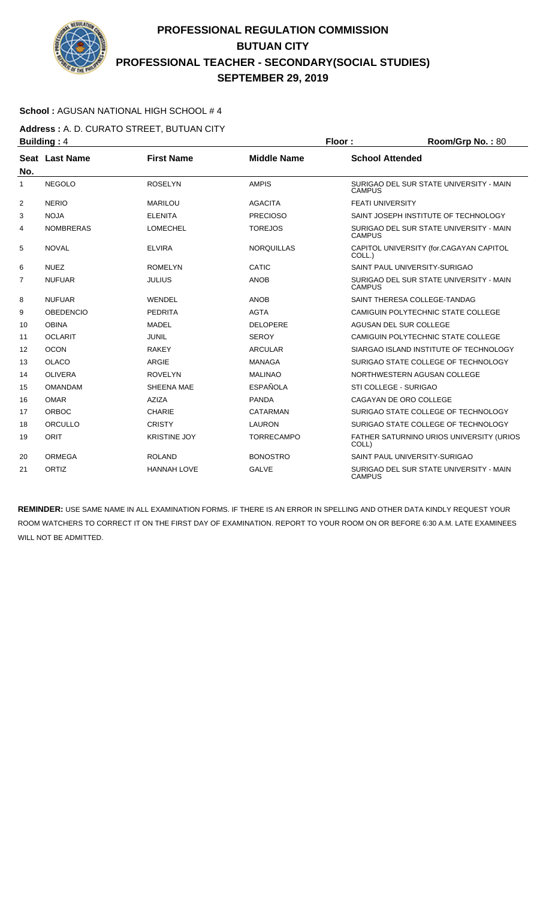# PROFESSIONAL REGULATION COMMISSION
## BUTUAN CITY
## PROFESSIONAL TEACHER - SECONDARY(SOCIAL STUDIES)
## SEPTEMBER 29, 2019

**School :** AGUSAN NATIONAL HIGH SCHOOL # 4

**Address :** A. D. CURATO STREET, BUTUAN CITY

**Building :** 4 **Floor :** **Room/Grp No. :** 80

| Seat No. | Last Name | First Name | Middle Name | School Attended |
|---|---|---|---|---|
| 1 | NEGOLO | ROSELYN | AMPIS | SURIGAO DEL SUR STATE UNIVERSITY - MAIN CAMPUS |
| 2 | NERIO | MARILOU | AGACITA | FEATI UNIVERSITY |
| 3 | NOJA | ELENITA | PRECIOSO | SAINT JOSEPH INSTITUTE OF TECHNOLOGY |
| 4 | NOMBRERAS | LOMECHEL | TOREJOS | SURIGAO DEL SUR STATE UNIVERSITY - MAIN CAMPUS |
| 5 | NOVAL | ELVIRA | NORQUILLAS | CAPITOL UNIVERSITY (for.CAGAYAN CAPITOL COLL.) |
| 6 | NUEZ | ROMELYN | CATIC | SAINT PAUL UNIVERSITY-SURIGAO |
| 7 | NUFUAR | JULIUS | ANOB | SURIGAO DEL SUR STATE UNIVERSITY - MAIN CAMPUS |
| 8 | NUFUAR | WENDEL | ANOB | SAINT THERESA COLLEGE-TANDAG |
| 9 | OBEDENCIO | PEDRITA | AGTA | CAMIGUIN POLYTECHNIC STATE COLLEGE |
| 10 | OBINA | MADEL | DELOPERE | AGUSAN DEL SUR COLLEGE |
| 11 | OCLARIT | JUNIL | SEROY | CAMIGUIN POLYTECHNIC STATE COLLEGE |
| 12 | OCON | RAKEY | ARCULAR | SIARGAO ISLAND INSTITUTE OF TECHNOLOGY |
| 13 | OLACO | ARGIE | MANAGA | SURIGAO STATE COLLEGE OF TECHNOLOGY |
| 14 | OLIVERA | ROVELYN | MALINAO | NORTHWESTERN AGUSAN COLLEGE |
| 15 | OMANDAM | SHEENA MAE | ESPAÑOLA | STI COLLEGE - SURIGAO |
| 16 | OMAR | AZIZA | PANDA | CAGAYAN DE ORO COLLEGE |
| 17 | ORBOC | CHARIE | CATARMAN | SURIGAO STATE COLLEGE OF TECHNOLOGY |
| 18 | ORCULLO | CRISTY | LAURON | SURIGAO STATE COLLEGE OF TECHNOLOGY |
| 19 | ORIT | KRISTINE JOY | TORRECAMPO | FATHER SATURNINO URIOS UNIVERSITY (URIOS COLL) |
| 20 | ORMEGA | ROLAND | BONOSTRO | SAINT PAUL UNIVERSITY-SURIGAO |
| 21 | ORTIZ | HANNAH LOVE | GALVE | SURIGAO DEL SUR STATE UNIVERSITY - MAIN CAMPUS |

**REMINDER:** USE SAME NAME IN ALL EXAMINATION FORMS. IF THERE IS AN ERROR IN SPELLING AND OTHER DATA KINDLY REQUEST YOUR ROOM WATCHERS TO CORRECT IT ON THE FIRST DAY OF EXAMINATION. REPORT TO YOUR ROOM ON OR BEFORE 6:30 A.M. LATE EXAMINEES WILL NOT BE ADMITTED.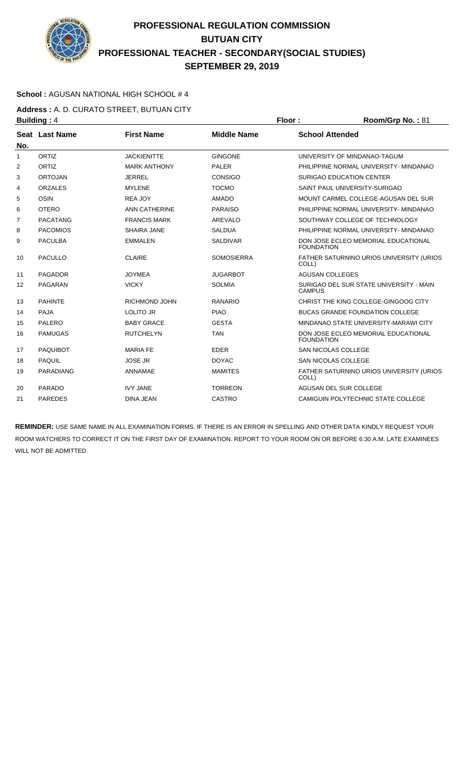# PROFESSIONAL REGULATION COMMISSION
# BUTUAN CITY
# PROFESSIONAL TEACHER - SECONDARY(SOCIAL STUDIES)
# SEPTEMBER 29, 2019

**School :** AGUSAN NATIONAL HIGH SCHOOL # 4

**Address :** A. D. CURATO STREET, BUTUAN CITY

**Building :** 4 **Floor :** **Room/Grp No. :** 81

| Seat No. | Last Name | First Name | Middle Name | School Attended |
|---|---|---|---|---|
| 1 | ORTIZ | JACKIENITTE | GINGONE | UNIVERSITY OF MINDANAO-TAGUM |
| 2 | ORTIZ | MARK ANTHONY | PALER | PHILIPPINE NORMAL UNIVERSITY- MINDANAO |
| 3 | ORTOJAN | JERREL | CONSIGO | SURIGAO EDUCATION CENTER |
| 4 | ORZALES | MYLENE | TOCMO | SAINT PAUL UNIVERSITY-SURIGAO |
| 5 | OSIN | REA JOY | AMADO | MOUNT CARMEL COLLEGE-AGUSAN DEL SUR |
| 6 | OTERO | ANN CATHERINE | PARAISO | PHILIPPINE NORMAL UNIVERSITY- MINDANAO |
| 7 | PACATANG | FRANCIS MARK | AREVALO | SOUTHWAY COLLEGE OF TECHNOLOGY |
| 8 | PACOMIOS | SHAIRA JANE | SALDUA | PHILIPPINE NORMAL UNIVERSITY- MINDANAO |
| 9 | PACULBA | EMMALEN | SALDIVAR | DON JOSE ECLEO MEMORIAL EDUCATIONAL FOUNDATION |
| 10 | PACULLO | CLAIRE | SOMOSIERRA | FATHER SATURNINO URIOS UNIVERSITY (URIOS COLL) |
| 11 | PAGADOR | JOYMEA | JUGARBOT | AGUSAN COLLEGES |
| 12 | PAGARAN | VICKY | SOLMIA | SURIGAO DEL SUR STATE UNIVERSITY - MAIN CAMPUS |
| 13 | PAHINTE | RICHMOND JOHN | RANARIO | CHRIST THE KING COLLEGE-GINGOOG CITY |
| 14 | PAJA | LOLITO JR | PIAO | BUCAS GRANDE FOUNDATION COLLEGE |
| 15 | PALERO | BABY GRACE | GESTA | MINDANAO STATE UNIVERSITY-MARAWI CITY |
| 16 | PAMUGAS | RUTCHELYN | TAN | DON JOSE ECLEO MEMORIAL EDUCATIONAL FOUNDATION |
| 17 | PAQUIBOT | MARIA FE | EDER | SAN NICOLAS COLLEGE |
| 18 | PAQUIL | JOSE JR | DOYAC | SAN NICOLAS COLLEGE |
| 19 | PARADIANG | ANNAMAE | MAMITES | FATHER SATURNINO URIOS UNIVERSITY (URIOS COLL) |
| 20 | PARADO | IVY JANE | TORREON | AGUSAN DEL SUR COLLEGE |
| 21 | PAREDES | DINA JEAN | CASTRO | CAMIGUIN POLYTECHNIC STATE COLLEGE |

**REMINDER:** USE SAME NAME IN ALL EXAMINATION FORMS. IF THERE IS AN ERROR IN SPELLING AND OTHER DATA KINDLY REQUEST YOUR ROOM WATCHERS TO CORRECT IT ON THE FIRST DAY OF EXAMINATION. REPORT TO YOUR ROOM ON OR BEFORE 6:30 A.M. LATE EXAMINEES WILL NOT BE ADMITTED.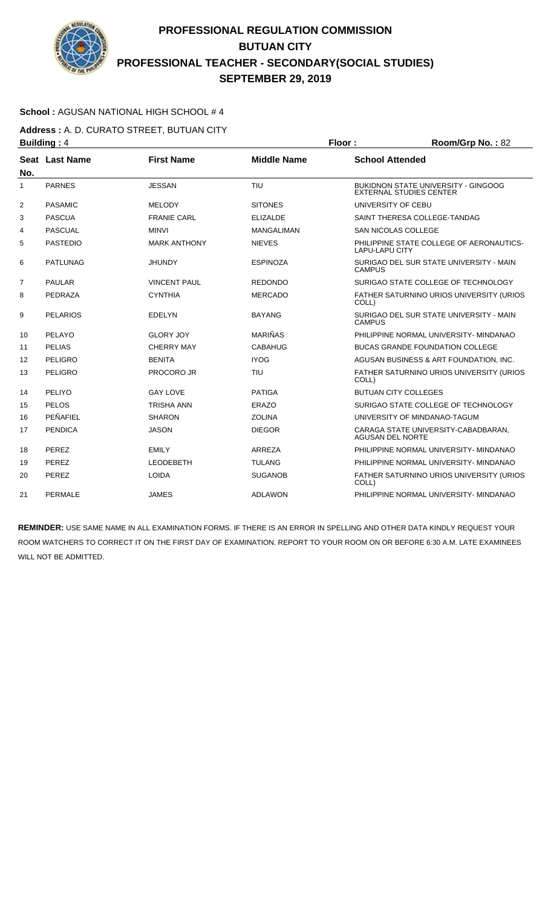# PROFESSIONAL REGULATION COMMISSION
## BUTUAN CITY
## PROFESSIONAL TEACHER - SECONDARY(SOCIAL STUDIES)
## SEPTEMBER 29, 2019

**School :** AGUSAN NATIONAL HIGH SCHOOL # 4

**Address :** A. D. CURATO STREET, BUTUAN CITY

**Building :** 4 **Floor :** **Room/Grp No. :** 82

| Seat No. | Last Name | First Name | Middle Name | School Attended |
|---|---|---|---|---|
| 1 | PARNES | JESSAN | TIU | BUKIDNON STATE UNIVERSITY - GINGOOG EXTERNAL STUDIES CENTER |
| 2 | PASAMIC | MELODY | SITONES | UNIVERSITY OF CEBU |
| 3 | PASCUA | FRANIE CARL | ELIZALDE | SAINT THERESA COLLEGE-TANDAG |
| 4 | PASCUAL | MINVI | MANGALIMAN | SAN NICOLAS COLLEGE |
| 5 | PASTEDIO | MARK ANTHONY | NIEVES | PHILIPPINE STATE COLLEGE OF AERONAUTICS-LAPU-LAPU CITY |
| 6 | PATLUNAG | JHUNDY | ESPINOZA | SURIGAO DEL SUR STATE UNIVERSITY - MAIN CAMPUS |
| 7 | PAULAR | VINCENT PAUL | REDONDO | SURIGAO STATE COLLEGE OF TECHNOLOGY |
| 8 | PEDRAZA | CYNTHIA | MERCADO | FATHER SATURNINO URIOS UNIVERSITY (URIOS COLL) |
| 9 | PELARIOS | EDELYN | BAYANG | SURIGAO DEL SUR STATE UNIVERSITY - MAIN CAMPUS |
| 10 | PELAYO | GLORY JOY | MARIÑAS | PHILIPPINE NORMAL UNIVERSITY- MINDANAO |
| 11 | PELIAS | CHERRY MAY | CABAHUG | BUCAS GRANDE FOUNDATION COLLEGE |
| 12 | PELIGRO | BENITA | IYOG | AGUSAN BUSINESS & ART FOUNDATION, INC. |
| 13 | PELIGRO | PROCORO JR | TIU | FATHER SATURNINO URIOS UNIVERSITY (URIOS COLL) |
| 14 | PELIYO | GAY LOVE | PATIGA | BUTUAN CITY COLLEGES |
| 15 | PELOS | TRISHA ANN | ERAZO | SURIGAO STATE COLLEGE OF TECHNOLOGY |
| 16 | PEÑAFIEL | SHARON | ZOLINA | UNIVERSITY OF MINDANAO-TAGUM |
| 17 | PENDICA | JASON | DIEGOR | CARAGA STATE UNIVERSITY-CABADBARAN, AGUSAN DEL NORTE |
| 18 | PEREZ | EMILY | ARREZA | PHILIPPINE NORMAL UNIVERSITY- MINDANAO |
| 19 | PEREZ | LEODEBETH | TULANG | PHILIPPINE NORMAL UNIVERSITY- MINDANAO |
| 20 | PEREZ | LOIDA | SUGANOB | FATHER SATURNINO URIOS UNIVERSITY (URIOS COLL) |
| 21 | PERMALE | JAMES | ADLAWON | PHILIPPINE NORMAL UNIVERSITY- MINDANAO |

**REMINDER:** USE SAME NAME IN ALL EXAMINATION FORMS. IF THERE IS AN ERROR IN SPELLING AND OTHER DATA KINDLY REQUEST YOUR ROOM WATCHERS TO CORRECT IT ON THE FIRST DAY OF EXAMINATION. REPORT TO YOUR ROOM ON OR BEFORE 6:30 A.M. LATE EXAMINEES WILL NOT BE ADMITTED.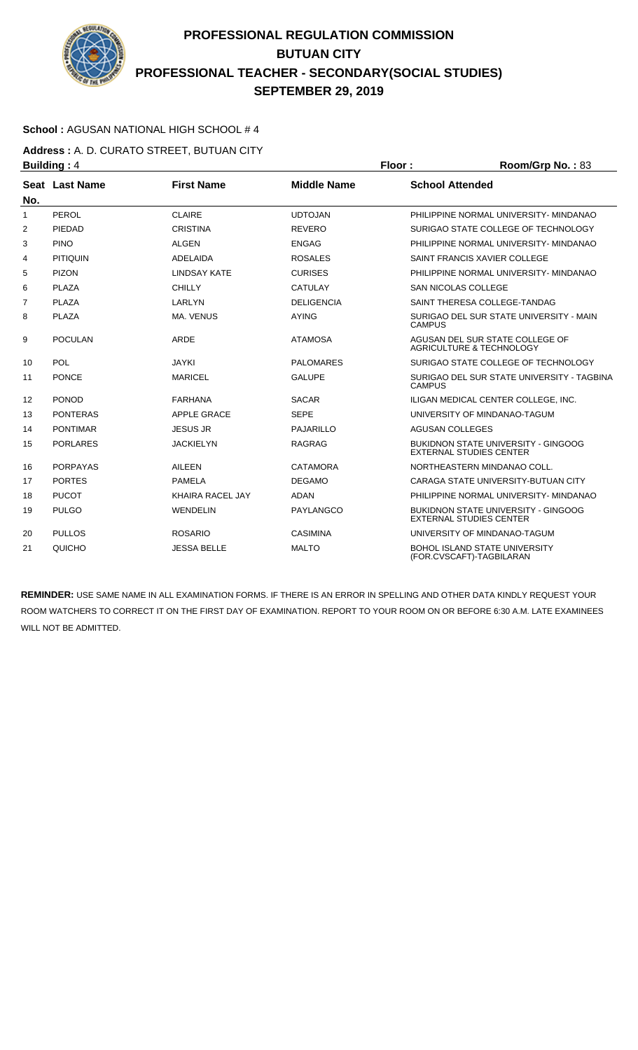# PROFESSIONAL REGULATION COMMISSION
## BUTUAN CITY
## PROFESSIONAL TEACHER - SECONDARY(SOCIAL STUDIES)
## SEPTEMBER 29, 2019

**School :** AGUSAN NATIONAL HIGH SCHOOL # 4

**Address :** A. D. CURATO STREET, BUTUAN CITY

**Building :** 4 **Floor :** **Room/Grp No. :** 83

| Seat No. | Last Name | First Name | Middle Name | School Attended |
|---|---|---|---|---|
| 1 | PEROL | CLAIRE | UDTOJAN | PHILIPPINE NORMAL UNIVERSITY- MINDANAO |
| 2 | PIEDAD | CRISTINA | REVERO | SURIGAO STATE COLLEGE OF TECHNOLOGY |
| 3 | PINO | ALGEN | ENGAG | PHILIPPINE NORMAL UNIVERSITY- MINDANAO |
| 4 | PITIQUIN | ADELAIDA | ROSALES | SAINT FRANCIS XAVIER COLLEGE |
| 5 | PIZON | LINDSAY KATE | CURISES | PHILIPPINE NORMAL UNIVERSITY- MINDANAO |
| 6 | PLAZA | CHILLY | CATULAY | SAN NICOLAS COLLEGE |
| 7 | PLAZA | LARLYN | DELIGENCIA | SAINT THERESA COLLEGE-TANDAG |
| 8 | PLAZA | MA. VENUS | AYING | SURIGAO DEL SUR STATE UNIVERSITY - MAIN CAMPUS |
| 9 | POCULAN | ARDE | ATAMOSA | AGUSAN DEL SUR STATE COLLEGE OF AGRICULTURE & TECHNOLOGY |
| 10 | POL | JAYKI | PALOMARES | SURIGAO STATE COLLEGE OF TECHNOLOGY |
| 11 | PONCE | MARICEL | GALUPE | SURIGAO DEL SUR STATE UNIVERSITY - TAGBINA CAMPUS |
| 12 | PONOD | FARHANA | SACAR | ILIGAN MEDICAL CENTER COLLEGE, INC. |
| 13 | PONTERAS | APPLE GRACE | SEPE | UNIVERSITY OF MINDANAO-TAGUM |
| 14 | PONTIMAR | JESUS JR | PAJARILLO | AGUSAN COLLEGES |
| 15 | PORLARES | JACKIELYN | RAGRAG | BUKIDNON STATE UNIVERSITY - GINGOOG EXTERNAL STUDIES CENTER |
| 16 | PORPAYAS | AILEEN | CATAMORA | NORTHEASTERN MINDANAO COLL. |
| 17 | PORTES | PAMELA | DEGAMO | CARAGA STATE UNIVERSITY-BUTUAN CITY |
| 18 | PUCOT | KHAIRA RACEL JAY | ADAN | PHILIPPINE NORMAL UNIVERSITY- MINDANAO |
| 19 | PULGO | WENDELIN | PAYLANGCO | BUKIDNON STATE UNIVERSITY - GINGOOG EXTERNAL STUDIES CENTER |
| 20 | PULLOS | ROSARIO | CASIMINA | UNIVERSITY OF MINDANAO-TAGUM |
| 21 | QUICHO | JESSA BELLE | MALTO | BOHOL ISLAND STATE UNIVERSITY (FOR.CVSCAFT)-TAGBILARAN |

**REMINDER:** USE SAME NAME IN ALL EXAMINATION FORMS. IF THERE IS AN ERROR IN SPELLING AND OTHER DATA KINDLY REQUEST YOUR ROOM WATCHERS TO CORRECT IT ON THE FIRST DAY OF EXAMINATION. REPORT TO YOUR ROOM ON OR BEFORE 6:30 A.M. LATE EXAMINEES WILL NOT BE ADMITTED.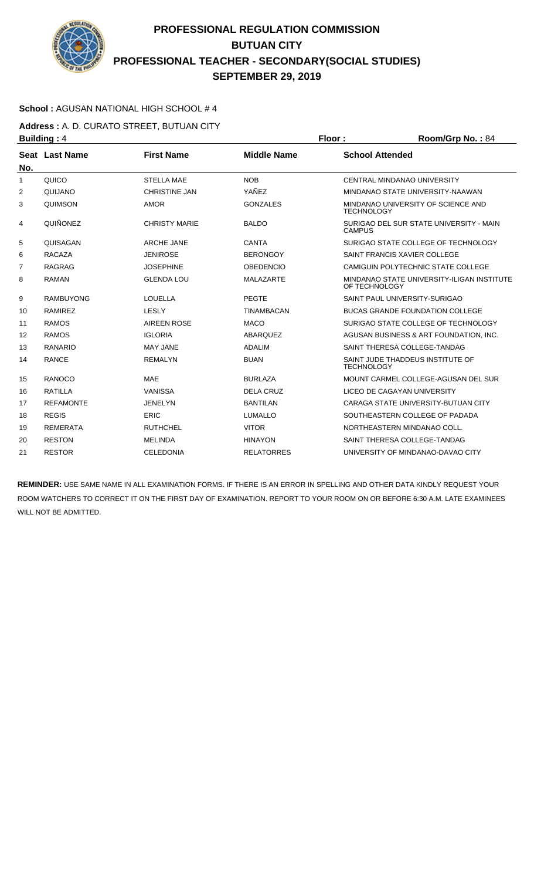# PROFESSIONAL REGULATION COMMISSION
## BUTUAN CITY
## PROFESSIONAL TEACHER - SECONDARY(SOCIAL STUDIES)
## SEPTEMBER 29, 2019

**School :** AGUSAN NATIONAL HIGH SCHOOL # 4

**Address :** A. D. CURATO STREET, BUTUAN CITY

**Building :** 4 **Floor :** **Room/Grp No. :** 84

| Seat No. | Last Name | First Name | Middle Name | School Attended |
|---|---|---|---|---|
| 1 | QUICO | STELLA MAE | NOB | CENTRAL MINDANAO UNIVERSITY |
| 2 | QUIJANO | CHRISTINE JAN | YAÑEZ | MINDANAO STATE UNIVERSITY-NAAWAN |
| 3 | QUIMSON | AMOR | GONZALES | MINDANAO UNIVERSITY OF SCIENCE AND TECHNOLOGY |
| 4 | QUIÑONEZ | CHRISTY MARIE | BALDO | SURIGAO DEL SUR STATE UNIVERSITY - MAIN CAMPUS |
| 5 | QUISAGAN | ARCHE JANE | CANTA | SURIGAO STATE COLLEGE OF TECHNOLOGY |
| 6 | RACAZA | JENIROSE | BERONGOY | SAINT FRANCIS XAVIER COLLEGE |
| 7 | RAGRAG | JOSEPHINE | OBEDENCIO | CAMIGUIN POLYTECHNIC STATE COLLEGE |
| 8 | RAMAN | GLENDA LOU | MALAZARTE | MINDANAO STATE UNIVERSITY-ILIGAN INSTITUTE OF TECHNOLOGY |
| 9 | RAMBUYONG | LOUELLA | PEGTE | SAINT PAUL UNIVERSITY-SURIGAO |
| 10 | RAMIREZ | LESLY | TINAMBACAN | BUCAS GRANDE FOUNDATION COLLEGE |
| 11 | RAMOS | AIREEN ROSE | MACO | SURIGAO STATE COLLEGE OF TECHNOLOGY |
| 12 | RAMOS | IGLORIA | ABARQUEZ | AGUSAN BUSINESS & ART FOUNDATION, INC. |
| 13 | RANARIO | MAY JANE | ADALIM | SAINT THERESA COLLEGE-TANDAG |
| 14 | RANCE | REMALYN | BUAN | SAINT JUDE THADDEUS INSTITUTE OF TECHNOLOGY |
| 15 | RANOCO | MAE | BURLAZA | MOUNT CARMEL COLLEGE-AGUSAN DEL SUR |
| 16 | RATILLA | VANISSA | DELA CRUZ | LICEO DE CAGAYAN UNIVERSITY |
| 17 | REFAMONTE | JENELYN | BANTILAN | CARAGA STATE UNIVERSITY-BUTUAN CITY |
| 18 | REGIS | ERIC | LUMALLO | SOUTHEASTERN COLLEGE OF PADADA |
| 19 | REMERATA | RUTHCHEL | VITOR | NORTHEASTERN MINDANAO COLL. |
| 20 | RESTON | MELINDA | HINAYON | SAINT THERESA COLLEGE-TANDAG |
| 21 | RESTOR | CELEDONIA | RELATORRES | UNIVERSITY OF MINDANAO-DAVAO CITY |

**REMINDER:** USE SAME NAME IN ALL EXAMINATION FORMS. IF THERE IS AN ERROR IN SPELLING AND OTHER DATA KINDLY REQUEST YOUR ROOM WATCHERS TO CORRECT IT ON THE FIRST DAY OF EXAMINATION. REPORT TO YOUR ROOM ON OR BEFORE 6:30 A.M. LATE EXAMINEES WILL NOT BE ADMITTED.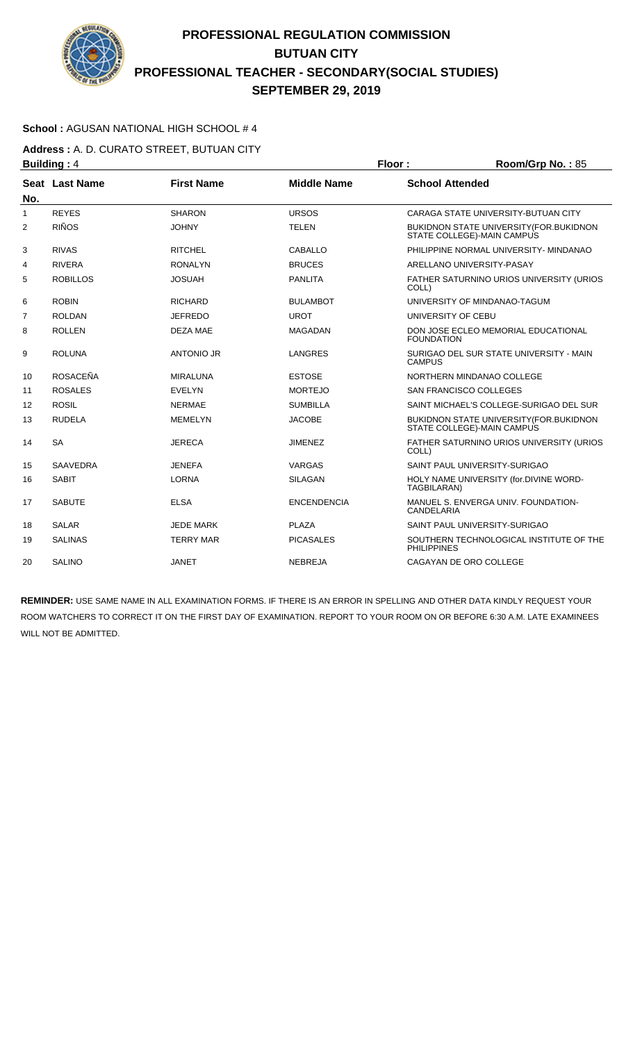# PROFESSIONAL REGULATION COMMISSION
# BUTUAN CITY
# PROFESSIONAL TEACHER - SECONDARY(SOCIAL STUDIES)
# SEPTEMBER 29, 2019

**School :** AGUSAN NATIONAL HIGH SCHOOL # 4

**Address :** A. D. CURATO STREET, BUTUAN CITY

**Building :** 4 **Floor :** **Room/Grp No. :** 85

| Seat No. | Last Name | First Name | Middle Name | School Attended |
|---|---|---|---|---|
| 1 | REYES | SHARON | URSOS | CARAGA STATE UNIVERSITY-BUTUAN CITY |
| 2 | RIÑOS | JOHNY | TELEN | BUKIDNON STATE UNIVERSITY(FOR.BUKIDNON STATE COLLEGE)-MAIN CAMPUS |
| 3 | RIVAS | RITCHEL | CABALLO | PHILIPPINE NORMAL UNIVERSITY- MINDANAO |
| 4 | RIVERA | RONALYN | BRUCES | ARELLANO UNIVERSITY-PASAY |
| 5 | ROBILLOS | JOSUAH | PANLITA | FATHER SATURNINO URIOS UNIVERSITY (URIOS COLL) |
| 6 | ROBIN | RICHARD | BULAMBOT | UNIVERSITY OF MINDANAO-TAGUM |
| 7 | ROLDAN | JEFREDO | UROT | UNIVERSITY OF CEBU |
| 8 | ROLLEN | DEZA MAE | MAGADAN | DON JOSE ECLEO MEMORIAL EDUCATIONAL FOUNDATION |
| 9 | ROLUNA | ANTONIO JR | LANGRES | SURIGAO DEL SUR STATE UNIVERSITY - MAIN CAMPUS |
| 10 | ROSACEÑA | MIRALUNA | ESTOSE | NORTHERN MINDANAO COLLEGE |
| 11 | ROSALES | EVELYN | MORTEJO | SAN FRANCISCO COLLEGES |
| 12 | ROSIL | NERMAE | SUMBILLA | SAINT MICHAEL'S COLLEGE-SURIGAO DEL SUR |
| 13 | RUDELA | MEMELYN | JACOBE | BUKIDNON STATE UNIVERSITY(FOR.BUKIDNON STATE COLLEGE)-MAIN CAMPUS |
| 14 | SA | JERECA | JIMENEZ | FATHER SATURNINO URIOS UNIVERSITY (URIOS COLL) |
| 15 | SAAVEDRA | JENEFA | VARGAS | SAINT PAUL UNIVERSITY-SURIGAO |
| 16 | SABIT | LORNA | SILAGAN | HOLY NAME UNIVERSITY (for.DIVINE WORD-TAGBILARAN) |
| 17 | SABUTE | ELSA | ENCENDENCIA | MANUEL S. ENVERGA UNIV. FOUNDATION-CANDELARIA |
| 18 | SALAR | JEDE MARK | PLAZA | SAINT PAUL UNIVERSITY-SURIGAO |
| 19 | SALINAS | TERRY MAR | PICASALES | SOUTHERN TECHNOLOGICAL INSTITUTE OF THE PHILIPPINES |
| 20 | SALINO | JANET | NEBREJA | CAGAYAN DE ORO COLLEGE |

**REMINDER:** USE SAME NAME IN ALL EXAMINATION FORMS. IF THERE IS AN ERROR IN SPELLING AND OTHER DATA KINDLY REQUEST YOUR ROOM WATCHERS TO CORRECT IT ON THE FIRST DAY OF EXAMINATION. REPORT TO YOUR ROOM ON OR BEFORE 6:30 A.M. LATE EXAMINEES WILL NOT BE ADMITTED.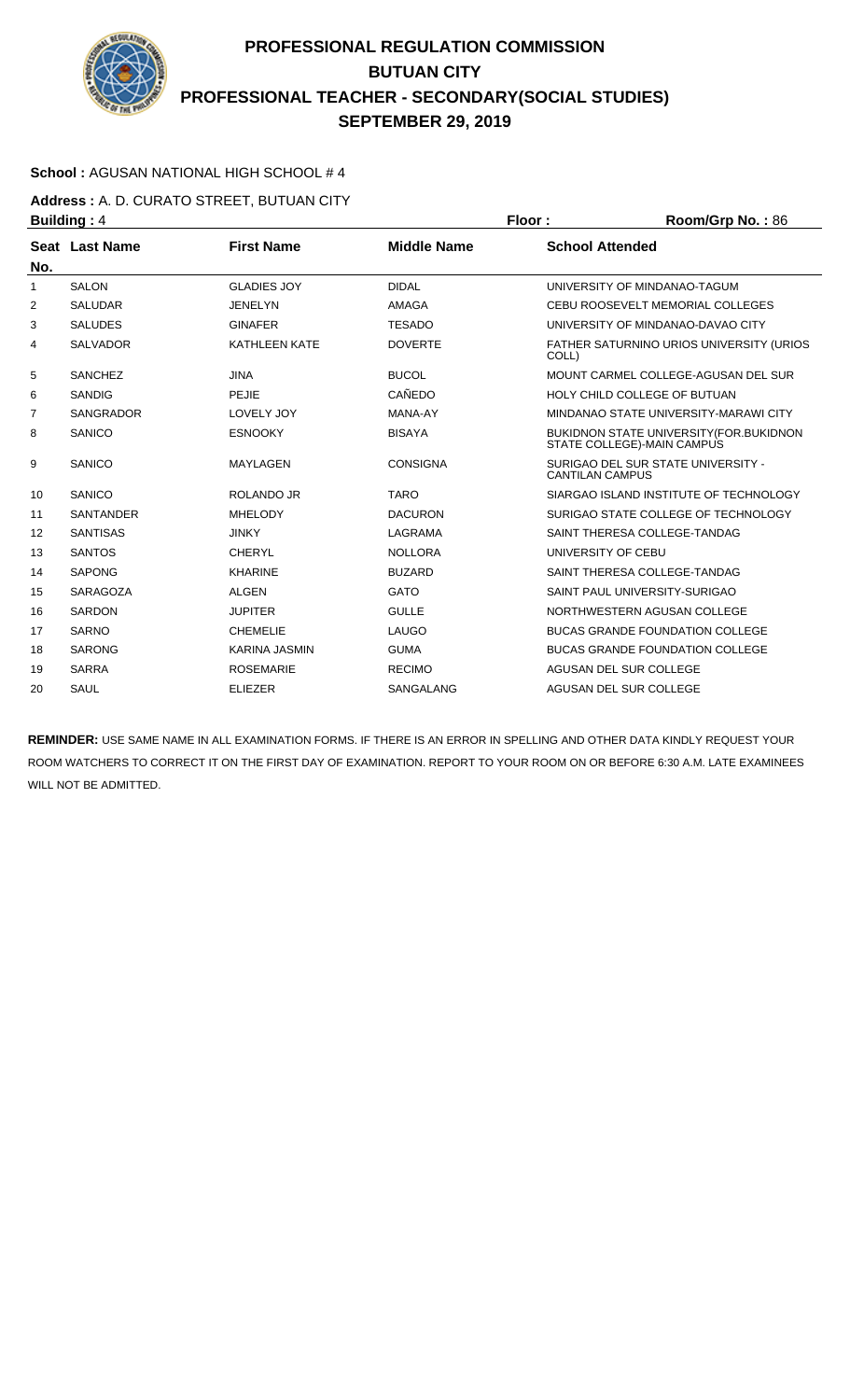# PROFESSIONAL REGULATION COMMISSION
# BUTUAN CITY
# PROFESSIONAL TEACHER - SECONDARY(SOCIAL STUDIES)
# SEPTEMBER 29, 2019

**School :** AGUSAN NATIONAL HIGH SCHOOL # 4

**Address :** A. D. CURATO STREET, BUTUAN CITY

**Building :** 4 **Floor :** **Room/Grp No. :** 86

| Seat No. | Last Name | First Name | Middle Name | School Attended |
|---|---|---|---|---|
| 1 | SALON | GLADIES JOY | DIDAL | UNIVERSITY OF MINDANAO-TAGUM |
| 2 | SALUDAR | JENELYN | AMAGA | CEBU ROOSEVELT MEMORIAL COLLEGES |
| 3 | SALUDES | GINAFER | TESADO | UNIVERSITY OF MINDANAO-DAVAO CITY |
| 4 | SALVADOR | KATHLEEN KATE | DOVERTE | FATHER SATURNINO URIOS UNIVERSITY (URIOS COLL) |
| 5 | SANCHEZ | JINA | BUCOL | MOUNT CARMEL COLLEGE-AGUSAN DEL SUR |
| 6 | SANDIG | PEJIE | CAÑEDO | HOLY CHILD COLLEGE OF BUTUAN |
| 7 | SANGRADOR | LOVELY JOY | MANA-AY | MINDANAO STATE UNIVERSITY-MARAWI CITY |
| 8 | SANICO | ESNOOKY | BISAYA | BUKIDNON STATE UNIVERSITY(FOR.BUKIDNON STATE COLLEGE)-MAIN CAMPUS |
| 9 | SANICO | MAYLAGEN | CONSIGNA | SURIGAO DEL SUR STATE UNIVERSITY - CANTILAN CAMPUS |
| 10 | SANICO | ROLANDO JR | TARO | SIARGAO ISLAND INSTITUTE OF TECHNOLOGY |
| 11 | SANTANDER | MHELODY | DACURON | SURIGAO STATE COLLEGE OF TECHNOLOGY |
| 12 | SANTISAS | JINKY | LAGRAMA | SAINT THERESA COLLEGE-TANDAG |
| 13 | SANTOS | CHERYL | NOLLORA | UNIVERSITY OF CEBU |
| 14 | SAPONG | KHARINE | BUZARD | SAINT THERESA COLLEGE-TANDAG |
| 15 | SARAGOZA | ALGEN | GATO | SAINT PAUL UNIVERSITY-SURIGAO |
| 16 | SARDON | JUPITER | GULLE | NORTHWESTERN AGUSAN COLLEGE |
| 17 | SARNO | CHEMELIE | LAUGO | BUCAS GRANDE FOUNDATION COLLEGE |
| 18 | SARONG | KARINA JASMIN | GUMA | BUCAS GRANDE FOUNDATION COLLEGE |
| 19 | SARRA | ROSEMARIE | RECIMO | AGUSAN DEL SUR COLLEGE |
| 20 | SAUL | ELIEZER | SANGALANG | AGUSAN DEL SUR COLLEGE |

**REMINDER:** USE SAME NAME IN ALL EXAMINATION FORMS. IF THERE IS AN ERROR IN SPELLING AND OTHER DATA KINDLY REQUEST YOUR ROOM WATCHERS TO CORRECT IT ON THE FIRST DAY OF EXAMINATION. REPORT TO YOUR ROOM ON OR BEFORE 6:30 A.M. LATE EXAMINEES WILL NOT BE ADMITTED.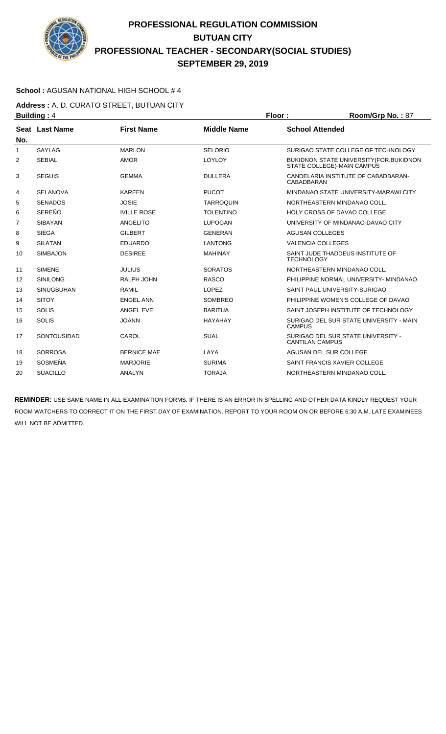# PROFESSIONAL REGULATION COMMISSION
# BUTUAN CITY
# PROFESSIONAL TEACHER - SECONDARY(SOCIAL STUDIES)
# SEPTEMBER 29, 2019

**School :** AGUSAN NATIONAL HIGH SCHOOL # 4

**Address :** A. D. CURATO STREET, BUTUAN CITY

**Building :** 4 **Floor :** **Room/Grp No. :** 87

| Seat No. | Last Name | First Name | Middle Name | School Attended |
|---|---|---|---|---|
| 1 | SAYLAG | MARLON | SELORIO | SURIGAO STATE COLLEGE OF TECHNOLOGY |
| 2 | SEBIAL | AMOR | LOYLOY | BUKIDNON STATE UNIVERSITY(FOR.BUKIDNON STATE COLLEGE)-MAIN CAMPUS |
| 3 | SEGUIS | GEMMA | DULLERA | CANDELARIA INSTITUTE OF CABADBARAN-CABADBARAN |
| 4 | SELANOVA | KAREEN | PUCOT | MINDANAO STATE UNIVERSITY-MARAWI CITY |
| 5 | SENADOS | JOSIE | TARROQUIN | NORTHEASTERN MINDANAO COLL. |
| 6 | SEREÑO | IVILLE ROSE | TOLENTINO | HOLY CROSS OF DAVAO COLLEGE |
| 7 | SIBAYAN | ANGELITO | LUPOGAN | UNIVERSITY OF MINDANAO-DAVAO CITY |
| 8 | SIEGA | GILBERT | GENERAN | AGUSAN COLLEGES |
| 9 | SILATAN | EDUARDO | LANTONG | VALENCIA COLLEGES |
| 10 | SIMBAJON | DESIREE | MAHINAY | SAINT JUDE THADDEUS INSTITUTE OF TECHNOLOGY |
| 11 | SIMENE | JULIUS | SORATOS | NORTHEASTERN MINDANAO COLL. |
| 12 | SINILONG | RALPH JOHN | RASCO | PHILIPPINE NORMAL UNIVERSITY- MINDANAO |
| 13 | SINUGBUHAN | RAMIL | LOPEZ | SAINT PAUL UNIVERSITY-SURIGAO |
| 14 | SITOY | ENGEL ANN | SOMBREO | PHILIPPINE WOMEN'S COLLEGE OF DAVAO |
| 15 | SOLIS | ANGEL EVE | BARITUA | SAINT JOSEPH INSTITUTE OF TECHNOLOGY |
| 16 | SOLIS | JOANN | HAYAHAY | SURIGAO DEL SUR STATE UNIVERSITY - MAIN CAMPUS |
| 17 | SONTOUSIDAD | CAROL | SUAL | SURIGAO DEL SUR STATE UNIVERSITY - CANTILAN CAMPUS |
| 18 | SORROSA | BERNICE MAE | LAYA | AGUSAN DEL SUR COLLEGE |
| 19 | SOSMEÑA | MARJORIE | SURIMA | SAINT FRANCIS XAVIER COLLEGE |
| 20 | SUACILLO | ANALYN | TORAJA | NORTHEASTERN MINDANAO COLL. |

**REMINDER:** USE SAME NAME IN ALL EXAMINATION FORMS. IF THERE IS AN ERROR IN SPELLING AND OTHER DATA KINDLY REQUEST YOUR ROOM WATCHERS TO CORRECT IT ON THE FIRST DAY OF EXAMINATION. REPORT TO YOUR ROOM ON OR BEFORE 6:30 A.M. LATE EXAMINEES WILL NOT BE ADMITTED.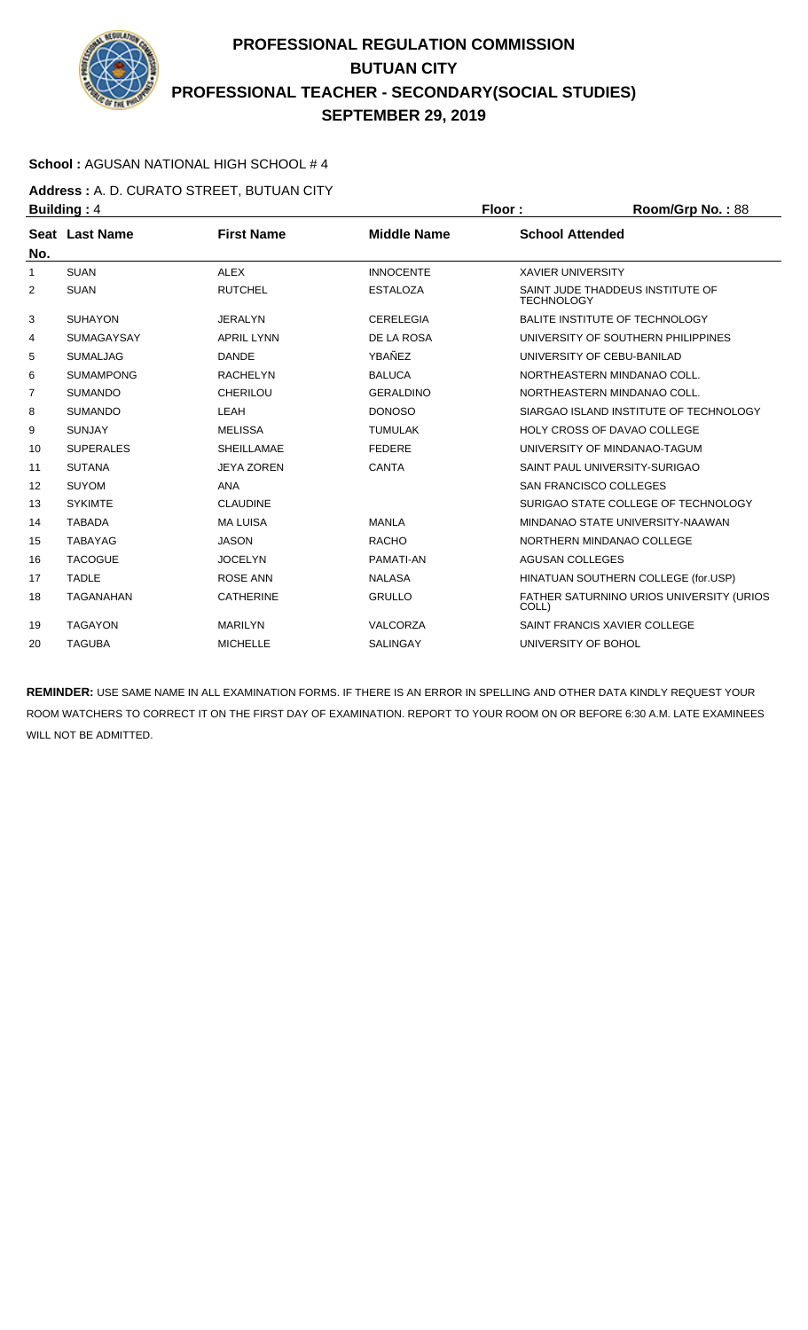# PROFESSIONAL REGULATION COMMISSION
## BUTUAN CITY
## PROFESSIONAL TEACHER - SECONDARY(SOCIAL STUDIES)
## SEPTEMBER 29, 2019

**School :** AGUSAN NATIONAL HIGH SCHOOL # 4

**Address :** A. D. CURATO STREET, BUTUAN CITY

**Building :** 4 **Floor :** **Room/Grp No. :** 88

| Seat No. | Last Name | First Name | Middle Name | School Attended |
|---|---|---|---|---|
| 1 | SUAN | ALEX | INNOCENTE | XAVIER UNIVERSITY |
| 2 | SUAN | RUTCHEL | ESTALOZA | SAINT JUDE THADDEUS INSTITUTE OF TECHNOLOGY |
| 3 | SUHAYON | JERALYN | CERELEGIA | BALITE INSTITUTE OF TECHNOLOGY |
| 4 | SUMAGAYSAY | APRIL LYNN | DE LA ROSA | UNIVERSITY OF SOUTHERN PHILIPPINES |
| 5 | SUMALJAG | DANDE | YBAÑEZ | UNIVERSITY OF CEBU-BANILAD |
| 6 | SUMAMPONG | RACHELYN | BALUCA | NORTHEASTERN MINDANAO COLL. |
| 7 | SUMANDO | CHERILOU | GERALDINO | NORTHEASTERN MINDANAO COLL. |
| 8 | SUMANDO | LEAH | DONOSO | SIARGAO ISLAND INSTITUTE OF TECHNOLOGY |
| 9 | SUNJAY | MELISSA | TUMULAK | HOLY CROSS OF DAVAO COLLEGE |
| 10 | SUPERALES | SHEILLAMAE | FEDERE | UNIVERSITY OF MINDANAO-TAGUM |
| 11 | SUTANA | JEYA ZOREN | CANTA | SAINT PAUL UNIVERSITY-SURIGAO |
| 12 | SUYOM | ANA | | SAN FRANCISCO COLLEGES |
| 13 | SYKIMTE | CLAUDINE | | SURIGAO STATE COLLEGE OF TECHNOLOGY |
| 14 | TABADA | MA LUISA | MANLA | MINDANAO STATE UNIVERSITY-NAAWAN |
| 15 | TABAYAG | JASON | RACHO | NORTHERN MINDANAO COLLEGE |
| 16 | TACOGUE | JOCELYN | PAMATI-AN | AGUSAN COLLEGES |
| 17 | TADLE | ROSE ANN | NALASA | HINATUAN SOUTHERN COLLEGE (for.USP) |
| 18 | TAGANAHAN | CATHERINE | GRULLO | FATHER SATURNINO URIOS UNIVERSITY (URIOS COLL) |
| 19 | TAGAYON | MARILYN | VALCORZA | SAINT FRANCIS XAVIER COLLEGE |
| 20 | TAGUBA | MICHELLE | SALINGAY | UNIVERSITY OF BOHOL |

**REMINDER:** USE SAME NAME IN ALL EXAMINATION FORMS. IF THERE IS AN ERROR IN SPELLING AND OTHER DATA KINDLY REQUEST YOUR ROOM WATCHERS TO CORRECT IT ON THE FIRST DAY OF EXAMINATION. REPORT TO YOUR ROOM ON OR BEFORE 6:30 A.M. LATE EXAMINEES WILL NOT BE ADMITTED.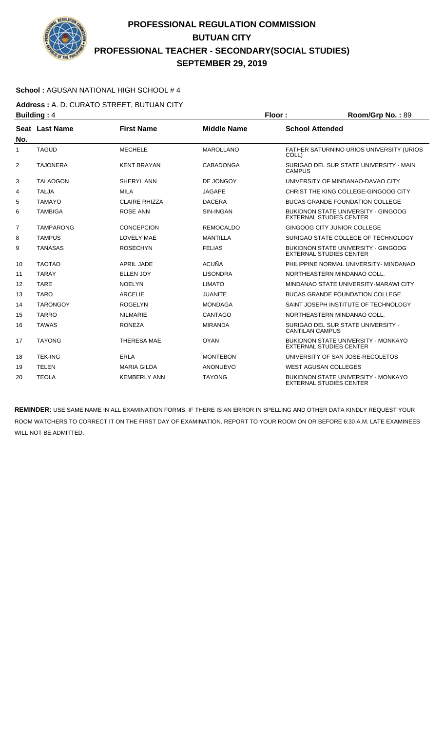# PROFESSIONAL REGULATION COMMISSION
# BUTUAN CITY
# PROFESSIONAL TEACHER - SECONDARY(SOCIAL STUDIES)
# SEPTEMBER 29, 2019

**School :** AGUSAN NATIONAL HIGH SCHOOL # 4

**Address :** A. D. CURATO STREET, BUTUAN CITY

**Building :** 4 **Floor :** **Room/Grp No. :** 89

| Seat No. | Last Name | First Name | Middle Name | School Attended |
|---|---|---|---|---|
| 1 | TAGUD | MECHELE | MAROLLANO | FATHER SATURNINO URIOS UNIVERSITY (URIOS COLL) |
| 2 | TAJONERA | KENT BRAYAN | CABADONGA | SURIGAO DEL SUR STATE UNIVERSITY - MAIN CAMPUS |
| 3 | TALAOGON | SHERYL ANN | DE JONGOY | UNIVERSITY OF MINDANAO-DAVAO CITY |
| 4 | TALJA | MILA | JAGAPE | CHRIST THE KING COLLEGE-GINGOOG CITY |
| 5 | TAMAYO | CLAIRE RHIZZA | DACERA | BUCAS GRANDE FOUNDATION COLLEGE |
| 6 | TAMBIGA | ROSE ANN | SIN-INGAN | BUKIDNON STATE UNIVERSITY - GINGOOG EXTERNAL STUDIES CENTER |
| 7 | TAMPARONG | CONCEPCION | REMOCALDO | GINGOOG CITY JUNIOR COLLEGE |
| 8 | TAMPUS | LOVELY MAE | MANTILLA | SURIGAO STATE COLLEGE OF TECHNOLOGY |
| 9 | TANASAS | ROSECHYN | FELIAS | BUKIDNON STATE UNIVERSITY - GINGOOG EXTERNAL STUDIES CENTER |
| 10 | TAOTAO | APRIL JADE | ACUÑA | PHILIPPINE NORMAL UNIVERSITY- MINDANAO |
| 11 | TARAY | ELLEN JOY | LISONDRA | NORTHEASTERN MINDANAO COLL. |
| 12 | TARE | NOELYN | LIMATO | MINDANAO STATE UNIVERSITY-MARAWI CITY |
| 13 | TARO | ARCELIE | JUANITE | BUCAS GRANDE FOUNDATION COLLEGE |
| 14 | TARONGOY | ROGELYN | MONDAGA | SAINT JOSEPH INSTITUTE OF TECHNOLOGY |
| 15 | TARRO | NILMARIE | CANTAGO | NORTHEASTERN MINDANAO COLL. |
| 16 | TAWAS | RONEZA | MIRANDA | SURIGAO DEL SUR STATE UNIVERSITY - CANTILAN CAMPUS |
| 17 | TAYONG | THERESA MAE | OYAN | BUKIDNON STATE UNIVERSITY - MONKAYO EXTERNAL STUDIES CENTER |
| 18 | TEK-ING | ERLA | MONTEBON | UNIVERSITY OF SAN JOSE-RECOLETOS |
| 19 | TELEN | MARIA GILDA | ANONUEVO | WEST AGUSAN COLLEGES |
| 20 | TEOLA | KEMBERLY ANN | TAYONG | BUKIDNON STATE UNIVERSITY - MONKAYO EXTERNAL STUDIES CENTER |

**REMINDER:** USE SAME NAME IN ALL EXAMINATION FORMS. IF THERE IS AN ERROR IN SPELLING AND OTHER DATA KINDLY REQUEST YOUR ROOM WATCHERS TO CORRECT IT ON THE FIRST DAY OF EXAMINATION. REPORT TO YOUR ROOM ON OR BEFORE 6:30 A.M. LATE EXAMINEES WILL NOT BE ADMITTED.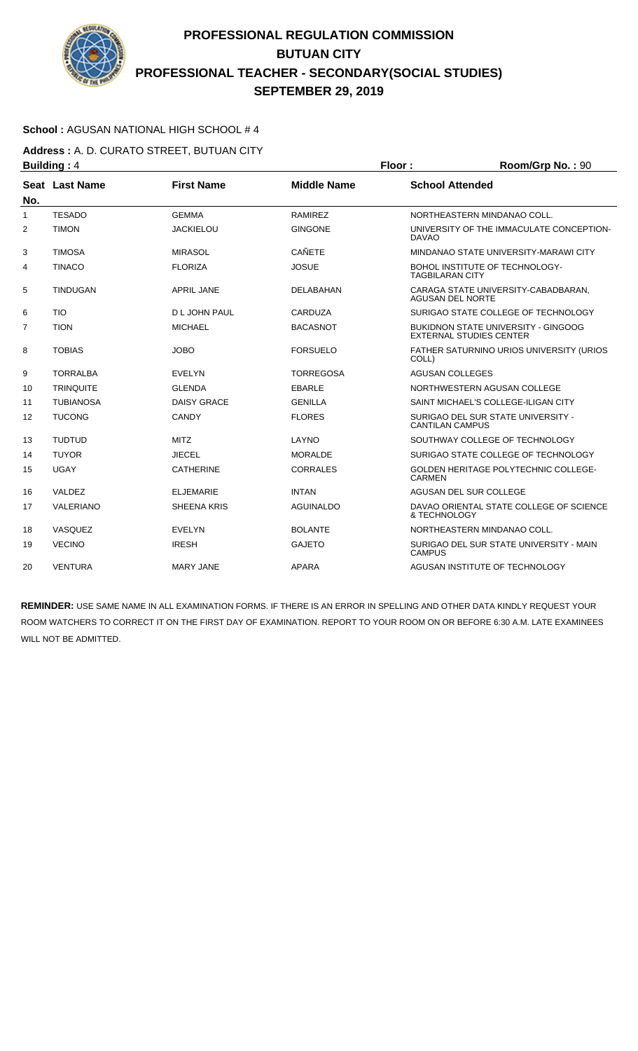# PROFESSIONAL REGULATION COMMISSION
## BUTUAN CITY
## PROFESSIONAL TEACHER - SECONDARY(SOCIAL STUDIES)
## SEPTEMBER 29, 2019

**School :** AGUSAN NATIONAL HIGH SCHOOL # 4

**Address :** A. D. CURATO STREET, BUTUAN CITY

**Building :** 4 **Floor :** **Room/Grp No. :** 90

| Seat No. | Last Name | First Name | Middle Name | School Attended |
|---|---|---|---|---|
| 1 | TESADO | GEMMA | RAMIREZ | NORTHEASTERN MINDANAO COLL. |
| 2 | TIMON | JACKIELOU | GINGONE | UNIVERSITY OF THE IMMACULATE CONCEPTION-DAVAO |
| 3 | TIMOSA | MIRASOL | CAÑETE | MINDANAO STATE UNIVERSITY-MARAWI CITY |
| 4 | TINACO | FLORIZA | JOSUE | BOHOL INSTITUTE OF TECHNOLOGY-TAGBILARAN CITY |
| 5 | TINDUGAN | APRIL JANE | DELABAHAN | CARAGA STATE UNIVERSITY-CABADBARAN, AGUSAN DEL NORTE |
| 6 | TIO | D L JOHN PAUL | CARDUZA | SURIGAO STATE COLLEGE OF TECHNOLOGY |
| 7 | TION | MICHAEL | BACASNOT | BUKIDNON STATE UNIVERSITY - GINGOOG EXTERNAL STUDIES CENTER |
| 8 | TOBIAS | JOBO | FORSUELO | FATHER SATURNINO URIOS UNIVERSITY (URIOS COLL) |
| 9 | TORRALBA | EVELYN | TORREGOSA | AGUSAN COLLEGES |
| 10 | TRINQUITE | GLENDA | EBARLE | NORTHWESTERN AGUSAN COLLEGE |
| 11 | TUBIANOSA | DAISY GRACE | GENILLA | SAINT MICHAEL'S COLLEGE-ILIGAN CITY |
| 12 | TUCONG | CANDY | FLORES | SURIGAO DEL SUR STATE UNIVERSITY - CANTILAN CAMPUS |
| 13 | TUDTUD | MITZ | LAYNO | SOUTHWAY COLLEGE OF TECHNOLOGY |
| 14 | TUYOR | JIECEL | MORALDE | SURIGAO STATE COLLEGE OF TECHNOLOGY |
| 15 | UGAY | CATHERINE | CORRALES | GOLDEN HERITAGE POLYTECHNIC COLLEGE-CARMEN |
| 16 | VALDEZ | ELJEMARIE | INTAN | AGUSAN DEL SUR COLLEGE |
| 17 | VALERIANO | SHEENA KRIS | AGUINALDO | DAVAO ORIENTAL STATE COLLEGE OF SCIENCE & TECHNOLOGY |
| 18 | VASQUEZ | EVELYN | BOLANTE | NORTHEASTERN MINDANAO COLL. |
| 19 | VECINO | IRESH | GAJETO | SURIGAO DEL SUR STATE UNIVERSITY - MAIN CAMPUS |
| 20 | VENTURA | MARY JANE | APARA | AGUSAN INSTITUTE OF TECHNOLOGY |

**REMINDER:** USE SAME NAME IN ALL EXAMINATION FORMS. IF THERE IS AN ERROR IN SPELLING AND OTHER DATA KINDLY REQUEST YOUR ROOM WATCHERS TO CORRECT IT ON THE FIRST DAY OF EXAMINATION. REPORT TO YOUR ROOM ON OR BEFORE 6:30 A.M. LATE EXAMINEES WILL NOT BE ADMITTED.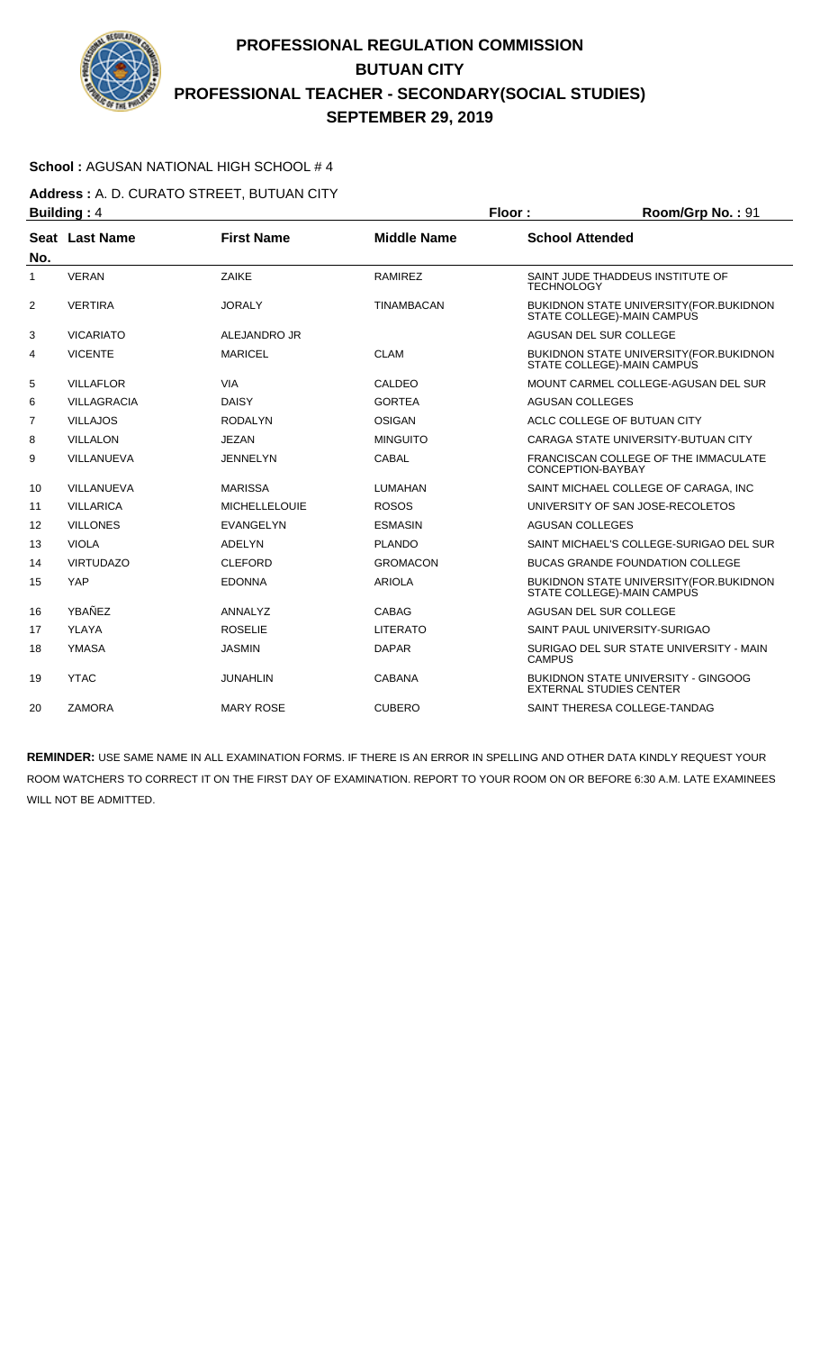# PROFESSIONAL REGULATION COMMISSION
# BUTUAN CITY
# PROFESSIONAL TEACHER - SECONDARY(SOCIAL STUDIES)
# SEPTEMBER 29, 2019

**School :** AGUSAN NATIONAL HIGH SCHOOL # 4

**Address :** A. D. CURATO STREET, BUTUAN CITY

**Building :** 4 **Floor :** **Room/Grp No. :** 91

| Seat No. | Last Name | First Name | Middle Name | School Attended |
|---|---|---|---|---|
| 1 | VERAN | ZAIKE | RAMIREZ | SAINT JUDE THADDEUS INSTITUTE OF TECHNOLOGY |
| 2 | VERTIRA | JORALY | TINAMBACAN | BUKIDNON STATE UNIVERSITY(FOR.BUKIDNON STATE COLLEGE)-MAIN CAMPUS |
| 3 | VICARIATO | ALEJANDRO JR | | AGUSAN DEL SUR COLLEGE |
| 4 | VICENTE | MARICEL | CLAM | BUKIDNON STATE UNIVERSITY(FOR.BUKIDNON STATE COLLEGE)-MAIN CAMPUS |
| 5 | VILLAFLOR | VIA | CALDEO | MOUNT CARMEL COLLEGE-AGUSAN DEL SUR |
| 6 | VILLAGRACIA | DAISY | GORTEA | AGUSAN COLLEGES |
| 7 | VILLAJOS | RODALYN | OSIGAN | ACLC COLLEGE OF BUTUAN CITY |
| 8 | VILLALON | JEZAN | MINGUITO | CARAGA STATE UNIVERSITY-BUTUAN CITY |
| 9 | VILLANUEVA | JENNELYN | CABAL | FRANCISCAN COLLEGE OF THE IMMACULATE CONCEPTION-BAYBAY |
| 10 | VILLANUEVA | MARISSA | LUMAHAN | SAINT MICHAEL COLLEGE OF CARAGA, INC |
| 11 | VILLARICA | MICHELLELOUIE | ROSOS | UNIVERSITY OF SAN JOSE-RECOLETOS |
| 12 | VILLONES | EVANGELYN | ESMASIN | AGUSAN COLLEGES |
| 13 | VIOLA | ADELYN | PLANDO | SAINT MICHAEL'S COLLEGE-SURIGAO DEL SUR |
| 14 | VIRTUDAZO | CLEFORD | GROMACON | BUCAS GRANDE FOUNDATION COLLEGE |
| 15 | YAP | EDONNA | ARIOLA | BUKIDNON STATE UNIVERSITY(FOR.BUKIDNON STATE COLLEGE)-MAIN CAMPUS |
| 16 | YBAÑEZ | ANNALYZ | CABAG | AGUSAN DEL SUR COLLEGE |
| 17 | YLAYA | ROSELIE | LITERATO | SAINT PAUL UNIVERSITY-SURIGAO |
| 18 | YMASA | JASMIN | DAPAR | SURIGAO DEL SUR STATE UNIVERSITY - MAIN CAMPUS |
| 19 | YTAC | JUNAHLIN | CABANA | BUKIDNON STATE UNIVERSITY - GINGOOG EXTERNAL STUDIES CENTER |
| 20 | ZAMORA | MARY ROSE | CUBERO | SAINT THERESA COLLEGE-TANDAG |

**REMINDER:** USE SAME NAME IN ALL EXAMINATION FORMS. IF THERE IS AN ERROR IN SPELLING AND OTHER DATA KINDLY REQUEST YOUR ROOM WATCHERS TO CORRECT IT ON THE FIRST DAY OF EXAMINATION. REPORT TO YOUR ROOM ON OR BEFORE 6:30 A.M. LATE EXAMINEES WILL NOT BE ADMITTED.